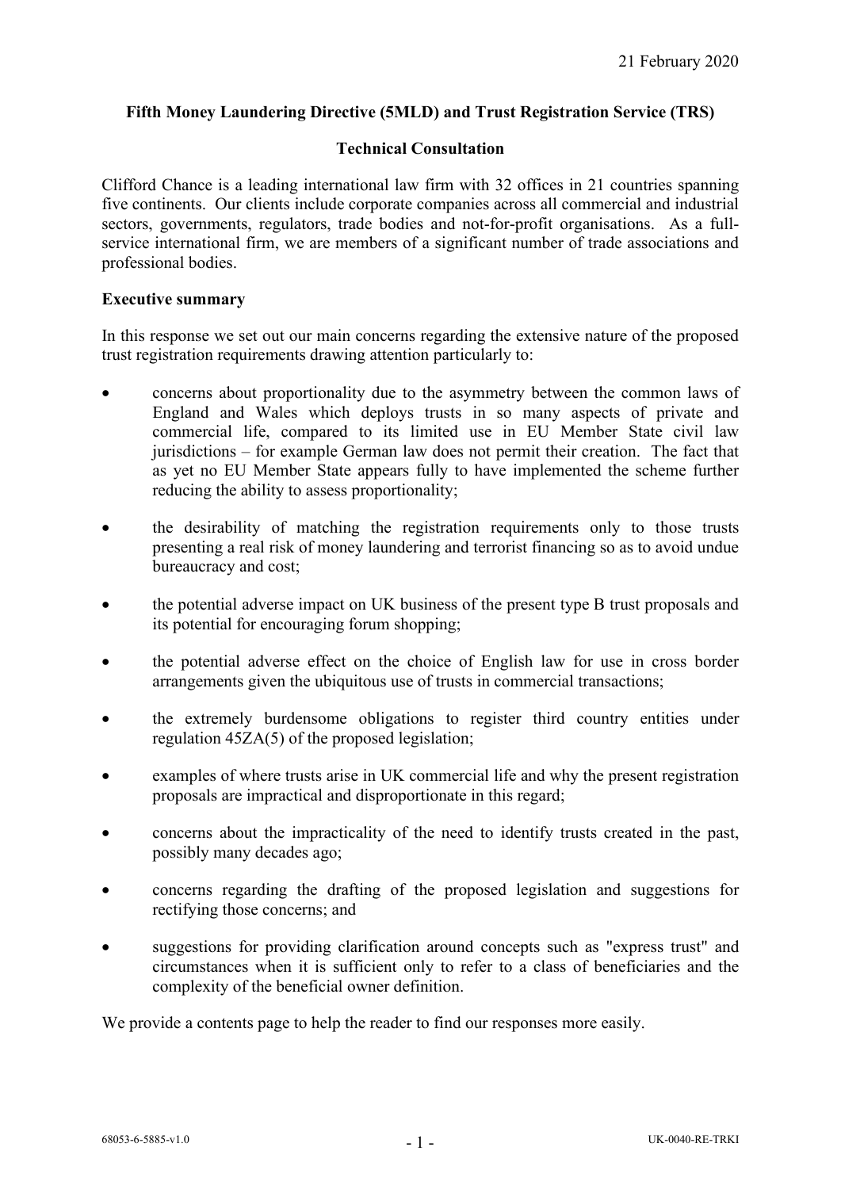21 February 2020

**Fifth Money Laundering Directive (5MLD) and Trust Registration Service (TRS)**

**Technical Consultation**

Clifford Chance is a leading international law firm with 32 offices in 21 countries spanning five continents. Our clients include corporate companies across all commercial and industrial sectors, governments, regulators, trade bodies and not-for-profit organisations. As a full-service international firm, we are members of a significant number of trade associations and professional bodies.

**Executive summary**

In this response we set out our main concerns regarding the extensive nature of the proposed trust registration requirements drawing attention particularly to:

- concerns about proportionality due to the asymmetry between the common laws of England and Wales which deploys trusts in so many aspects of private and commercial life, compared to its limited use in EU Member State civil law jurisdictions – for example German law does not permit their creation. The fact that as yet no EU Member State appears fully to have implemented the scheme further reducing the ability to assess proportionality;
- the desirability of matching the registration requirements only to those trusts presenting a real risk of money laundering and terrorist financing so as to avoid undue bureaucracy and cost;
- the potential adverse impact on UK business of the present type B trust proposals and its potential for encouraging forum shopping;
- the potential adverse effect on the choice of English law for use in cross border arrangements given the ubiquitous use of trusts in commercial transactions;
- the extremely burdensome obligations to register third country entities under regulation 45ZA(5) of the proposed legislation;
- examples of where trusts arise in UK commercial life and why the present registration proposals are impractical and disproportionate in this regard;
- concerns about the impracticality of the need to identify trusts created in the past, possibly many decades ago;
- concerns regarding the drafting of the proposed legislation and suggestions for rectifying those concerns; and
- suggestions for providing clarification around concepts such as "express trust" and circumstances when it is sufficient only to refer to a class of beneficiaries and the complexity of the beneficial owner definition.

We provide a contents page to help the reader to find our responses more easily.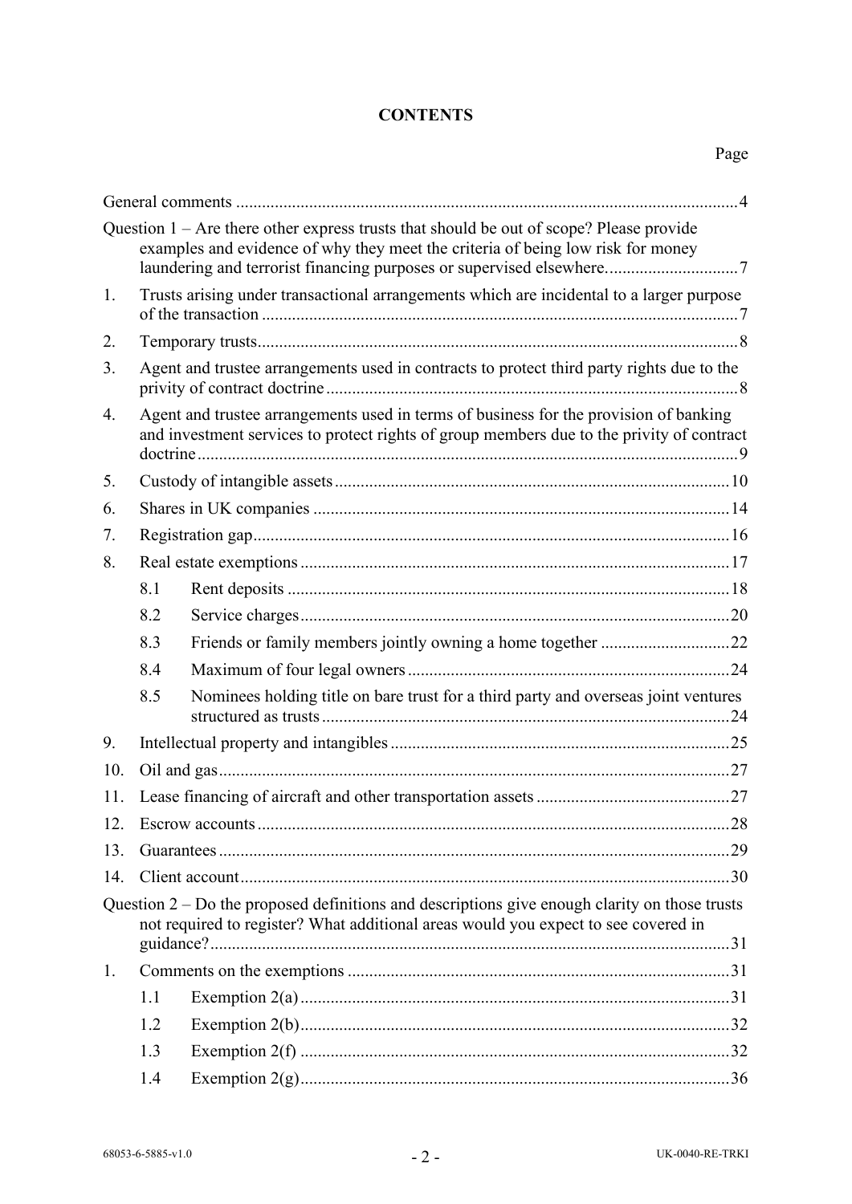**CONTENTS**

| | | | Page |
|---|---|---|---|
| General comments | | | 4 |
| Question 1 – Are there other express trusts that should be out of scope? Please provide examples and evidence of why they meet the criteria of being low risk for money laundering and terrorist financing purposes or supervised elsewhere. | | | 7 |
| 1. | Trusts arising under transactional arrangements which are incidental to a larger purpose of the transaction | | 7 |
| 2. | Temporary trusts | | 8 |
| 3. | Agent and trustee arrangements used in contracts to protect third party rights due to the privity of contract doctrine | | 8 |
| 4. | Agent and trustee arrangements used in terms of business for the provision of banking and investment services to protect rights of group members due to the privity of contract doctrine | | 9 |
| 5. | Custody of intangible assets | | 10 |
| 6. | Shares in UK companies | | 14 |
| 7. | Registration gap | | 16 |
| 8. | Real estate exemptions | | 17 |
| | 8.1 | Rent deposits | 18 |
| | 8.2 | Service charges | 20 |
| | 8.3 | Friends or family members jointly owning a home together | 22 |
| | 8.4 | Maximum of four legal owners | 24 |
| | 8.5 | Nominees holding title on bare trust for a third party and overseas joint ventures structured as trusts | 24 |
| 9. | Intellectual property and intangibles | | 25 |
| 10. | Oil and gas | | 27 |
| 11. | Lease financing of aircraft and other transportation assets | | 27 |
| 12. | Escrow accounts | | 28 |
| 13. | Guarantees | | 29 |
| 14. | Client account | | 30 |
| Question 2 – Do the proposed definitions and descriptions give enough clarity on those trusts not required to register? What additional areas would you expect to see covered in guidance? | | | 31 |
| 1. | Comments on the exemptions | | 31 |
| | 1.1 | Exemption 2(a) | 31 |
| | 1.2 | Exemption 2(b) | 32 |
| | 1.3 | Exemption 2(f) | 32 |
| | 1.4 | Exemption 2(g) | 36 |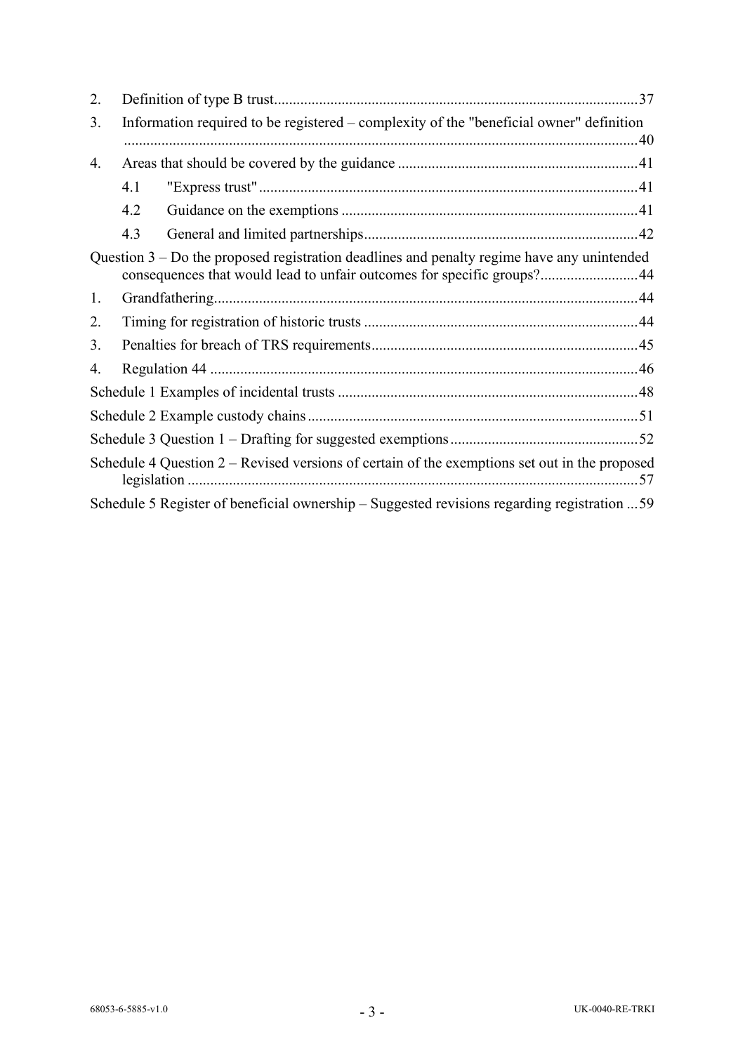2. Definition of type B trust....................................................................................................37

3. Information required to be registered – complexity of the "beneficial owner" definition ..........................................................................................................................................40

4. Areas that should be covered by the guidance ................................................................41

   4.1 "Express trust"....................................................................................................41

   4.2 Guidance on the exemptions ..............................................................................41

   4.3 General and limited partnerships........................................................................42

Question 3 – Do the proposed registration deadlines and penalty regime have any unintended consequences that would lead to unfair outcomes for specific groups?..........................44

1. Grandfathering................................................................................................................44

2. Timing for registration of historic trusts ........................................................................44

3. Penalties for breach of TRS requirements......................................................................45

4. Regulation 44 .................................................................................................................46

Schedule 1 Examples of incidental trusts ...............................................................................48

Schedule 2 Example custody chains.......................................................................................51

Schedule 3 Question 1 – Drafting for suggested exemptions.................................................52

Schedule 4 Question 2 – Revised versions of certain of the exemptions set out in the proposed legislation ......................................................................................................................57

Schedule 5 Register of beneficial ownership – Suggested revisions regarding registration ...59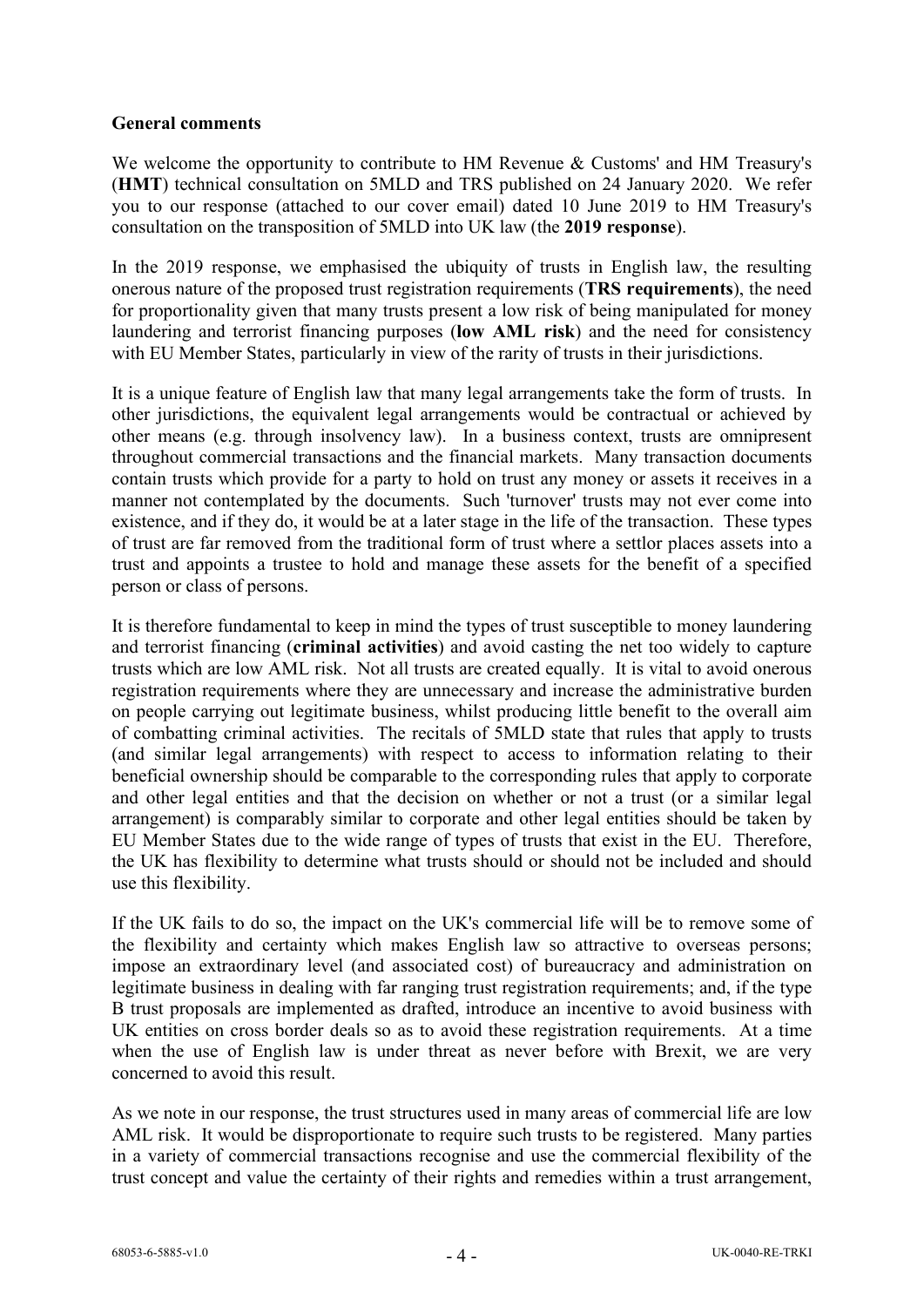**General comments**

We welcome the opportunity to contribute to HM Revenue & Customs' and HM Treasury's (**HMT**) technical consultation on 5MLD and TRS published on 24 January 2020. We refer you to our response (attached to our cover email) dated 10 June 2019 to HM Treasury's consultation on the transposition of 5MLD into UK law (the **2019 response**).

In the 2019 response, we emphasised the ubiquity of trusts in English law, the resulting onerous nature of the proposed trust registration requirements (**TRS requirements**), the need for proportionality given that many trusts present a low risk of being manipulated for money laundering and terrorist financing purposes (**low AML risk**) and the need for consistency with EU Member States, particularly in view of the rarity of trusts in their jurisdictions.

It is a unique feature of English law that many legal arrangements take the form of trusts. In other jurisdictions, the equivalent legal arrangements would be contractual or achieved by other means (e.g. through insolvency law). In a business context, trusts are omnipresent throughout commercial transactions and the financial markets. Many transaction documents contain trusts which provide for a party to hold on trust any money or assets it receives in a manner not contemplated by the documents. Such 'turnover' trusts may not ever come into existence, and if they do, it would be at a later stage in the life of the transaction. These types of trust are far removed from the traditional form of trust where a settlor places assets into a trust and appoints a trustee to hold and manage these assets for the benefit of a specified person or class of persons.

It is therefore fundamental to keep in mind the types of trust susceptible to money laundering and terrorist financing (**criminal activities**) and avoid casting the net too widely to capture trusts which are low AML risk. Not all trusts are created equally. It is vital to avoid onerous registration requirements where they are unnecessary and increase the administrative burden on people carrying out legitimate business, whilst producing little benefit to the overall aim of combatting criminal activities. The recitals of 5MLD state that rules that apply to trusts (and similar legal arrangements) with respect to access to information relating to their beneficial ownership should be comparable to the corresponding rules that apply to corporate and other legal entities and that the decision on whether or not a trust (or a similar legal arrangement) is comparably similar to corporate and other legal entities should be taken by EU Member States due to the wide range of types of trusts that exist in the EU. Therefore, the UK has flexibility to determine what trusts should or should not be included and should use this flexibility.

If the UK fails to do so, the impact on the UK's commercial life will be to remove some of the flexibility and certainty which makes English law so attractive to overseas persons; impose an extraordinary level (and associated cost) of bureaucracy and administration on legitimate business in dealing with far ranging trust registration requirements; and, if the type B trust proposals are implemented as drafted, introduce an incentive to avoid business with UK entities on cross border deals so as to avoid these registration requirements. At a time when the use of English law is under threat as never before with Brexit, we are very concerned to avoid this result.

As we note in our response, the trust structures used in many areas of commercial life are low AML risk. It would be disproportionate to require such trusts to be registered. Many parties in a variety of commercial transactions recognise and use the commercial flexibility of the trust concept and value the certainty of their rights and remedies within a trust arrangement,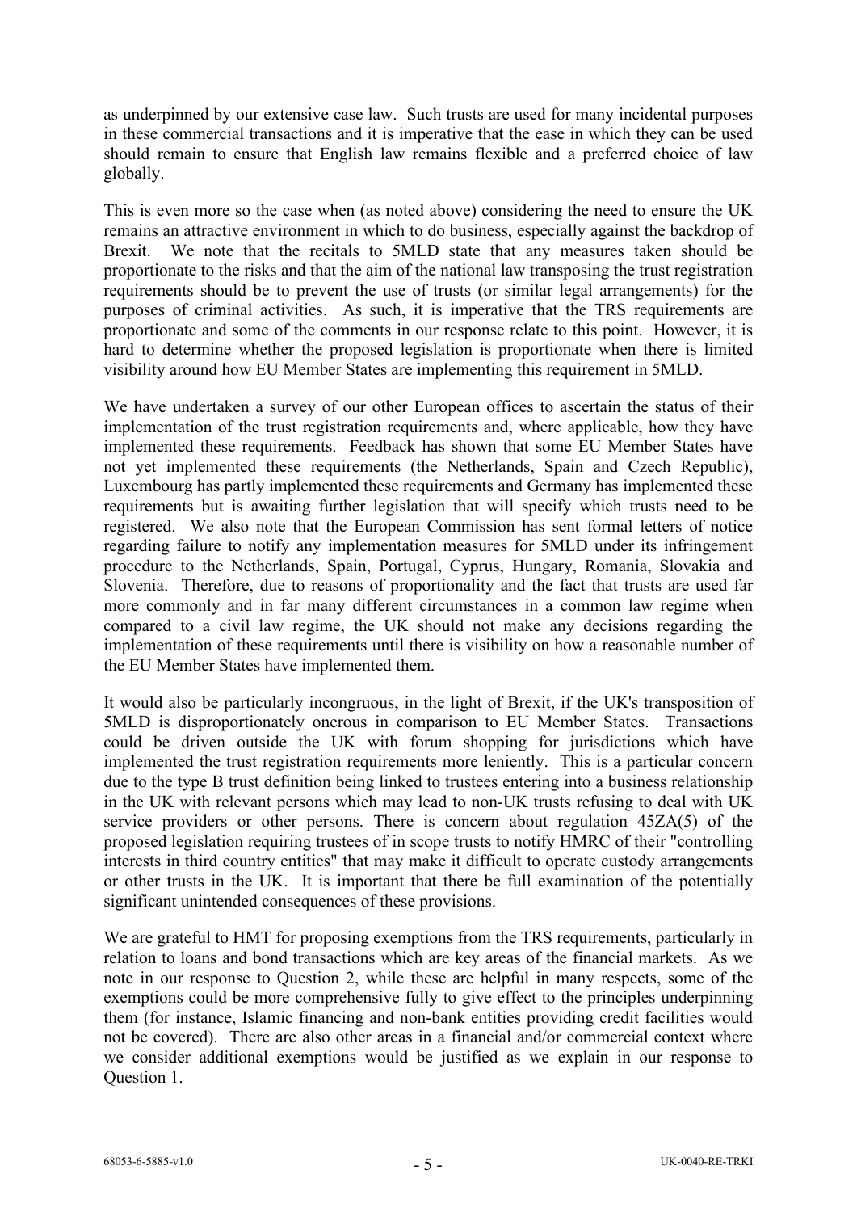as underpinned by our extensive case law. Such trusts are used for many incidental purposes in these commercial transactions and it is imperative that the ease in which they can be used should remain to ensure that English law remains flexible and a preferred choice of law globally.

This is even more so the case when (as noted above) considering the need to ensure the UK remains an attractive environment in which to do business, especially against the backdrop of Brexit. We note that the recitals to 5MLD state that any measures taken should be proportionate to the risks and that the aim of the national law transposing the trust registration requirements should be to prevent the use of trusts (or similar legal arrangements) for the purposes of criminal activities. As such, it is imperative that the TRS requirements are proportionate and some of the comments in our response relate to this point. However, it is hard to determine whether the proposed legislation is proportionate when there is limited visibility around how EU Member States are implementing this requirement in 5MLD.

We have undertaken a survey of our other European offices to ascertain the status of their implementation of the trust registration requirements and, where applicable, how they have implemented these requirements. Feedback has shown that some EU Member States have not yet implemented these requirements (the Netherlands, Spain and Czech Republic), Luxembourg has partly implemented these requirements and Germany has implemented these requirements but is awaiting further legislation that will specify which trusts need to be registered. We also note that the European Commission has sent formal letters of notice regarding failure to notify any implementation measures for 5MLD under its infringement procedure to the Netherlands, Spain, Portugal, Cyprus, Hungary, Romania, Slovakia and Slovenia. Therefore, due to reasons of proportionality and the fact that trusts are used far more commonly and in far many different circumstances in a common law regime when compared to a civil law regime, the UK should not make any decisions regarding the implementation of these requirements until there is visibility on how a reasonable number of the EU Member States have implemented them.

It would also be particularly incongruous, in the light of Brexit, if the UK's transposition of 5MLD is disproportionately onerous in comparison to EU Member States. Transactions could be driven outside the UK with forum shopping for jurisdictions which have implemented the trust registration requirements more leniently. This is a particular concern due to the type B trust definition being linked to trustees entering into a business relationship in the UK with relevant persons which may lead to non-UK trusts refusing to deal with UK service providers or other persons. There is concern about regulation 45ZA(5) of the proposed legislation requiring trustees of in scope trusts to notify HMRC of their "controlling interests in third country entities" that may make it difficult to operate custody arrangements or other trusts in the UK. It is important that there be full examination of the potentially significant unintended consequences of these provisions.

We are grateful to HMT for proposing exemptions from the TRS requirements, particularly in relation to loans and bond transactions which are key areas of the financial markets. As we note in our response to Question 2, while these are helpful in many respects, some of the exemptions could be more comprehensive fully to give effect to the principles underpinning them (for instance, Islamic financing and non-bank entities providing credit facilities would not be covered). There are also other areas in a financial and/or commercial context where we consider additional exemptions would be justified as we explain in our response to Question 1.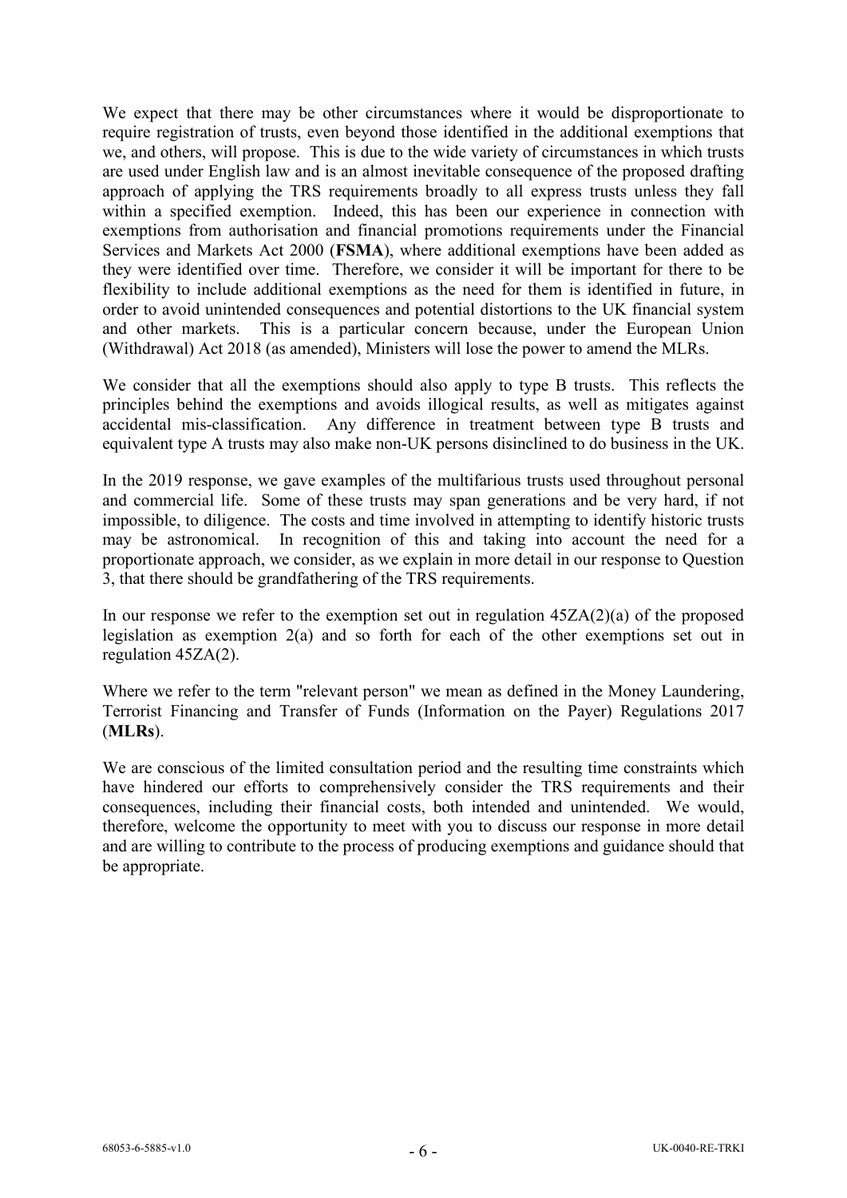We expect that there may be other circumstances where it would be disproportionate to require registration of trusts, even beyond those identified in the additional exemptions that we, and others, will propose. This is due to the wide variety of circumstances in which trusts are used under English law and is an almost inevitable consequence of the proposed drafting approach of applying the TRS requirements broadly to all express trusts unless they fall within a specified exemption. Indeed, this has been our experience in connection with exemptions from authorisation and financial promotions requirements under the Financial Services and Markets Act 2000 (**FSMA**), where additional exemptions have been added as they were identified over time. Therefore, we consider it will be important for there to be flexibility to include additional exemptions as the need for them is identified in future, in order to avoid unintended consequences and potential distortions to the UK financial system and other markets. This is a particular concern because, under the European Union (Withdrawal) Act 2018 (as amended), Ministers will lose the power to amend the MLRs.

We consider that all the exemptions should also apply to type B trusts. This reflects the principles behind the exemptions and avoids illogical results, as well as mitigates against accidental mis-classification. Any difference in treatment between type B trusts and equivalent type A trusts may also make non-UK persons disinclined to do business in the UK.

In the 2019 response, we gave examples of the multifarious trusts used throughout personal and commercial life. Some of these trusts may span generations and be very hard, if not impossible, to diligence. The costs and time involved in attempting to identify historic trusts may be astronomical. In recognition of this and taking into account the need for a proportionate approach, we consider, as we explain in more detail in our response to Question 3, that there should be grandfathering of the TRS requirements.

In our response we refer to the exemption set out in regulation 45ZA(2)(a) of the proposed legislation as exemption 2(a) and so forth for each of the other exemptions set out in regulation 45ZA(2).

Where we refer to the term "relevant person" we mean as defined in the Money Laundering, Terrorist Financing and Transfer of Funds (Information on the Payer) Regulations 2017 (**MLRs**).

We are conscious of the limited consultation period and the resulting time constraints which have hindered our efforts to comprehensively consider the TRS requirements and their consequences, including their financial costs, both intended and unintended. We would, therefore, welcome the opportunity to meet with you to discuss our response in more detail and are willing to contribute to the process of producing exemptions and guidance should that be appropriate.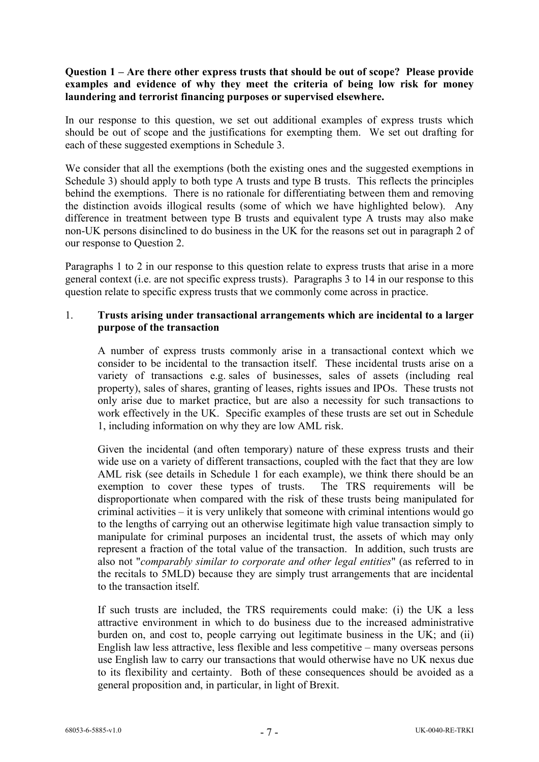**Question 1 – Are there other express trusts that should be out of scope? Please provide examples and evidence of why they meet the criteria of being low risk for money laundering and terrorist financing purposes or supervised elsewhere.**

In our response to this question, we set out additional examples of express trusts which should be out of scope and the justifications for exempting them. We set out drafting for each of these suggested exemptions in Schedule 3.

We consider that all the exemptions (both the existing ones and the suggested exemptions in Schedule 3) should apply to both type A trusts and type B trusts. This reflects the principles behind the exemptions. There is no rationale for differentiating between them and removing the distinction avoids illogical results (some of which we have highlighted below). Any difference in treatment between type B trusts and equivalent type A trusts may also make non-UK persons disinclined to do business in the UK for the reasons set out in paragraph 2 of our response to Question 2.

Paragraphs 1 to 2 in our response to this question relate to express trusts that arise in a more general context (i.e. are not specific express trusts). Paragraphs 3 to 14 in our response to this question relate to specific express trusts that we commonly come across in practice.

1. **Trusts arising under transactional arrangements which are incidental to a larger purpose of the transaction**

   A number of express trusts commonly arise in a transactional context which we consider to be incidental to the transaction itself. These incidental trusts arise on a variety of transactions e.g. sales of businesses, sales of assets (including real property), sales of shares, granting of leases, rights issues and IPOs. These trusts not only arise due to market practice, but are also a necessity for such transactions to work effectively in the UK. Specific examples of these trusts are set out in Schedule 1, including information on why they are low AML risk.

   Given the incidental (and often temporary) nature of these express trusts and their wide use on a variety of different transactions, coupled with the fact that they are low AML risk (see details in Schedule 1 for each example), we think there should be an exemption to cover these types of trusts. The TRS requirements will be disproportionate when compared with the risk of these trusts being manipulated for criminal activities – it is very unlikely that someone with criminal intentions would go to the lengths of carrying out an otherwise legitimate high value transaction simply to manipulate for criminal purposes an incidental trust, the assets of which may only represent a fraction of the total value of the transaction. In addition, such trusts are also not "*comparably similar to corporate and other legal entities*" (as referred to in the recitals to 5MLD) because they are simply trust arrangements that are incidental to the transaction itself.

   If such trusts are included, the TRS requirements could make: (i) the UK a less attractive environment in which to do business due to the increased administrative burden on, and cost to, people carrying out legitimate business in the UK; and (ii) English law less attractive, less flexible and less competitive – many overseas persons use English law to carry our transactions that would otherwise have no UK nexus due to its flexibility and certainty. Both of these consequences should be avoided as a general proposition and, in particular, in light of Brexit.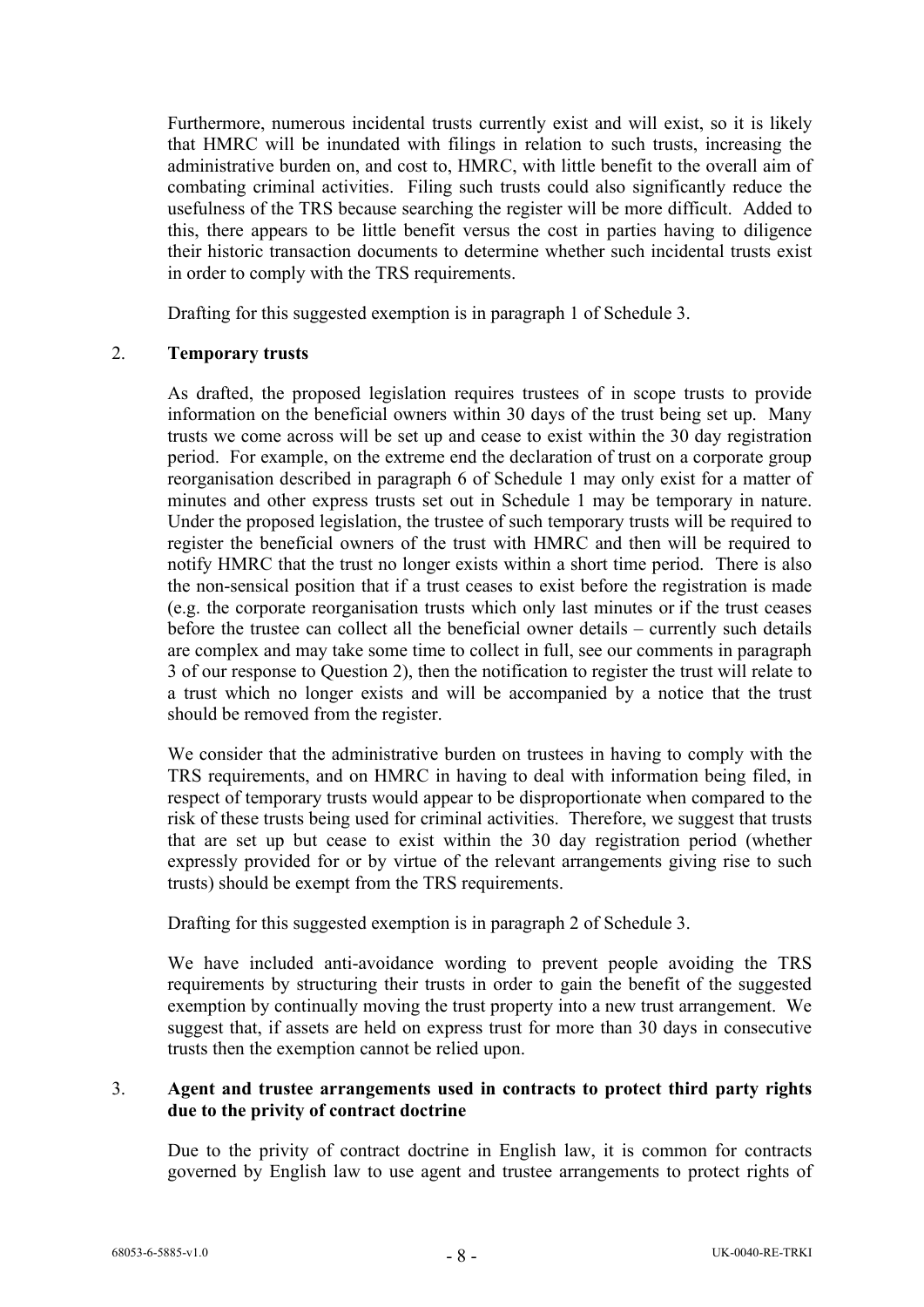Furthermore, numerous incidental trusts currently exist and will exist, so it is likely that HMRC will be inundated with filings in relation to such trusts, increasing the administrative burden on, and cost to, HMRC, with little benefit to the overall aim of combating criminal activities. Filing such trusts could also significantly reduce the usefulness of the TRS because searching the register will be more difficult. Added to this, there appears to be little benefit versus the cost in parties having to diligence their historic transaction documents to determine whether such incidental trusts exist in order to comply with the TRS requirements.

Drafting for this suggested exemption is in paragraph 1 of Schedule 3.

2. **Temporary trusts**

As drafted, the proposed legislation requires trustees of in scope trusts to provide information on the beneficial owners within 30 days of the trust being set up. Many trusts we come across will be set up and cease to exist within the 30 day registration period. For example, on the extreme end the declaration of trust on a corporate group reorganisation described in paragraph 6 of Schedule 1 may only exist for a matter of minutes and other express trusts set out in Schedule 1 may be temporary in nature. Under the proposed legislation, the trustee of such temporary trusts will be required to register the beneficial owners of the trust with HMRC and then will be required to notify HMRC that the trust no longer exists within a short time period. There is also the non-sensical position that if a trust ceases to exist before the registration is made (e.g. the corporate reorganisation trusts which only last minutes or if the trust ceases before the trustee can collect all the beneficial owner details – currently such details are complex and may take some time to collect in full, see our comments in paragraph 3 of our response to Question 2), then the notification to register the trust will relate to a trust which no longer exists and will be accompanied by a notice that the trust should be removed from the register.

We consider that the administrative burden on trustees in having to comply with the TRS requirements, and on HMRC in having to deal with information being filed, in respect of temporary trusts would appear to be disproportionate when compared to the risk of these trusts being used for criminal activities. Therefore, we suggest that trusts that are set up but cease to exist within the 30 day registration period (whether expressly provided for or by virtue of the relevant arrangements giving rise to such trusts) should be exempt from the TRS requirements.

Drafting for this suggested exemption is in paragraph 2 of Schedule 3.

We have included anti-avoidance wording to prevent people avoiding the TRS requirements by structuring their trusts in order to gain the benefit of the suggested exemption by continually moving the trust property into a new trust arrangement. We suggest that, if assets are held on express trust for more than 30 days in consecutive trusts then the exemption cannot be relied upon.

3. **Agent and trustee arrangements used in contracts to protect third party rights due to the privity of contract doctrine**

Due to the privity of contract doctrine in English law, it is common for contracts governed by English law to use agent and trustee arrangements to protect rights of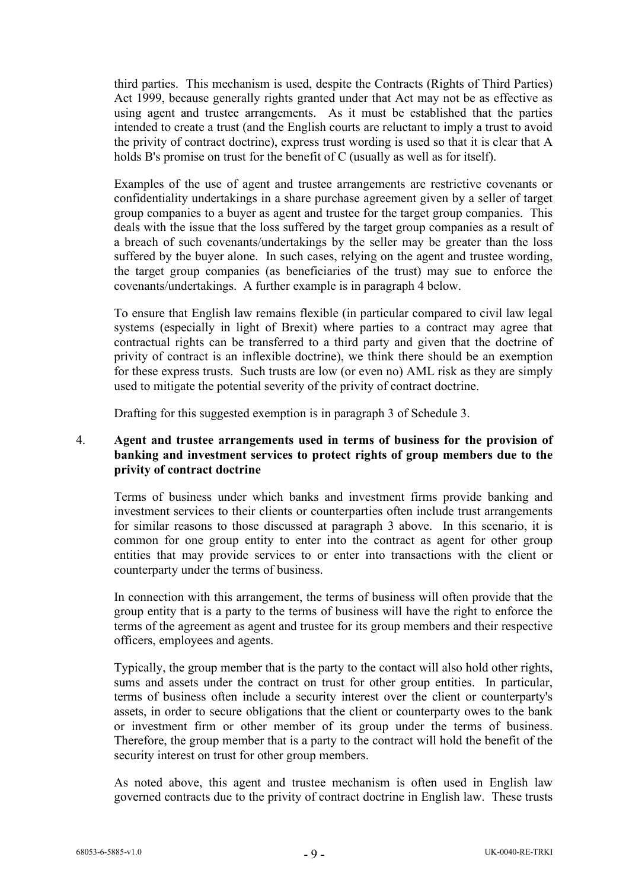third parties. This mechanism is used, despite the Contracts (Rights of Third Parties) Act 1999, because generally rights granted under that Act may not be as effective as using agent and trustee arrangements. As it must be established that the parties intended to create a trust (and the English courts are reluctant to imply a trust to avoid the privity of contract doctrine), express trust wording is used so that it is clear that A holds B's promise on trust for the benefit of C (usually as well as for itself).

Examples of the use of agent and trustee arrangements are restrictive covenants or confidentiality undertakings in a share purchase agreement given by a seller of target group companies to a buyer as agent and trustee for the target group companies. This deals with the issue that the loss suffered by the target group companies as a result of a breach of such covenants/undertakings by the seller may be greater than the loss suffered by the buyer alone. In such cases, relying on the agent and trustee wording, the target group companies (as beneficiaries of the trust) may sue to enforce the covenants/undertakings. A further example is in paragraph 4 below.

To ensure that English law remains flexible (in particular compared to civil law legal systems (especially in light of Brexit) where parties to a contract may agree that contractual rights can be transferred to a third party and given that the doctrine of privity of contract is an inflexible doctrine), we think there should be an exemption for these express trusts. Such trusts are low (or even no) AML risk as they are simply used to mitigate the potential severity of the privity of contract doctrine.

Drafting for this suggested exemption is in paragraph 3 of Schedule 3.

4. **Agent and trustee arrangements used in terms of business for the provision of banking and investment services to protect rights of group members due to the privity of contract doctrine**

Terms of business under which banks and investment firms provide banking and investment services to their clients or counterparties often include trust arrangements for similar reasons to those discussed at paragraph 3 above. In this scenario, it is common for one group entity to enter into the contract as agent for other group entities that may provide services to or enter into transactions with the client or counterparty under the terms of business.

In connection with this arrangement, the terms of business will often provide that the group entity that is a party to the terms of business will have the right to enforce the terms of the agreement as agent and trustee for its group members and their respective officers, employees and agents.

Typically, the group member that is the party to the contact will also hold other rights, sums and assets under the contract on trust for other group entities. In particular, terms of business often include a security interest over the client or counterparty's assets, in order to secure obligations that the client or counterparty owes to the bank or investment firm or other member of its group under the terms of business. Therefore, the group member that is a party to the contract will hold the benefit of the security interest on trust for other group members.

As noted above, this agent and trustee mechanism is often used in English law governed contracts due to the privity of contract doctrine in English law. These trusts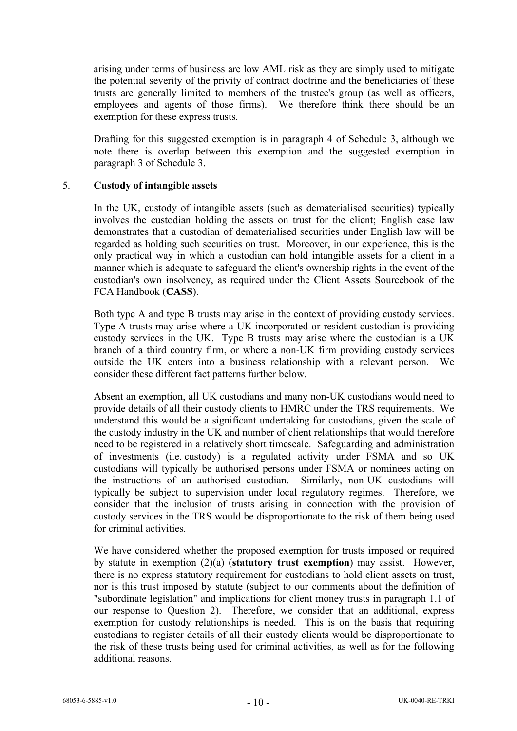arising under terms of business are low AML risk as they are simply used to mitigate the potential severity of the privity of contract doctrine and the beneficiaries of these trusts are generally limited to members of the trustee's group (as well as officers, employees and agents of those firms). We therefore think there should be an exemption for these express trusts.

Drafting for this suggested exemption is in paragraph 4 of Schedule 3, although we note there is overlap between this exemption and the suggested exemption in paragraph 3 of Schedule 3.

5. **Custody of intangible assets**

In the UK, custody of intangible assets (such as dematerialised securities) typically involves the custodian holding the assets on trust for the client; English case law demonstrates that a custodian of dematerialised securities under English law will be regarded as holding such securities on trust. Moreover, in our experience, this is the only practical way in which a custodian can hold intangible assets for a client in a manner which is adequate to safeguard the client's ownership rights in the event of the custodian's own insolvency, as required under the Client Assets Sourcebook of the FCA Handbook (**CASS**).

Both type A and type B trusts may arise in the context of providing custody services. Type A trusts may arise where a UK-incorporated or resident custodian is providing custody services in the UK. Type B trusts may arise where the custodian is a UK branch of a third country firm, or where a non-UK firm providing custody services outside the UK enters into a business relationship with a relevant person. We consider these different fact patterns further below.

Absent an exemption, all UK custodians and many non-UK custodians would need to provide details of all their custody clients to HMRC under the TRS requirements. We understand this would be a significant undertaking for custodians, given the scale of the custody industry in the UK and number of client relationships that would therefore need to be registered in a relatively short timescale. Safeguarding and administration of investments (i.e. custody) is a regulated activity under FSMA and so UK custodians will typically be authorised persons under FSMA or nominees acting on the instructions of an authorised custodian. Similarly, non-UK custodians will typically be subject to supervision under local regulatory regimes. Therefore, we consider that the inclusion of trusts arising in connection with the provision of custody services in the TRS would be disproportionate to the risk of them being used for criminal activities.

We have considered whether the proposed exemption for trusts imposed or required by statute in exemption (2)(a) (**statutory trust exemption**) may assist. However, there is no express statutory requirement for custodians to hold client assets on trust, nor is this trust imposed by statute (subject to our comments about the definition of "subordinate legislation" and implications for client money trusts in paragraph 1.1 of our response to Question 2). Therefore, we consider that an additional, express exemption for custody relationships is needed. This is on the basis that requiring custodians to register details of all their custody clients would be disproportionate to the risk of these trusts being used for criminal activities, as well as for the following additional reasons.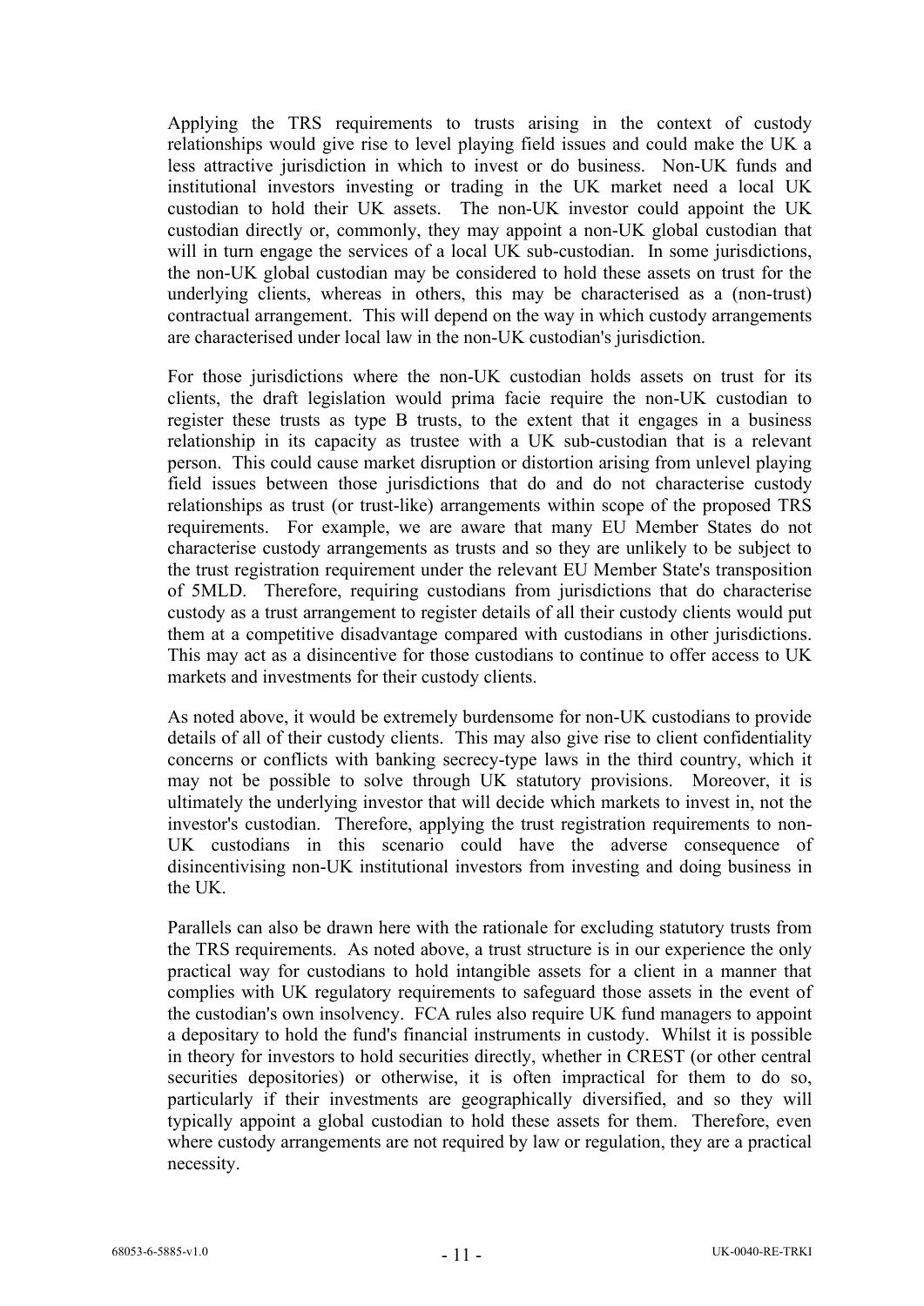Applying the TRS requirements to trusts arising in the context of custody relationships would give rise to level playing field issues and could make the UK a less attractive jurisdiction in which to invest or do business. Non-UK funds and institutional investors investing or trading in the UK market need a local UK custodian to hold their UK assets. The non-UK investor could appoint the UK custodian directly or, commonly, they may appoint a non-UK global custodian that will in turn engage the services of a local UK sub-custodian. In some jurisdictions, the non-UK global custodian may be considered to hold these assets on trust for the underlying clients, whereas in others, this may be characterised as a (non-trust) contractual arrangement. This will depend on the way in which custody arrangements are characterised under local law in the non-UK custodian's jurisdiction.

For those jurisdictions where the non-UK custodian holds assets on trust for its clients, the draft legislation would prima facie require the non-UK custodian to register these trusts as type B trusts, to the extent that it engages in a business relationship in its capacity as trustee with a UK sub-custodian that is a relevant person. This could cause market disruption or distortion arising from unlevel playing field issues between those jurisdictions that do and do not characterise custody relationships as trust (or trust-like) arrangements within scope of the proposed TRS requirements. For example, we are aware that many EU Member States do not characterise custody arrangements as trusts and so they are unlikely to be subject to the trust registration requirement under the relevant EU Member State's transposition of 5MLD. Therefore, requiring custodians from jurisdictions that do characterise custody as a trust arrangement to register details of all their custody clients would put them at a competitive disadvantage compared with custodians in other jurisdictions. This may act as a disincentive for those custodians to continue to offer access to UK markets and investments for their custody clients.

As noted above, it would be extremely burdensome for non-UK custodians to provide details of all of their custody clients. This may also give rise to client confidentiality concerns or conflicts with banking secrecy-type laws in the third country, which it may not be possible to solve through UK statutory provisions. Moreover, it is ultimately the underlying investor that will decide which markets to invest in, not the investor's custodian. Therefore, applying the trust registration requirements to non-UK custodians in this scenario could have the adverse consequence of disincentivising non-UK institutional investors from investing and doing business in the UK.

Parallels can also be drawn here with the rationale for excluding statutory trusts from the TRS requirements. As noted above, a trust structure is in our experience the only practical way for custodians to hold intangible assets for a client in a manner that complies with UK regulatory requirements to safeguard those assets in the event of the custodian's own insolvency. FCA rules also require UK fund managers to appoint a depositary to hold the fund's financial instruments in custody. Whilst it is possible in theory for investors to hold securities directly, whether in CREST (or other central securities depositories) or otherwise, it is often impractical for them to do so, particularly if their investments are geographically diversified, and so they will typically appoint a global custodian to hold these assets for them. Therefore, even where custody arrangements are not required by law or regulation, they are a practical necessity.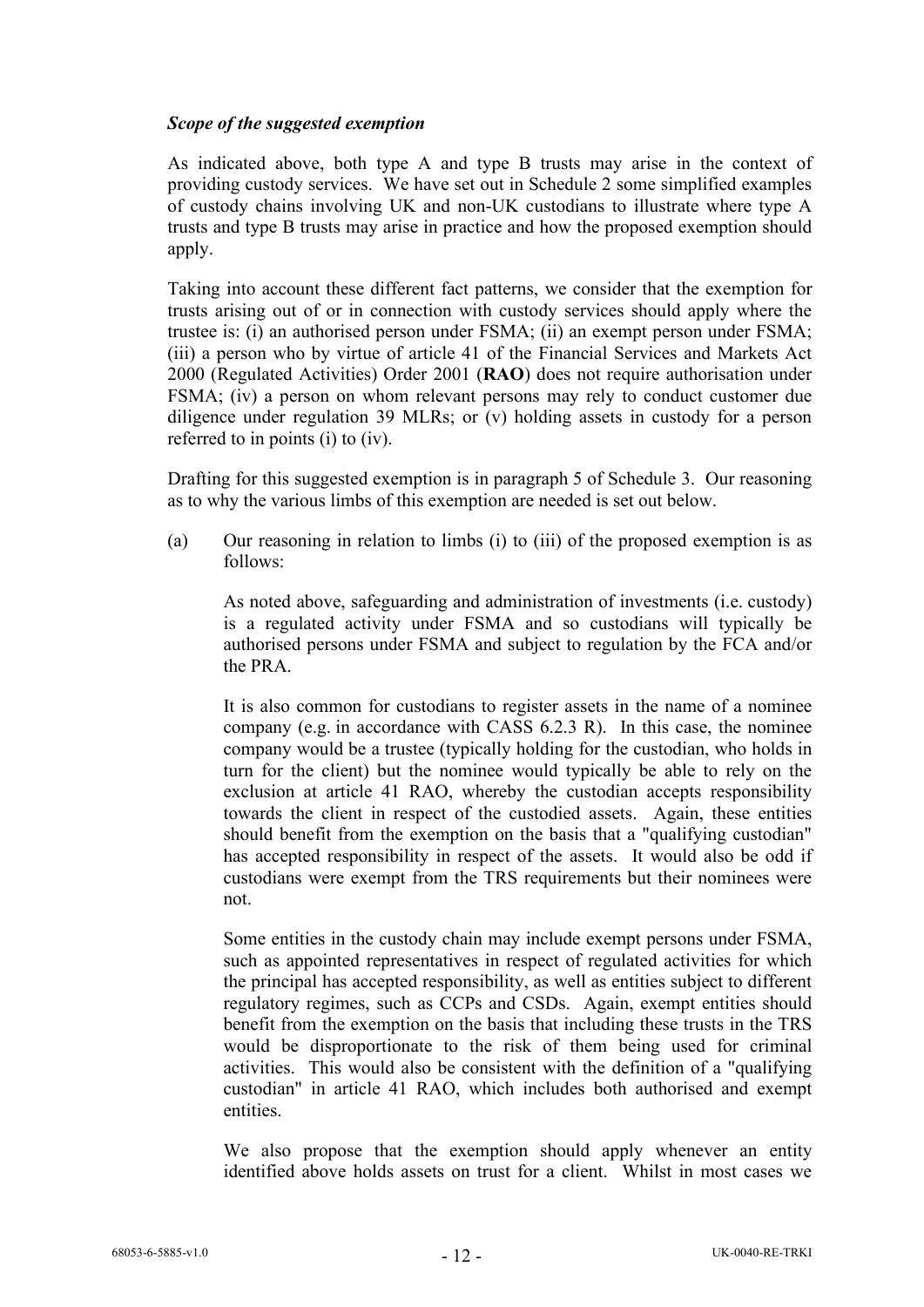*Scope of the suggested exemption*

As indicated above, both type A and type B trusts may arise in the context of providing custody services. We have set out in Schedule 2 some simplified examples of custody chains involving UK and non-UK custodians to illustrate where type A trusts and type B trusts may arise in practice and how the proposed exemption should apply.

Taking into account these different fact patterns, we consider that the exemption for trusts arising out of or in connection with custody services should apply where the trustee is: (i) an authorised person under FSMA; (ii) an exempt person under FSMA; (iii) a person who by virtue of article 41 of the Financial Services and Markets Act 2000 (Regulated Activities) Order 2001 (**RAO**) does not require authorisation under FSMA; (iv) a person on whom relevant persons may rely to conduct customer due diligence under regulation 39 MLRs; or (v) holding assets in custody for a person referred to in points (i) to (iv).

Drafting for this suggested exemption is in paragraph 5 of Schedule 3. Our reasoning as to why the various limbs of this exemption are needed is set out below.

(a) Our reasoning in relation to limbs (i) to (iii) of the proposed exemption is as follows:

As noted above, safeguarding and administration of investments (i.e. custody) is a regulated activity under FSMA and so custodians will typically be authorised persons under FSMA and subject to regulation by the FCA and/or the PRA.

It is also common for custodians to register assets in the name of a nominee company (e.g. in accordance with CASS 6.2.3 R). In this case, the nominee company would be a trustee (typically holding for the custodian, who holds in turn for the client) but the nominee would typically be able to rely on the exclusion at article 41 RAO, whereby the custodian accepts responsibility towards the client in respect of the custodied assets. Again, these entities should benefit from the exemption on the basis that a "qualifying custodian" has accepted responsibility in respect of the assets. It would also be odd if custodians were exempt from the TRS requirements but their nominees were not.

Some entities in the custody chain may include exempt persons under FSMA, such as appointed representatives in respect of regulated activities for which the principal has accepted responsibility, as well as entities subject to different regulatory regimes, such as CCPs and CSDs. Again, exempt entities should benefit from the exemption on the basis that including these trusts in the TRS would be disproportionate to the risk of them being used for criminal activities. This would also be consistent with the definition of a "qualifying custodian" in article 41 RAO, which includes both authorised and exempt entities.

We also propose that the exemption should apply whenever an entity identified above holds assets on trust for a client. Whilst in most cases we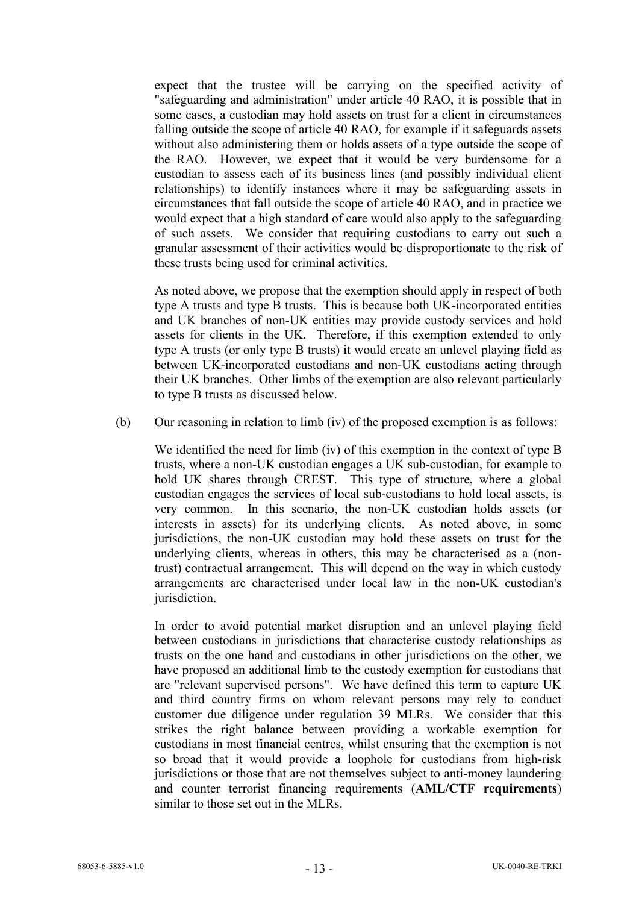expect that the trustee will be carrying on the specified activity of "safeguarding and administration" under article 40 RAO, it is possible that in some cases, a custodian may hold assets on trust for a client in circumstances falling outside the scope of article 40 RAO, for example if it safeguards assets without also administering them or holds assets of a type outside the scope of the RAO. However, we expect that it would be very burdensome for a custodian to assess each of its business lines (and possibly individual client relationships) to identify instances where it may be safeguarding assets in circumstances that fall outside the scope of article 40 RAO, and in practice we would expect that a high standard of care would also apply to the safeguarding of such assets. We consider that requiring custodians to carry out such a granular assessment of their activities would be disproportionate to the risk of these trusts being used for criminal activities.

As noted above, we propose that the exemption should apply in respect of both type A trusts and type B trusts. This is because both UK-incorporated entities and UK branches of non-UK entities may provide custody services and hold assets for clients in the UK. Therefore, if this exemption extended to only type A trusts (or only type B trusts) it would create an unlevel playing field as between UK-incorporated custodians and non-UK custodians acting through their UK branches. Other limbs of the exemption are also relevant particularly to type B trusts as discussed below.

(b) Our reasoning in relation to limb (iv) of the proposed exemption is as follows:

We identified the need for limb (iv) of this exemption in the context of type B trusts, where a non-UK custodian engages a UK sub-custodian, for example to hold UK shares through CREST. This type of structure, where a global custodian engages the services of local sub-custodians to hold local assets, is very common. In this scenario, the non-UK custodian holds assets (or interests in assets) for its underlying clients. As noted above, in some jurisdictions, the non-UK custodian may hold these assets on trust for the underlying clients, whereas in others, this may be characterised as a (non-trust) contractual arrangement. This will depend on the way in which custody arrangements are characterised under local law in the non-UK custodian's jurisdiction.

In order to avoid potential market disruption and an unlevel playing field between custodians in jurisdictions that characterise custody relationships as trusts on the one hand and custodians in other jurisdictions on the other, we have proposed an additional limb to the custody exemption for custodians that are "relevant supervised persons". We have defined this term to capture UK and third country firms on whom relevant persons may rely to conduct customer due diligence under regulation 39 MLRs. We consider that this strikes the right balance between providing a workable exemption for custodians in most financial centres, whilst ensuring that the exemption is not so broad that it would provide a loophole for custodians from high-risk jurisdictions or those that are not themselves subject to anti-money laundering and counter terrorist financing requirements (**AML/CTF requirements**) similar to those set out in the MLRs.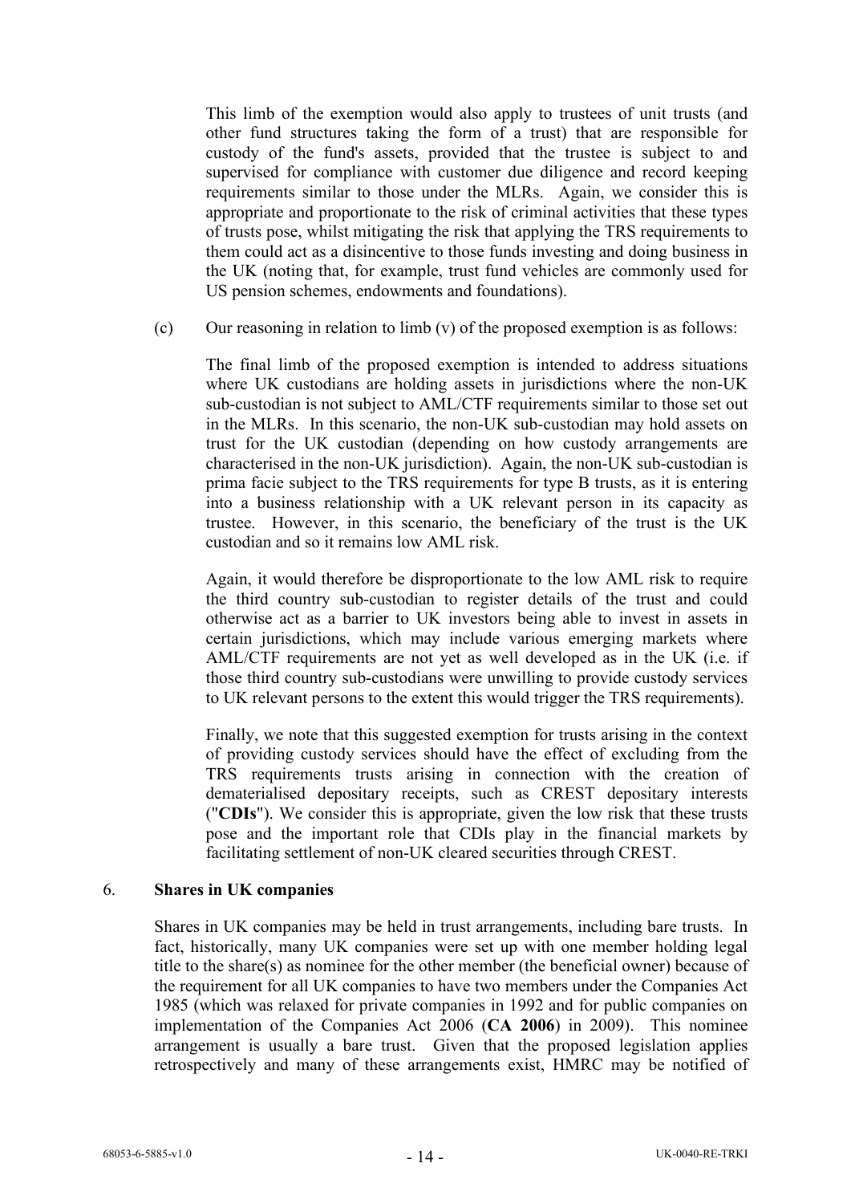This limb of the exemption would also apply to trustees of unit trusts (and other fund structures taking the form of a trust) that are responsible for custody of the fund's assets, provided that the trustee is subject to and supervised for compliance with customer due diligence and record keeping requirements similar to those under the MLRs. Again, we consider this is appropriate and proportionate to the risk of criminal activities that these types of trusts pose, whilst mitigating the risk that applying the TRS requirements to them could act as a disincentive to those funds investing and doing business in the UK (noting that, for example, trust fund vehicles are commonly used for US pension schemes, endowments and foundations).

(c) Our reasoning in relation to limb (v) of the proposed exemption is as follows:

The final limb of the proposed exemption is intended to address situations where UK custodians are holding assets in jurisdictions where the non-UK sub-custodian is not subject to AML/CTF requirements similar to those set out in the MLRs. In this scenario, the non-UK sub-custodian may hold assets on trust for the UK custodian (depending on how custody arrangements are characterised in the non-UK jurisdiction). Again, the non-UK sub-custodian is prima facie subject to the TRS requirements for type B trusts, as it is entering into a business relationship with a UK relevant person in its capacity as trustee. However, in this scenario, the beneficiary of the trust is the UK custodian and so it remains low AML risk.

Again, it would therefore be disproportionate to the low AML risk to require the third country sub-custodian to register details of the trust and could otherwise act as a barrier to UK investors being able to invest in assets in certain jurisdictions, which may include various emerging markets where AML/CTF requirements are not yet as well developed as in the UK (i.e. if those third country sub-custodians were unwilling to provide custody services to UK relevant persons to the extent this would trigger the TRS requirements).

Finally, we note that this suggested exemption for trusts arising in the context of providing custody services should have the effect of excluding from the TRS requirements trusts arising in connection with the creation of dematerialised depositary receipts, such as CREST depositary interests ("**CDIs**"). We consider this is appropriate, given the low risk that these trusts pose and the important role that CDIs play in the financial markets by facilitating settlement of non-UK cleared securities through CREST.

## 6. Shares in UK companies

Shares in UK companies may be held in trust arrangements, including bare trusts. In fact, historically, many UK companies were set up with one member holding legal title to the share(s) as nominee for the other member (the beneficial owner) because of the requirement for all UK companies to have two members under the Companies Act 1985 (which was relaxed for private companies in 1992 and for public companies on implementation of the Companies Act 2006 (**CA 2006**) in 2009). This nominee arrangement is usually a bare trust. Given that the proposed legislation applies retrospectively and many of these arrangements exist, HMRC may be notified of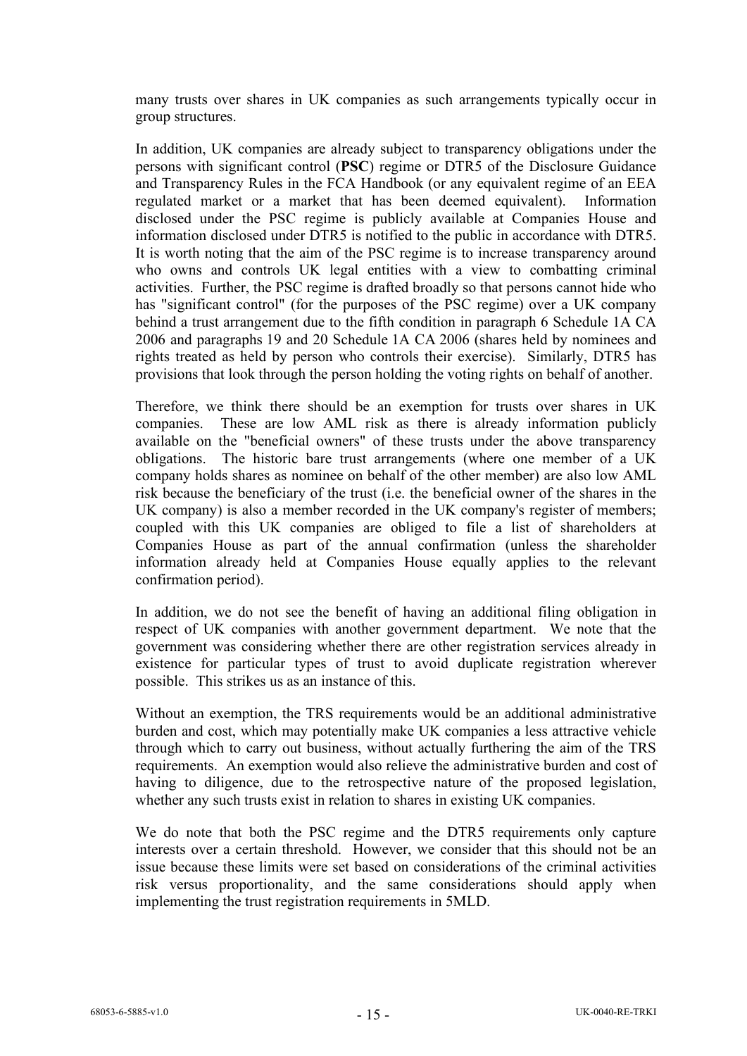many trusts over shares in UK companies as such arrangements typically occur in group structures.

In addition, UK companies are already subject to transparency obligations under the persons with significant control (**PSC**) regime or DTR5 of the Disclosure Guidance and Transparency Rules in the FCA Handbook (or any equivalent regime of an EEA regulated market or a market that has been deemed equivalent). Information disclosed under the PSC regime is publicly available at Companies House and information disclosed under DTR5 is notified to the public in accordance with DTR5. It is worth noting that the aim of the PSC regime is to increase transparency around who owns and controls UK legal entities with a view to combatting criminal activities. Further, the PSC regime is drafted broadly so that persons cannot hide who has "significant control" (for the purposes of the PSC regime) over a UK company behind a trust arrangement due to the fifth condition in paragraph 6 Schedule 1A CA 2006 and paragraphs 19 and 20 Schedule 1A CA 2006 (shares held by nominees and rights treated as held by person who controls their exercise). Similarly, DTR5 has provisions that look through the person holding the voting rights on behalf of another.

Therefore, we think there should be an exemption for trusts over shares in UK companies. These are low AML risk as there is already information publicly available on the "beneficial owners" of these trusts under the above transparency obligations. The historic bare trust arrangements (where one member of a UK company holds shares as nominee on behalf of the other member) are also low AML risk because the beneficiary of the trust (i.e. the beneficial owner of the shares in the UK company) is also a member recorded in the UK company's register of members; coupled with this UK companies are obliged to file a list of shareholders at Companies House as part of the annual confirmation (unless the shareholder information already held at Companies House equally applies to the relevant confirmation period).

In addition, we do not see the benefit of having an additional filing obligation in respect of UK companies with another government department. We note that the government was considering whether there are other registration services already in existence for particular types of trust to avoid duplicate registration wherever possible. This strikes us as an instance of this.

Without an exemption, the TRS requirements would be an additional administrative burden and cost, which may potentially make UK companies a less attractive vehicle through which to carry out business, without actually furthering the aim of the TRS requirements. An exemption would also relieve the administrative burden and cost of having to diligence, due to the retrospective nature of the proposed legislation, whether any such trusts exist in relation to shares in existing UK companies.

We do note that both the PSC regime and the DTR5 requirements only capture interests over a certain threshold. However, we consider that this should not be an issue because these limits were set based on considerations of the criminal activities risk versus proportionality, and the same considerations should apply when implementing the trust registration requirements in 5MLD.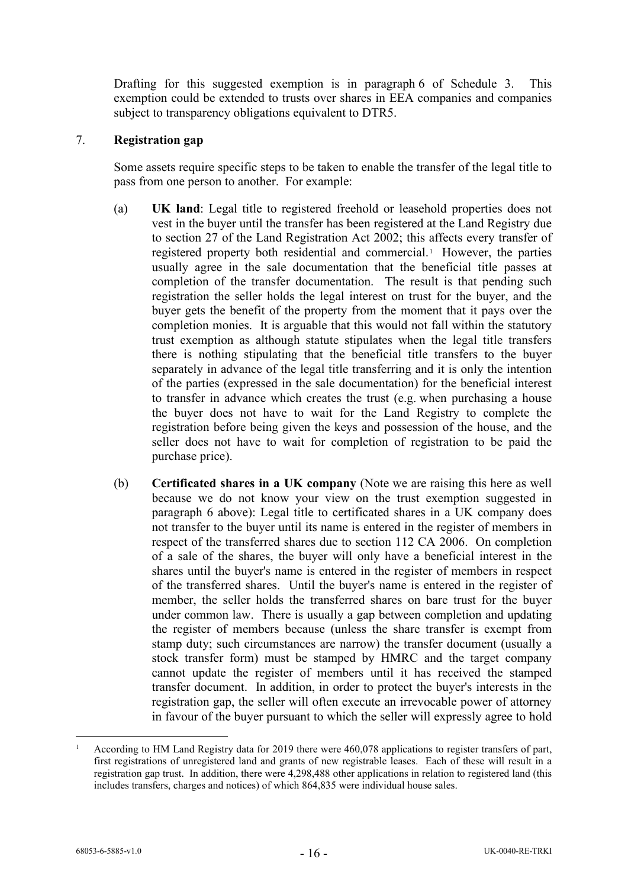Drafting for this suggested exemption is in paragraph 6 of Schedule 3. This exemption could be extended to trusts over shares in EEA companies and companies subject to transparency obligations equivalent to DTR5.

7. **Registration gap**

Some assets require specific steps to be taken to enable the transfer of the legal title to pass from one person to another. For example:

(a) **UK land**: Legal title to registered freehold or leasehold properties does not vest in the buyer until the transfer has been registered at the Land Registry due to section 27 of the Land Registration Act 2002; this affects every transfer of registered property both residential and commercial.[1] However, the parties usually agree in the sale documentation that the beneficial title passes at completion of the transfer documentation. The result is that pending such registration the seller holds the legal interest on trust for the buyer, and the buyer gets the benefit of the property from the moment that it pays over the completion monies. It is arguable that this would not fall within the statutory trust exemption as although statute stipulates when the legal title transfers there is nothing stipulating that the beneficial title transfers to the buyer separately in advance of the legal title transferring and it is only the intention of the parties (expressed in the sale documentation) for the beneficial interest to transfer in advance which creates the trust (e.g. when purchasing a house the buyer does not have to wait for the Land Registry to complete the registration before being given the keys and possession of the house, and the seller does not have to wait for completion of registration to be paid the purchase price).

(b) **Certificated shares in a UK company** (Note we are raising this here as well because we do not know your view on the trust exemption suggested in paragraph 6 above): Legal title to certificated shares in a UK company does not transfer to the buyer until its name is entered in the register of members in respect of the transferred shares due to section 112 CA 2006. On completion of a sale of the shares, the buyer will only have a beneficial interest in the shares until the buyer's name is entered in the register of members in respect of the transferred shares. Until the buyer's name is entered in the register of member, the seller holds the transferred shares on bare trust for the buyer under common law. There is usually a gap between completion and updating the register of members because (unless the share transfer is exempt from stamp duty; such circumstances are narrow) the transfer document (usually a stock transfer form) must be stamped by HMRC and the target company cannot update the register of members until it has received the stamped transfer document. In addition, in order to protect the buyer's interests in the registration gap, the seller will often execute an irrevocable power of attorney in favour of the buyer pursuant to which the seller will expressly agree to hold

[1] According to HM Land Registry data for 2019 there were 460,078 applications to register transfers of part, first registrations of unregistered land and grants of new registrable leases. Each of these will result in a registration gap trust. In addition, there were 4,298,488 other applications in relation to registered land (this includes transfers, charges and notices) of which 864,835 were individual house sales.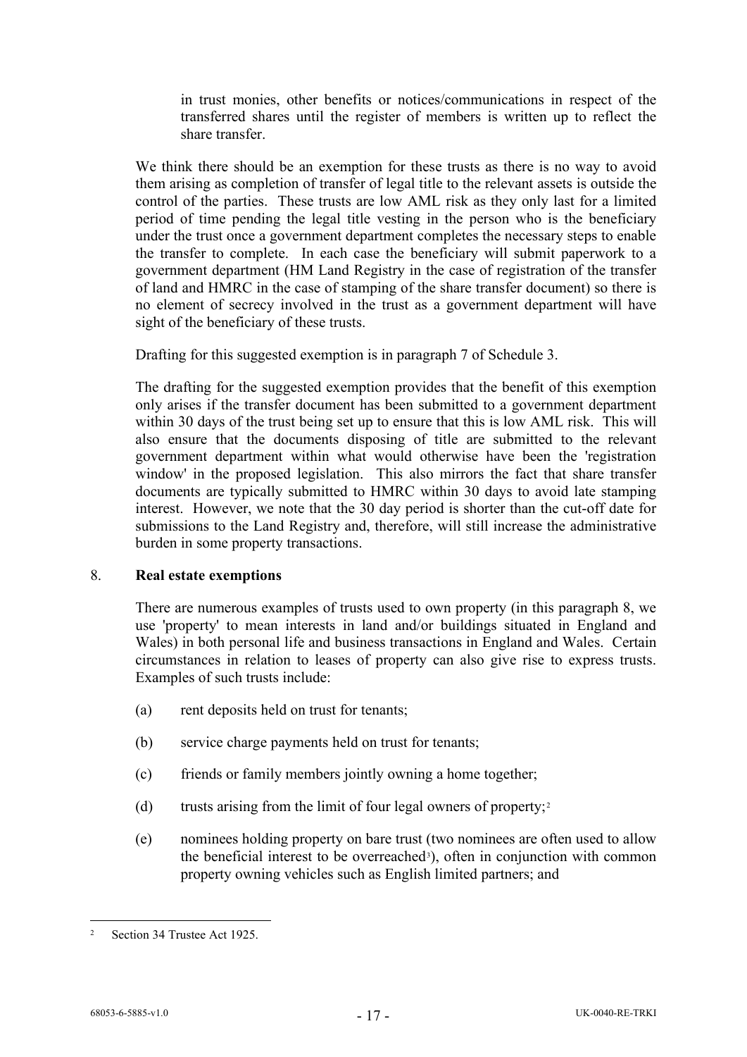in trust monies, other benefits or notices/communications in respect of the transferred shares until the register of members is written up to reflect the share transfer.

We think there should be an exemption for these trusts as there is no way to avoid them arising as completion of transfer of legal title to the relevant assets is outside the control of the parties. These trusts are low AML risk as they only last for a limited period of time pending the legal title vesting in the person who is the beneficiary under the trust once a government department completes the necessary steps to enable the transfer to complete. In each case the beneficiary will submit paperwork to a government department (HM Land Registry in the case of registration of the transfer of land and HMRC in the case of stamping of the share transfer document) so there is no element of secrecy involved in the trust as a government department will have sight of the beneficiary of these trusts.

Drafting for this suggested exemption is in paragraph 7 of Schedule 3.

The drafting for the suggested exemption provides that the benefit of this exemption only arises if the transfer document has been submitted to a government department within 30 days of the trust being set up to ensure that this is low AML risk. This will also ensure that the documents disposing of title are submitted to the relevant government department within what would otherwise have been the 'registration window' in the proposed legislation. This also mirrors the fact that share transfer documents are typically submitted to HMRC within 30 days to avoid late stamping interest. However, we note that the 30 day period is shorter than the cut-off date for submissions to the Land Registry and, therefore, will still increase the administrative burden in some property transactions.

## 8. **Real estate exemptions**

There are numerous examples of trusts used to own property (in this paragraph 8, we use 'property' to mean interests in land and/or buildings situated in England and Wales) in both personal life and business transactions in England and Wales. Certain circumstances in relation to leases of property can also give rise to express trusts. Examples of such trusts include:

(a) rent deposits held on trust for tenants;

(b) service charge payments held on trust for tenants;

(c) friends or family members jointly owning a home together;

(d) trusts arising from the limit of four legal owners of property;[2]

(e) nominees holding property on bare trust (two nominees are often used to allow the beneficial interest to be overreached[3]), often in conjunction with common property owning vehicles such as English limited partners; and

---

[2] Section 34 Trustee Act 1925.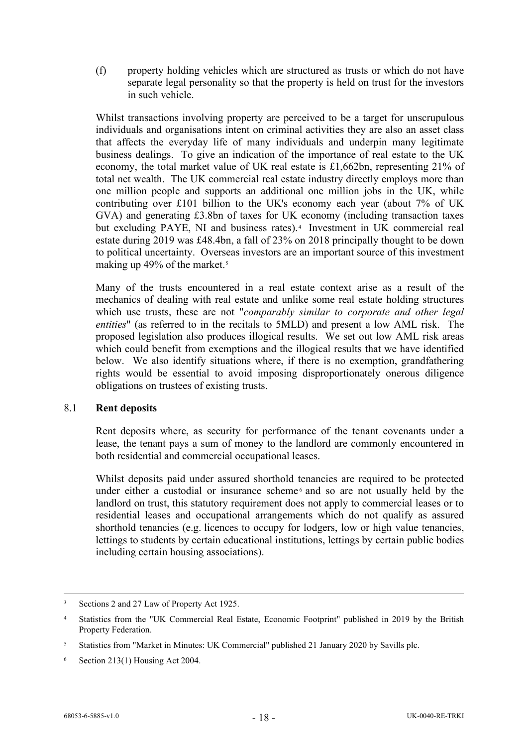(f) property holding vehicles which are structured as trusts or which do not have separate legal personality so that the property is held on trust for the investors in such vehicle.

Whilst transactions involving property are perceived to be a target for unscrupulous individuals and organisations intent on criminal activities they are also an asset class that affects the everyday life of many individuals and underpin many legitimate business dealings. To give an indication of the importance of real estate to the UK economy, the total market value of UK real estate is £1,662bn, representing 21% of total net wealth. The UK commercial real estate industry directly employs more than one million people and supports an additional one million jobs in the UK, while contributing over £101 billion to the UK's economy each year (about 7% of UK GVA) and generating £3.8bn of taxes for UK economy (including transaction taxes but excluding PAYE, NI and business rates).[4] Investment in UK commercial real estate during 2019 was £48.4bn, a fall of 23% on 2018 principally thought to be down to political uncertainty. Overseas investors are an important source of this investment making up 49% of the market.[5]

Many of the trusts encountered in a real estate context arise as a result of the mechanics of dealing with real estate and unlike some real estate holding structures which use trusts, these are not "*comparably similar to corporate and other legal entities*" (as referred to in the recitals to 5MLD) and present a low AML risk. The proposed legislation also produces illogical results. We set out low AML risk areas which could benefit from exemptions and the illogical results that we have identified below. We also identify situations where, if there is no exemption, grandfathering rights would be essential to avoid imposing disproportionately onerous diligence obligations on trustees of existing trusts.

## 8.1 Rent deposits

Rent deposits where, as security for performance of the tenant covenants under a lease, the tenant pays a sum of money to the landlord are commonly encountered in both residential and commercial occupational leases.

Whilst deposits paid under assured shorthold tenancies are required to be protected under either a custodial or insurance scheme[6] and so are not usually held by the landlord on trust, this statutory requirement does not apply to commercial leases or to residential leases and occupational arrangements which do not qualify as assured shorthold tenancies (e.g. licences to occupy for lodgers, low or high value tenancies, lettings to students by certain educational institutions, lettings by certain public bodies including certain housing associations).

---

[3] Sections 2 and 27 Law of Property Act 1925.

[4] Statistics from the "UK Commercial Real Estate, Economic Footprint" published in 2019 by the British Property Federation.

[5] Statistics from "Market in Minutes: UK Commercial" published 21 January 2020 by Savills plc.

[6] Section 213(1) Housing Act 2004.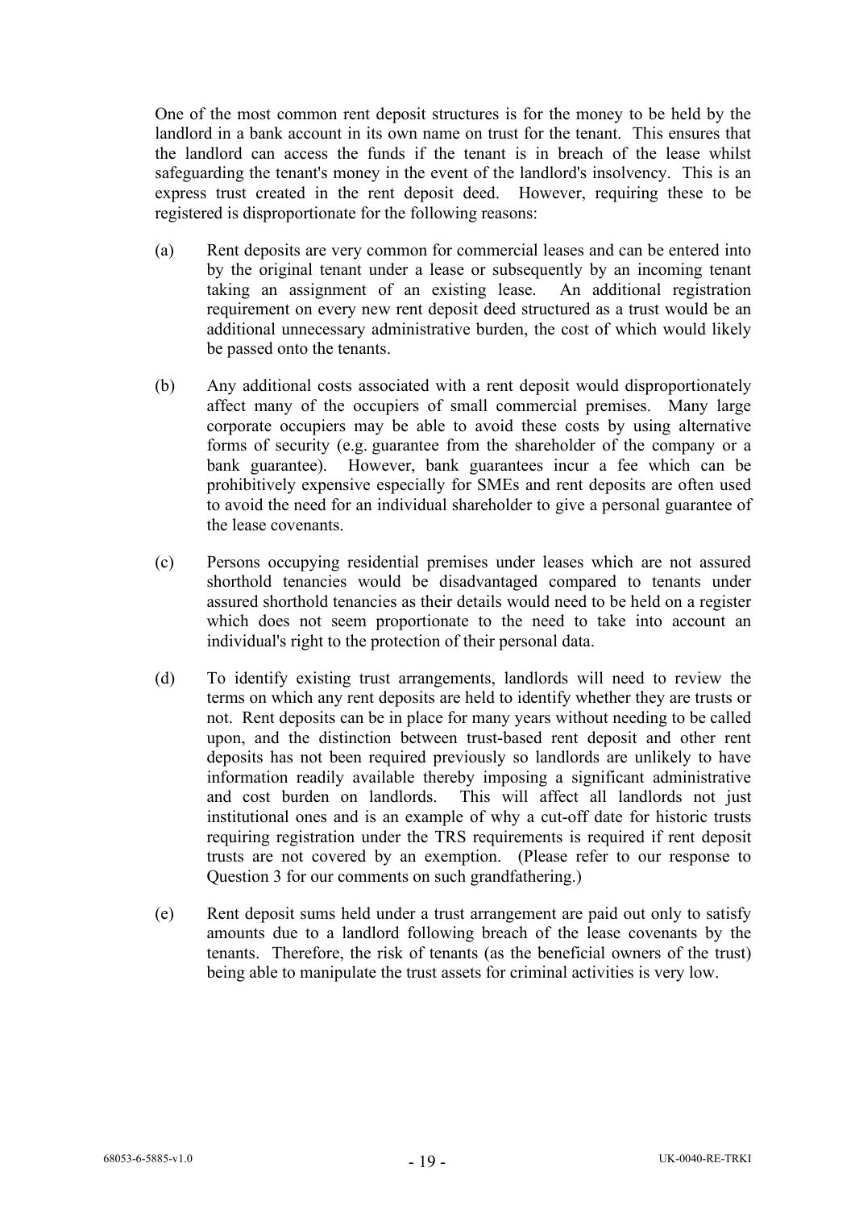One of the most common rent deposit structures is for the money to be held by the landlord in a bank account in its own name on trust for the tenant. This ensures that the landlord can access the funds if the tenant is in breach of the lease whilst safeguarding the tenant's money in the event of the landlord's insolvency. This is an express trust created in the rent deposit deed. However, requiring these to be registered is disproportionate for the following reasons:

(a) Rent deposits are very common for commercial leases and can be entered into by the original tenant under a lease or subsequently by an incoming tenant taking an assignment of an existing lease. An additional registration requirement on every new rent deposit deed structured as a trust would be an additional unnecessary administrative burden, the cost of which would likely be passed onto the tenants.

(b) Any additional costs associated with a rent deposit would disproportionately affect many of the occupiers of small commercial premises. Many large corporate occupiers may be able to avoid these costs by using alternative forms of security (e.g. guarantee from the shareholder of the company or a bank guarantee). However, bank guarantees incur a fee which can be prohibitively expensive especially for SMEs and rent deposits are often used to avoid the need for an individual shareholder to give a personal guarantee of the lease covenants.

(c) Persons occupying residential premises under leases which are not assured shorthold tenancies would be disadvantaged compared to tenants under assured shorthold tenancies as their details would need to be held on a register which does not seem proportionate to the need to take into account an individual's right to the protection of their personal data.

(d) To identify existing trust arrangements, landlords will need to review the terms on which any rent deposits are held to identify whether they are trusts or not. Rent deposits can be in place for many years without needing to be called upon, and the distinction between trust-based rent deposit and other rent deposits has not been required previously so landlords are unlikely to have information readily available thereby imposing a significant administrative and cost burden on landlords. This will affect all landlords not just institutional ones and is an example of why a cut-off date for historic trusts requiring registration under the TRS requirements is required if rent deposit trusts are not covered by an exemption. (Please refer to our response to Question 3 for our comments on such grandfathering.)

(e) Rent deposit sums held under a trust arrangement are paid out only to satisfy amounts due to a landlord following breach of the lease covenants by the tenants. Therefore, the risk of tenants (as the beneficial owners of the trust) being able to manipulate the trust assets for criminal activities is very low.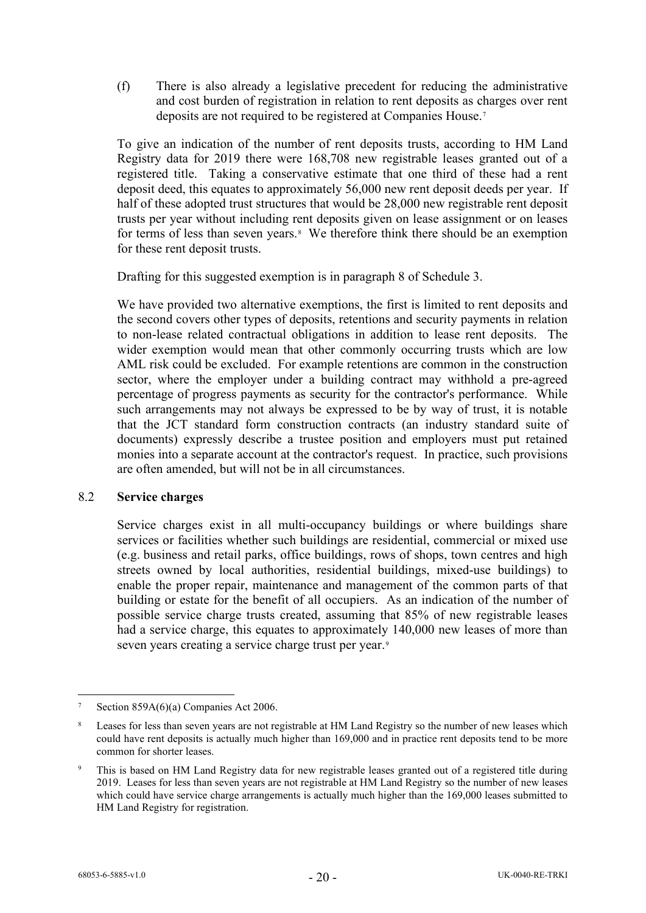(f) There is also already a legislative precedent for reducing the administrative and cost burden of registration in relation to rent deposits as charges over rent deposits are not required to be registered at Companies House.[7]

To give an indication of the number of rent deposits trusts, according to HM Land Registry data for 2019 there were 168,708 new registrable leases granted out of a registered title. Taking a conservative estimate that one third of these had a rent deposit deed, this equates to approximately 56,000 new rent deposit deeds per year. If half of these adopted trust structures that would be 28,000 new registrable rent deposit trusts per year without including rent deposits given on lease assignment or on leases for terms of less than seven years.[8] We therefore think there should be an exemption for these rent deposit trusts.

Drafting for this suggested exemption is in paragraph 8 of Schedule 3.

We have provided two alternative exemptions, the first is limited to rent deposits and the second covers other types of deposits, retentions and security payments in relation to non-lease related contractual obligations in addition to lease rent deposits. The wider exemption would mean that other commonly occurring trusts which are low AML risk could be excluded. For example retentions are common in the construction sector, where the employer under a building contract may withhold a pre-agreed percentage of progress payments as security for the contractor's performance. While such arrangements may not always be expressed to be by way of trust, it is notable that the JCT standard form construction contracts (an industry standard suite of documents) expressly describe a trustee position and employers must put retained monies into a separate account at the contractor's request. In practice, such provisions are often amended, but will not be in all circumstances.

## 8.2 **Service charges**

Service charges exist in all multi-occupancy buildings or where buildings share services or facilities whether such buildings are residential, commercial or mixed use (e.g. business and retail parks, office buildings, rows of shops, town centres and high streets owned by local authorities, residential buildings, mixed-use buildings) to enable the proper repair, maintenance and management of the common parts of that building or estate for the benefit of all occupiers. As an indication of the number of possible service charge trusts created, assuming that 85% of new registrable leases had a service charge, this equates to approximately 140,000 new leases of more than seven years creating a service charge trust per year.[9]

---

[7] Section 859A(6)(a) Companies Act 2006.

[8] Leases for less than seven years are not registrable at HM Land Registry so the number of new leases which could have rent deposits is actually much higher than 169,000 and in practice rent deposits tend to be more common for shorter leases.

[9] This is based on HM Land Registry data for new registrable leases granted out of a registered title during 2019. Leases for less than seven years are not registrable at HM Land Registry so the number of new leases which could have service charge arrangements is actually much higher than the 169,000 leases submitted to HM Land Registry for registration.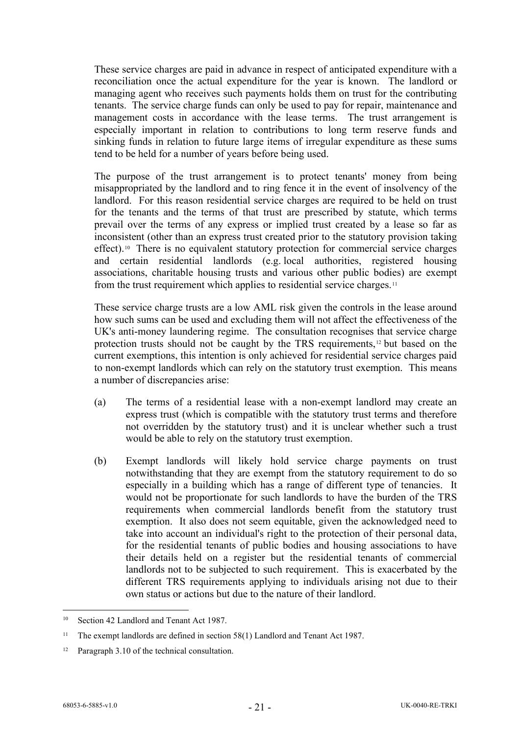These service charges are paid in advance in respect of anticipated expenditure with a reconciliation once the actual expenditure for the year is known. The landlord or managing agent who receives such payments holds them on trust for the contributing tenants. The service charge funds can only be used to pay for repair, maintenance and management costs in accordance with the lease terms. The trust arrangement is especially important in relation to contributions to long term reserve funds and sinking funds in relation to future large items of irregular expenditure as these sums tend to be held for a number of years before being used.

The purpose of the trust arrangement is to protect tenants' money from being misappropriated by the landlord and to ring fence it in the event of insolvency of the landlord. For this reason residential service charges are required to be held on trust for the tenants and the terms of that trust are prescribed by statute, which terms prevail over the terms of any express or implied trust created by a lease so far as inconsistent (other than an express trust created prior to the statutory provision taking effect).[10] There is no equivalent statutory protection for commercial service charges and certain residential landlords (e.g. local authorities, registered housing associations, charitable housing trusts and various other public bodies) are exempt from the trust requirement which applies to residential service charges.[11]

These service charge trusts are a low AML risk given the controls in the lease around how such sums can be used and excluding them will not affect the effectiveness of the UK's anti-money laundering regime. The consultation recognises that service charge protection trusts should not be caught by the TRS requirements,[12] but based on the current exemptions, this intention is only achieved for residential service charges paid to non-exempt landlords which can rely on the statutory trust exemption. This means a number of discrepancies arise:

(a) The terms of a residential lease with a non-exempt landlord may create an express trust (which is compatible with the statutory trust terms and therefore not overridden by the statutory trust) and it is unclear whether such a trust would be able to rely on the statutory trust exemption.

(b) Exempt landlords will likely hold service charge payments on trust notwithstanding that they are exempt from the statutory requirement to do so especially in a building which has a range of different type of tenancies. It would not be proportionate for such landlords to have the burden of the TRS requirements when commercial landlords benefit from the statutory trust exemption. It also does not seem equitable, given the acknowledged need to take into account an individual's right to the protection of their personal data, for the residential tenants of public bodies and housing associations to have their details held on a register but the residential tenants of commercial landlords not to be subjected to such requirement. This is exacerbated by the different TRS requirements applying to individuals arising not due to their own status or actions but due to the nature of their landlord.

---

[10] Section 42 Landlord and Tenant Act 1987.

[11] The exempt landlords are defined in section 58(1) Landlord and Tenant Act 1987.

[12] Paragraph 3.10 of the technical consultation.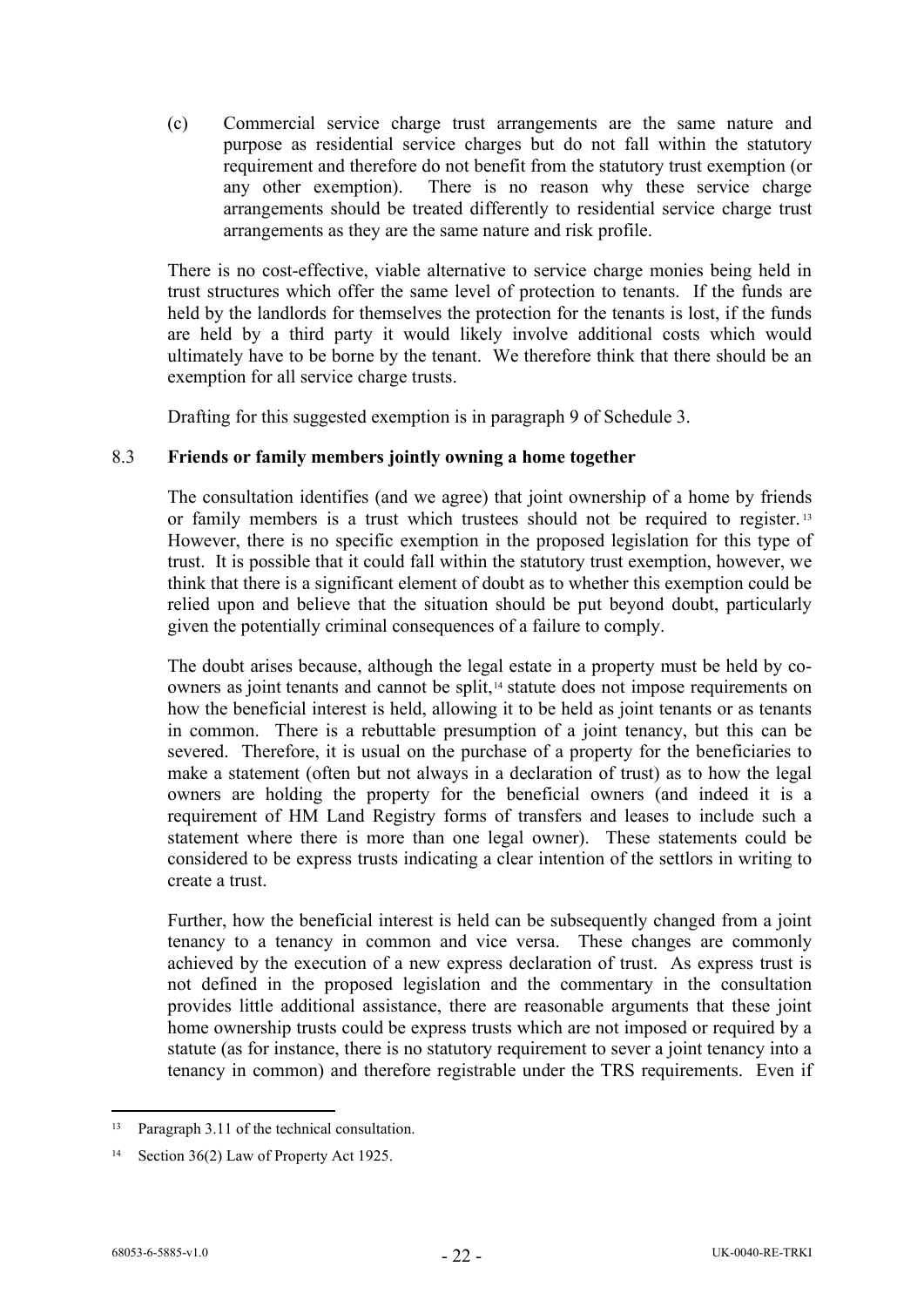(c) Commercial service charge trust arrangements are the same nature and purpose as residential service charges but do not fall within the statutory requirement and therefore do not benefit from the statutory trust exemption (or any other exemption). There is no reason why these service charge arrangements should be treated differently to residential service charge trust arrangements as they are the same nature and risk profile.

There is no cost-effective, viable alternative to service charge monies being held in trust structures which offer the same level of protection to tenants. If the funds are held by the landlords for themselves the protection for the tenants is lost, if the funds are held by a third party it would likely involve additional costs which would ultimately have to be borne by the tenant. We therefore think that there should be an exemption for all service charge trusts.

Drafting for this suggested exemption is in paragraph 9 of Schedule 3.

### 8.3 Friends or family members jointly owning a home together

The consultation identifies (and we agree) that joint ownership of a home by friends or family members is a trust which trustees should not be required to register.[13] However, there is no specific exemption in the proposed legislation for this type of trust. It is possible that it could fall within the statutory trust exemption, however, we think that there is a significant element of doubt as to whether this exemption could be relied upon and believe that the situation should be put beyond doubt, particularly given the potentially criminal consequences of a failure to comply.

The doubt arises because, although the legal estate in a property must be held by co-owners as joint tenants and cannot be split,[14] statute does not impose requirements on how the beneficial interest is held, allowing it to be held as joint tenants or as tenants in common. There is a rebuttable presumption of a joint tenancy, but this can be severed. Therefore, it is usual on the purchase of a property for the beneficiaries to make a statement (often but not always in a declaration of trust) as to how the legal owners are holding the property for the beneficial owners (and indeed it is a requirement of HM Land Registry forms of transfers and leases to include such a statement where there is more than one legal owner). These statements could be considered to be express trusts indicating a clear intention of the settlors in writing to create a trust.

Further, how the beneficial interest is held can be subsequently changed from a joint tenancy to a tenancy in common and vice versa. These changes are commonly achieved by the execution of a new express declaration of trust. As express trust is not defined in the proposed legislation and the commentary in the consultation provides little additional assistance, there are reasonable arguments that these joint home ownership trusts could be express trusts which are not imposed or required by a statute (as for instance, there is no statutory requirement to sever a joint tenancy into a tenancy in common) and therefore registrable under the TRS requirements. Even if

[13] Paragraph 3.11 of the technical consultation.

[14] Section 36(2) Law of Property Act 1925.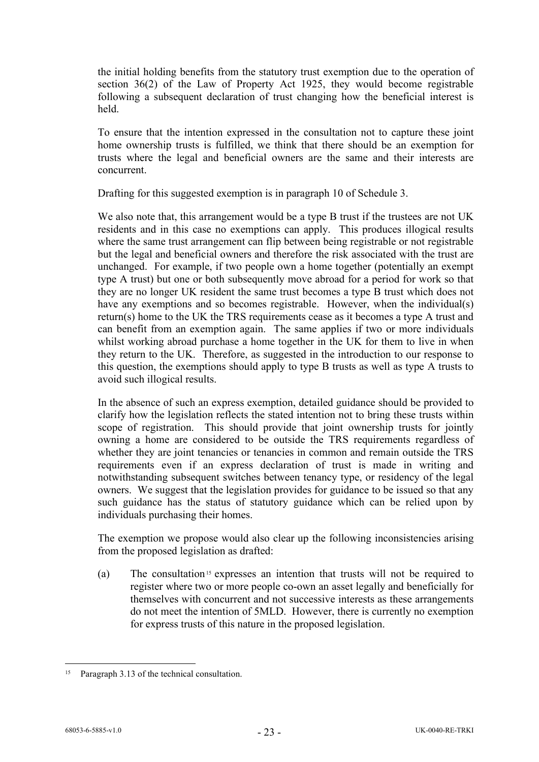the initial holding benefits from the statutory trust exemption due to the operation of section 36(2) of the Law of Property Act 1925, they would become registrable following a subsequent declaration of trust changing how the beneficial interest is held.

To ensure that the intention expressed in the consultation not to capture these joint home ownership trusts is fulfilled, we think that there should be an exemption for trusts where the legal and beneficial owners are the same and their interests are concurrent.

Drafting for this suggested exemption is in paragraph 10 of Schedule 3.

We also note that, this arrangement would be a type B trust if the trustees are not UK residents and in this case no exemptions can apply. This produces illogical results where the same trust arrangement can flip between being registrable or not registrable but the legal and beneficial owners and therefore the risk associated with the trust are unchanged. For example, if two people own a home together (potentially an exempt type A trust) but one or both subsequently move abroad for a period for work so that they are no longer UK resident the same trust becomes a type B trust which does not have any exemptions and so becomes registrable. However, when the individual(s) return(s) home to the UK the TRS requirements cease as it becomes a type A trust and can benefit from an exemption again. The same applies if two or more individuals whilst working abroad purchase a home together in the UK for them to live in when they return to the UK. Therefore, as suggested in the introduction to our response to this question, the exemptions should apply to type B trusts as well as type A trusts to avoid such illogical results.

In the absence of such an express exemption, detailed guidance should be provided to clarify how the legislation reflects the stated intention not to bring these trusts within scope of registration. This should provide that joint ownership trusts for jointly owning a home are considered to be outside the TRS requirements regardless of whether they are joint tenancies or tenancies in common and remain outside the TRS requirements even if an express declaration of trust is made in writing and notwithstanding subsequent switches between tenancy type, or residency of the legal owners. We suggest that the legislation provides for guidance to be issued so that any such guidance has the status of statutory guidance which can be relied upon by individuals purchasing their homes.

The exemption we propose would also clear up the following inconsistencies arising from the proposed legislation as drafted:

(a) The consultation[15] expresses an intention that trusts will not be required to register where two or more people co-own an asset legally and beneficially for themselves with concurrent and not successive interests as these arrangements do not meet the intention of 5MLD. However, there is currently no exemption for express trusts of this nature in the proposed legislation.

---

[15] Paragraph 3.13 of the technical consultation.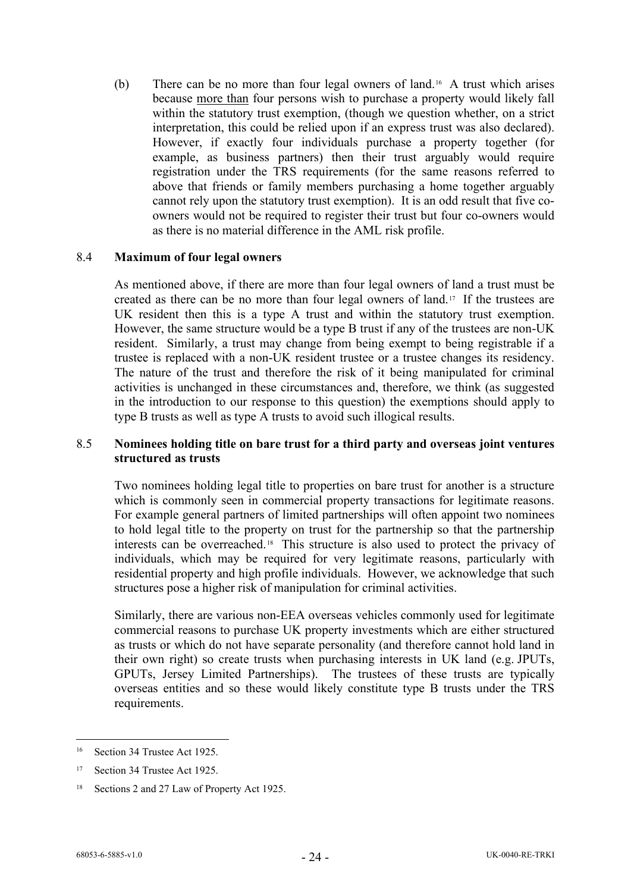(b) There can be no more than four legal owners of land.[16] A trust which arises because more than four persons wish to purchase a property would likely fall within the statutory trust exemption, (though we question whether, on a strict interpretation, this could be relied upon if an express trust was also declared). However, if exactly four individuals purchase a property together (for example, as business partners) then their trust arguably would require registration under the TRS requirements (for the same reasons referred to above that friends or family members purchasing a home together arguably cannot rely upon the statutory trust exemption). It is an odd result that five co-owners would not be required to register their trust but four co-owners would as there is no material difference in the AML risk profile.

### 8.4 Maximum of four legal owners

As mentioned above, if there are more than four legal owners of land a trust must be created as there can be no more than four legal owners of land.[17] If the trustees are UK resident then this is a type A trust and within the statutory trust exemption. However, the same structure would be a type B trust if any of the trustees are non-UK resident. Similarly, a trust may change from being exempt to being registrable if a trustee is replaced with a non-UK resident trustee or a trustee changes its residency. The nature of the trust and therefore the risk of it being manipulated for criminal activities is unchanged in these circumstances and, therefore, we think (as suggested in the introduction to our response to this question) the exemptions should apply to type B trusts as well as type A trusts to avoid such illogical results.

### 8.5 Nominees holding title on bare trust for a third party and overseas joint ventures structured as trusts

Two nominees holding legal title to properties on bare trust for another is a structure which is commonly seen in commercial property transactions for legitimate reasons. For example general partners of limited partnerships will often appoint two nominees to hold legal title to the property on trust for the partnership so that the partnership interests can be overreached.[18] This structure is also used to protect the privacy of individuals, which may be required for very legitimate reasons, particularly with residential property and high profile individuals. However, we acknowledge that such structures pose a higher risk of manipulation for criminal activities.

Similarly, there are various non-EEA overseas vehicles commonly used for legitimate commercial reasons to purchase UK property investments which are either structured as trusts or which do not have separate personality (and therefore cannot hold land in their own right) so create trusts when purchasing interests in UK land (e.g. JPUTs, GPUTs, Jersey Limited Partnerships). The trustees of these trusts are typically overseas entities and so these would likely constitute type B trusts under the TRS requirements.

---

[16] Section 34 Trustee Act 1925.

[17] Section 34 Trustee Act 1925.

[18] Sections 2 and 27 Law of Property Act 1925.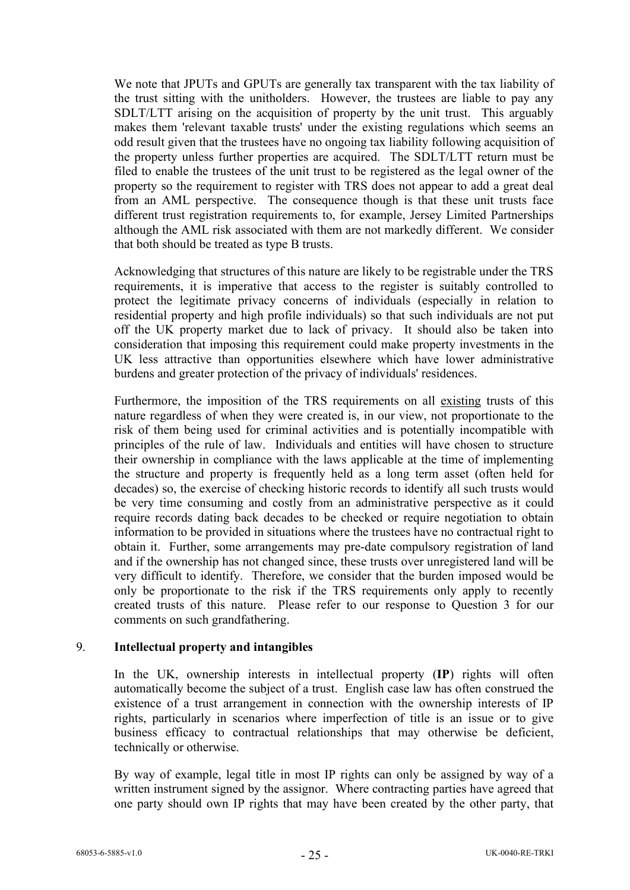We note that JPUTs and GPUTs are generally tax transparent with the tax liability of the trust sitting with the unitholders. However, the trustees are liable to pay any SDLT/LTT arising on the acquisition of property by the unit trust. This arguably makes them 'relevant taxable trusts' under the existing regulations which seems an odd result given that the trustees have no ongoing tax liability following acquisition of the property unless further properties are acquired. The SDLT/LTT return must be filed to enable the trustees of the unit trust to be registered as the legal owner of the property so the requirement to register with TRS does not appear to add a great deal from an AML perspective. The consequence though is that these unit trusts face different trust registration requirements to, for example, Jersey Limited Partnerships although the AML risk associated with them are not markedly different. We consider that both should be treated as type B trusts.

Acknowledging that structures of this nature are likely to be registrable under the TRS requirements, it is imperative that access to the register is suitably controlled to protect the legitimate privacy concerns of individuals (especially in relation to residential property and high profile individuals) so that such individuals are not put off the UK property market due to lack of privacy. It should also be taken into consideration that imposing this requirement could make property investments in the UK less attractive than opportunities elsewhere which have lower administrative burdens and greater protection of the privacy of individuals' residences.

Furthermore, the imposition of the TRS requirements on all existing trusts of this nature regardless of when they were created is, in our view, not proportionate to the risk of them being used for criminal activities and is potentially incompatible with principles of the rule of law. Individuals and entities will have chosen to structure their ownership in compliance with the laws applicable at the time of implementing the structure and property is frequently held as a long term asset (often held for decades) so, the exercise of checking historic records to identify all such trusts would be very time consuming and costly from an administrative perspective as it could require records dating back decades to be checked or require negotiation to obtain information to be provided in situations where the trustees have no contractual right to obtain it. Further, some arrangements may pre-date compulsory registration of land and if the ownership has not changed since, these trusts over unregistered land will be very difficult to identify. Therefore, we consider that the burden imposed would be only be proportionate to the risk if the TRS requirements only apply to recently created trusts of this nature. Please refer to our response to Question 3 for our comments on such grandfathering.

## 9. Intellectual property and intangibles

In the UK, ownership interests in intellectual property (**IP**) rights will often automatically become the subject of a trust. English case law has often construed the existence of a trust arrangement in connection with the ownership interests of IP rights, particularly in scenarios where imperfection of title is an issue or to give business efficacy to contractual relationships that may otherwise be deficient, technically or otherwise.

By way of example, legal title in most IP rights can only be assigned by way of a written instrument signed by the assignor. Where contracting parties have agreed that one party should own IP rights that may have been created by the other party, that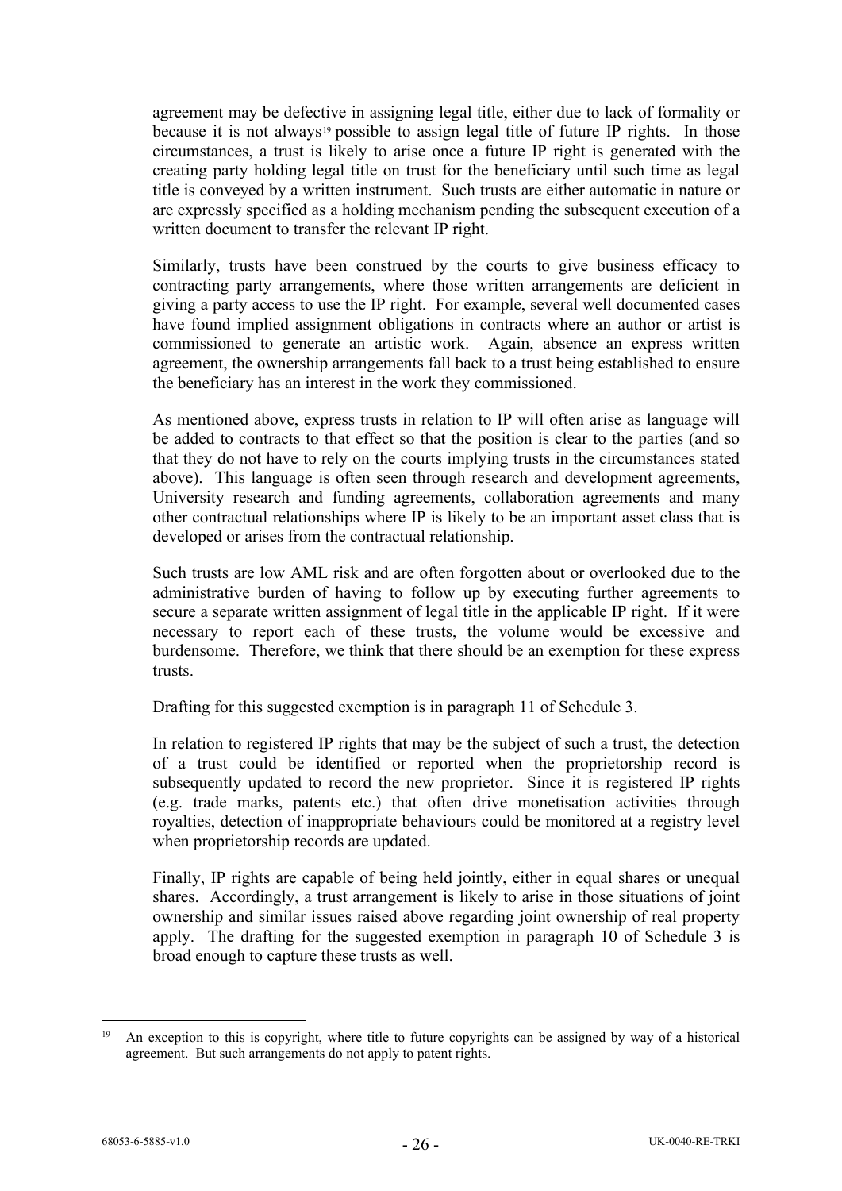agreement may be defective in assigning legal title, either due to lack of formality or because it is not always[19] possible to assign legal title of future IP rights. In those circumstances, a trust is likely to arise once a future IP right is generated with the creating party holding legal title on trust for the beneficiary until such time as legal title is conveyed by a written instrument. Such trusts are either automatic in nature or are expressly specified as a holding mechanism pending the subsequent execution of a written document to transfer the relevant IP right.

Similarly, trusts have been construed by the courts to give business efficacy to contracting party arrangements, where those written arrangements are deficient in giving a party access to use the IP right. For example, several well documented cases have found implied assignment obligations in contracts where an author or artist is commissioned to generate an artistic work. Again, absence an express written agreement, the ownership arrangements fall back to a trust being established to ensure the beneficiary has an interest in the work they commissioned.

As mentioned above, express trusts in relation to IP will often arise as language will be added to contracts to that effect so that the position is clear to the parties (and so that they do not have to rely on the courts implying trusts in the circumstances stated above). This language is often seen through research and development agreements, University research and funding agreements, collaboration agreements and many other contractual relationships where IP is likely to be an important asset class that is developed or arises from the contractual relationship.

Such trusts are low AML risk and are often forgotten about or overlooked due to the administrative burden of having to follow up by executing further agreements to secure a separate written assignment of legal title in the applicable IP right. If it were necessary to report each of these trusts, the volume would be excessive and burdensome. Therefore, we think that there should be an exemption for these express trusts.

Drafting for this suggested exemption is in paragraph 11 of Schedule 3.

In relation to registered IP rights that may be the subject of such a trust, the detection of a trust could be identified or reported when the proprietorship record is subsequently updated to record the new proprietor. Since it is registered IP rights (e.g. trade marks, patents etc.) that often drive monetisation activities through royalties, detection of inappropriate behaviours could be monitored at a registry level when proprietorship records are updated.

Finally, IP rights are capable of being held jointly, either in equal shares or unequal shares. Accordingly, a trust arrangement is likely to arise in those situations of joint ownership and similar issues raised above regarding joint ownership of real property apply. The drafting for the suggested exemption in paragraph 10 of Schedule 3 is broad enough to capture these trusts as well.

---

[19] An exception to this is copyright, where title to future copyrights can be assigned by way of a historical agreement. But such arrangements do not apply to patent rights.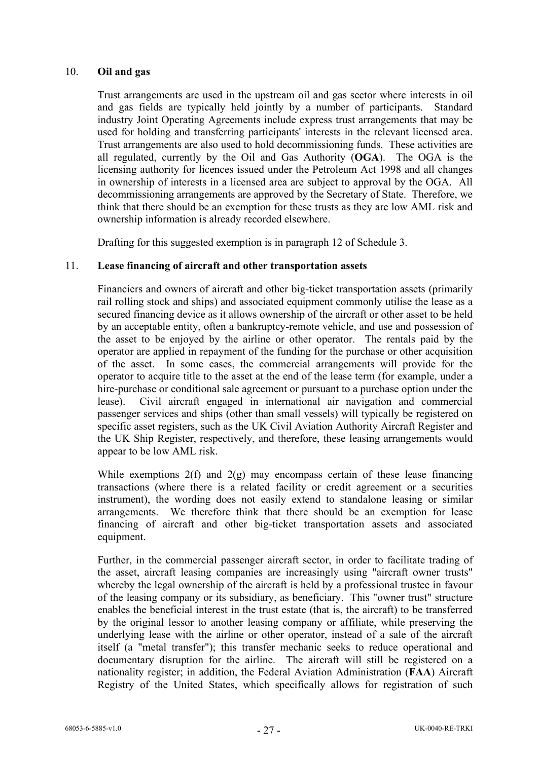## 10. **Oil and gas**

Trust arrangements are used in the upstream oil and gas sector where interests in oil and gas fields are typically held jointly by a number of participants. Standard industry Joint Operating Agreements include express trust arrangements that may be used for holding and transferring participants' interests in the relevant licensed area. Trust arrangements are also used to hold decommissioning funds. These activities are all regulated, currently by the Oil and Gas Authority (**OGA**). The OGA is the licensing authority for licences issued under the Petroleum Act 1998 and all changes in ownership of interests in a licensed area are subject to approval by the OGA. All decommissioning arrangements are approved by the Secretary of State. Therefore, we think that there should be an exemption for these trusts as they are low AML risk and ownership information is already recorded elsewhere.

Drafting for this suggested exemption is in paragraph 12 of Schedule 3.

## 11. **Lease financing of aircraft and other transportation assets**

Financiers and owners of aircraft and other big-ticket transportation assets (primarily rail rolling stock and ships) and associated equipment commonly utilise the lease as a secured financing device as it allows ownership of the aircraft or other asset to be held by an acceptable entity, often a bankruptcy-remote vehicle, and use and possession of the asset to be enjoyed by the airline or other operator. The rentals paid by the operator are applied in repayment of the funding for the purchase or other acquisition of the asset. In some cases, the commercial arrangements will provide for the operator to acquire title to the asset at the end of the lease term (for example, under a hire-purchase or conditional sale agreement or pursuant to a purchase option under the lease). Civil aircraft engaged in international air navigation and commercial passenger services and ships (other than small vessels) will typically be registered on specific asset registers, such as the UK Civil Aviation Authority Aircraft Register and the UK Ship Register, respectively, and therefore, these leasing arrangements would appear to be low AML risk.

While exemptions 2(f) and 2(g) may encompass certain of these lease financing transactions (where there is a related facility or credit agreement or a securities instrument), the wording does not easily extend to standalone leasing or similar arrangements. We therefore think that there should be an exemption for lease financing of aircraft and other big-ticket transportation assets and associated equipment.

Further, in the commercial passenger aircraft sector, in order to facilitate trading of the asset, aircraft leasing companies are increasingly using "aircraft owner trusts" whereby the legal ownership of the aircraft is held by a professional trustee in favour of the leasing company or its subsidiary, as beneficiary. This "owner trust" structure enables the beneficial interest in the trust estate (that is, the aircraft) to be transferred by the original lessor to another leasing company or affiliate, while preserving the underlying lease with the airline or other operator, instead of a sale of the aircraft itself (a "metal transfer"); this transfer mechanic seeks to reduce operational and documentary disruption for the airline. The aircraft will still be registered on a nationality register; in addition, the Federal Aviation Administration (**FAA**) Aircraft Registry of the United States, which specifically allows for registration of such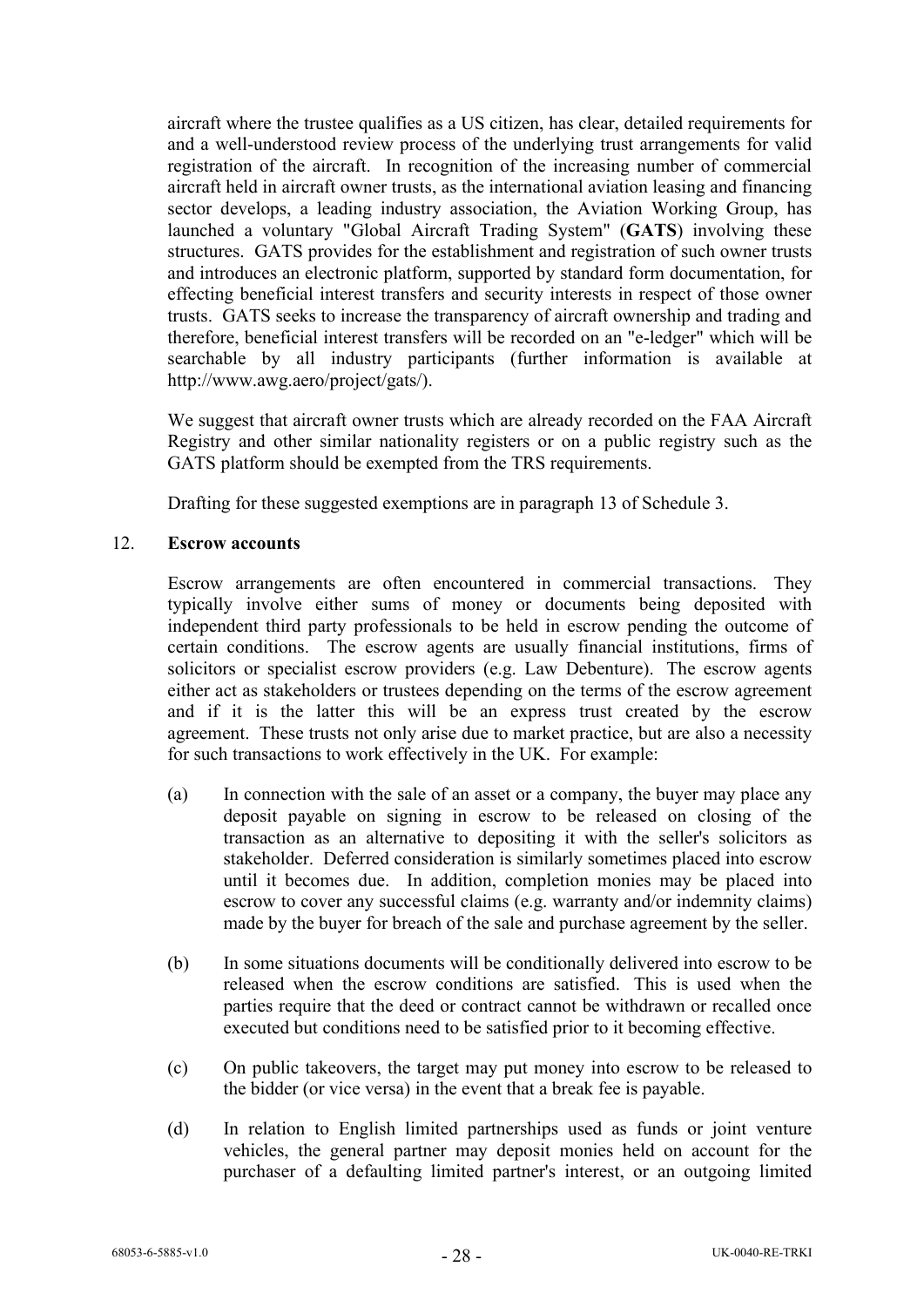aircraft where the trustee qualifies as a US citizen, has clear, detailed requirements for and a well-understood review process of the underlying trust arrangements for valid registration of the aircraft. In recognition of the increasing number of commercial aircraft held in aircraft owner trusts, as the international aviation leasing and financing sector develops, a leading industry association, the Aviation Working Group, has launched a voluntary "Global Aircraft Trading System" (**GATS**) involving these structures. GATS provides for the establishment and registration of such owner trusts and introduces an electronic platform, supported by standard form documentation, for effecting beneficial interest transfers and security interests in respect of those owner trusts. GATS seeks to increase the transparency of aircraft ownership and trading and therefore, beneficial interest transfers will be recorded on an "e-ledger" which will be searchable by all industry participants (further information is available at http://www.awg.aero/project/gats/).

We suggest that aircraft owner trusts which are already recorded on the FAA Aircraft Registry and other similar nationality registers or on a public registry such as the GATS platform should be exempted from the TRS requirements.

Drafting for these suggested exemptions are in paragraph 13 of Schedule 3.

12. **Escrow accounts**

Escrow arrangements are often encountered in commercial transactions. They typically involve either sums of money or documents being deposited with independent third party professionals to be held in escrow pending the outcome of certain conditions. The escrow agents are usually financial institutions, firms of solicitors or specialist escrow providers (e.g. Law Debenture). The escrow agents either act as stakeholders or trustees depending on the terms of the escrow agreement and if it is the latter this will be an express trust created by the escrow agreement. These trusts not only arise due to market practice, but are also a necessity for such transactions to work effectively in the UK. For example:

(a) In connection with the sale of an asset or a company, the buyer may place any deposit payable on signing in escrow to be released on closing of the transaction as an alternative to depositing it with the seller's solicitors as stakeholder. Deferred consideration is similarly sometimes placed into escrow until it becomes due. In addition, completion monies may be placed into escrow to cover any successful claims (e.g. warranty and/or indemnity claims) made by the buyer for breach of the sale and purchase agreement by the seller.

(b) In some situations documents will be conditionally delivered into escrow to be released when the escrow conditions are satisfied. This is used when the parties require that the deed or contract cannot be withdrawn or recalled once executed but conditions need to be satisfied prior to it becoming effective.

(c) On public takeovers, the target may put money into escrow to be released to the bidder (or vice versa) in the event that a break fee is payable.

(d) In relation to English limited partnerships used as funds or joint venture vehicles, the general partner may deposit monies held on account for the purchaser of a defaulting limited partner's interest, or an outgoing limited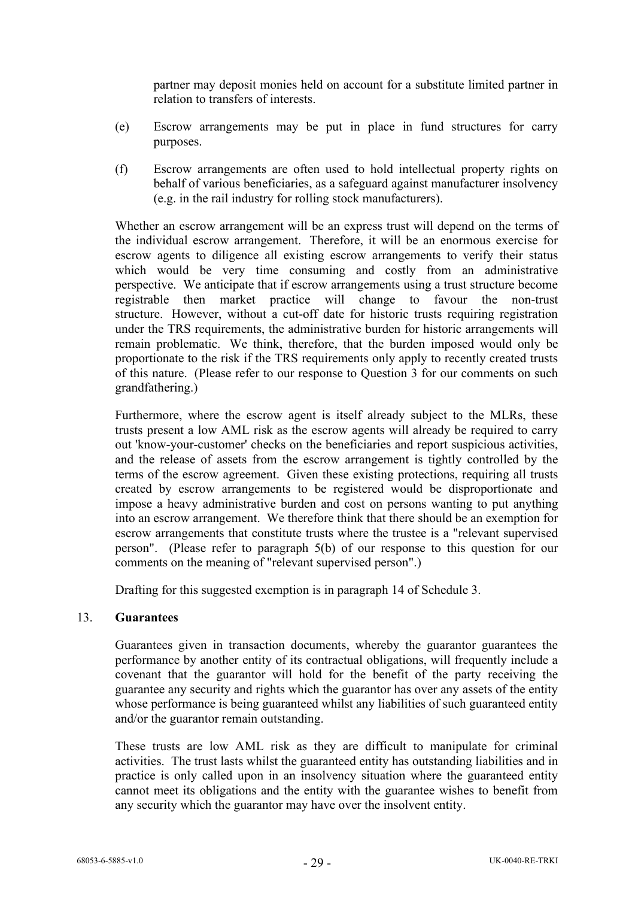partner may deposit monies held on account for a substitute limited partner in relation to transfers of interests.

(e) Escrow arrangements may be put in place in fund structures for carry purposes.

(f) Escrow arrangements are often used to hold intellectual property rights on behalf of various beneficiaries, as a safeguard against manufacturer insolvency (e.g. in the rail industry for rolling stock manufacturers).

Whether an escrow arrangement will be an express trust will depend on the terms of the individual escrow arrangement. Therefore, it will be an enormous exercise for escrow agents to diligence all existing escrow arrangements to verify their status which would be very time consuming and costly from an administrative perspective. We anticipate that if escrow arrangements using a trust structure become registrable then market practice will change to favour the non-trust structure. However, without a cut-off date for historic trusts requiring registration under the TRS requirements, the administrative burden for historic arrangements will remain problematic. We think, therefore, that the burden imposed would only be proportionate to the risk if the TRS requirements only apply to recently created trusts of this nature. (Please refer to our response to Question 3 for our comments on such grandfathering.)

Furthermore, where the escrow agent is itself already subject to the MLRs, these trusts present a low AML risk as the escrow agents will already be required to carry out 'know-your-customer' checks on the beneficiaries and report suspicious activities, and the release of assets from the escrow arrangement is tightly controlled by the terms of the escrow agreement. Given these existing protections, requiring all trusts created by escrow arrangements to be registered would be disproportionate and impose a heavy administrative burden and cost on persons wanting to put anything into an escrow arrangement. We therefore think that there should be an exemption for escrow arrangements that constitute trusts where the trustee is a "relevant supervised person". (Please refer to paragraph 5(b) of our response to this question for our comments on the meaning of "relevant supervised person".)

Drafting for this suggested exemption is in paragraph 14 of Schedule 3.

13. **Guarantees**

Guarantees given in transaction documents, whereby the guarantor guarantees the performance by another entity of its contractual obligations, will frequently include a covenant that the guarantor will hold for the benefit of the party receiving the guarantee any security and rights which the guarantor has over any assets of the entity whose performance is being guaranteed whilst any liabilities of such guaranteed entity and/or the guarantor remain outstanding.

These trusts are low AML risk as they are difficult to manipulate for criminal activities. The trust lasts whilst the guaranteed entity has outstanding liabilities and in practice is only called upon in an insolvency situation where the guaranteed entity cannot meet its obligations and the entity with the guarantee wishes to benefit from any security which the guarantor may have over the insolvent entity.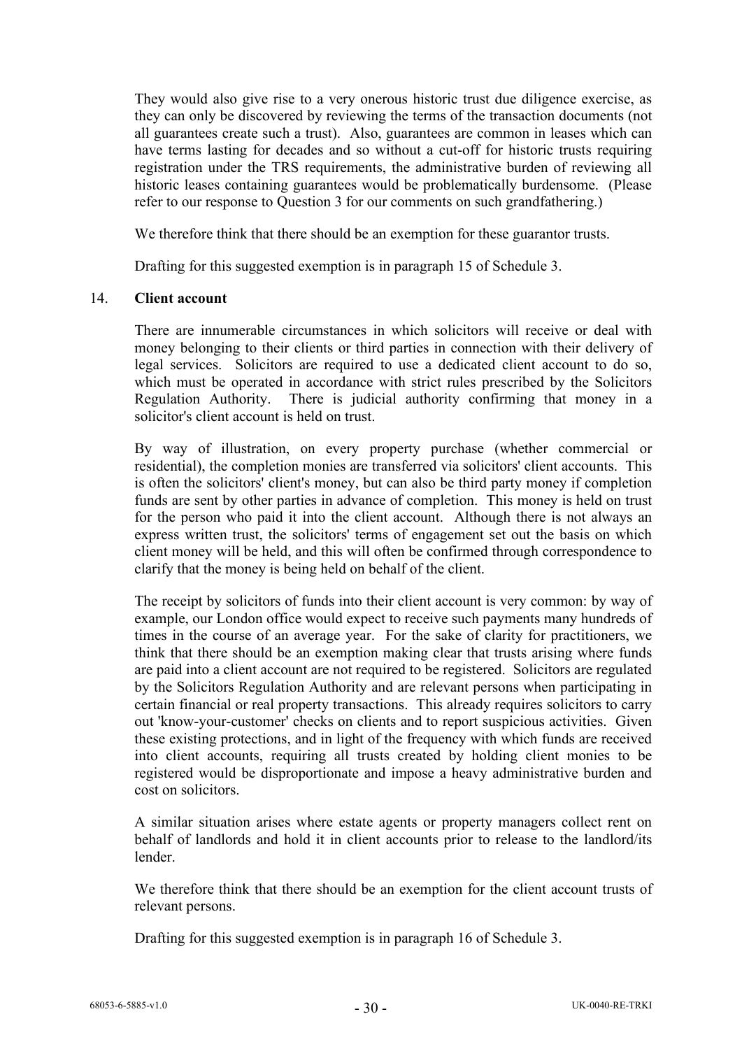They would also give rise to a very onerous historic trust due diligence exercise, as they can only be discovered by reviewing the terms of the transaction documents (not all guarantees create such a trust). Also, guarantees are common in leases which can have terms lasting for decades and so without a cut-off for historic trusts requiring registration under the TRS requirements, the administrative burden of reviewing all historic leases containing guarantees would be problematically burdensome. (Please refer to our response to Question 3 for our comments on such grandfathering.)

We therefore think that there should be an exemption for these guarantor trusts.

Drafting for this suggested exemption is in paragraph 15 of Schedule 3.

## 14. Client account

There are innumerable circumstances in which solicitors will receive or deal with money belonging to their clients or third parties in connection with their delivery of legal services. Solicitors are required to use a dedicated client account to do so, which must be operated in accordance with strict rules prescribed by the Solicitors Regulation Authority. There is judicial authority confirming that money in a solicitor's client account is held on trust.

By way of illustration, on every property purchase (whether commercial or residential), the completion monies are transferred via solicitors' client accounts. This is often the solicitors' client's money, but can also be third party money if completion funds are sent by other parties in advance of completion. This money is held on trust for the person who paid it into the client account. Although there is not always an express written trust, the solicitors' terms of engagement set out the basis on which client money will be held, and this will often be confirmed through correspondence to clarify that the money is being held on behalf of the client.

The receipt by solicitors of funds into their client account is very common: by way of example, our London office would expect to receive such payments many hundreds of times in the course of an average year. For the sake of clarity for practitioners, we think that there should be an exemption making clear that trusts arising where funds are paid into a client account are not required to be registered. Solicitors are regulated by the Solicitors Regulation Authority and are relevant persons when participating in certain financial or real property transactions. This already requires solicitors to carry out 'know-your-customer' checks on clients and to report suspicious activities. Given these existing protections, and in light of the frequency with which funds are received into client accounts, requiring all trusts created by holding client monies to be registered would be disproportionate and impose a heavy administrative burden and cost on solicitors.

A similar situation arises where estate agents or property managers collect rent on behalf of landlords and hold it in client accounts prior to release to the landlord/its lender.

We therefore think that there should be an exemption for the client account trusts of relevant persons.

Drafting for this suggested exemption is in paragraph 16 of Schedule 3.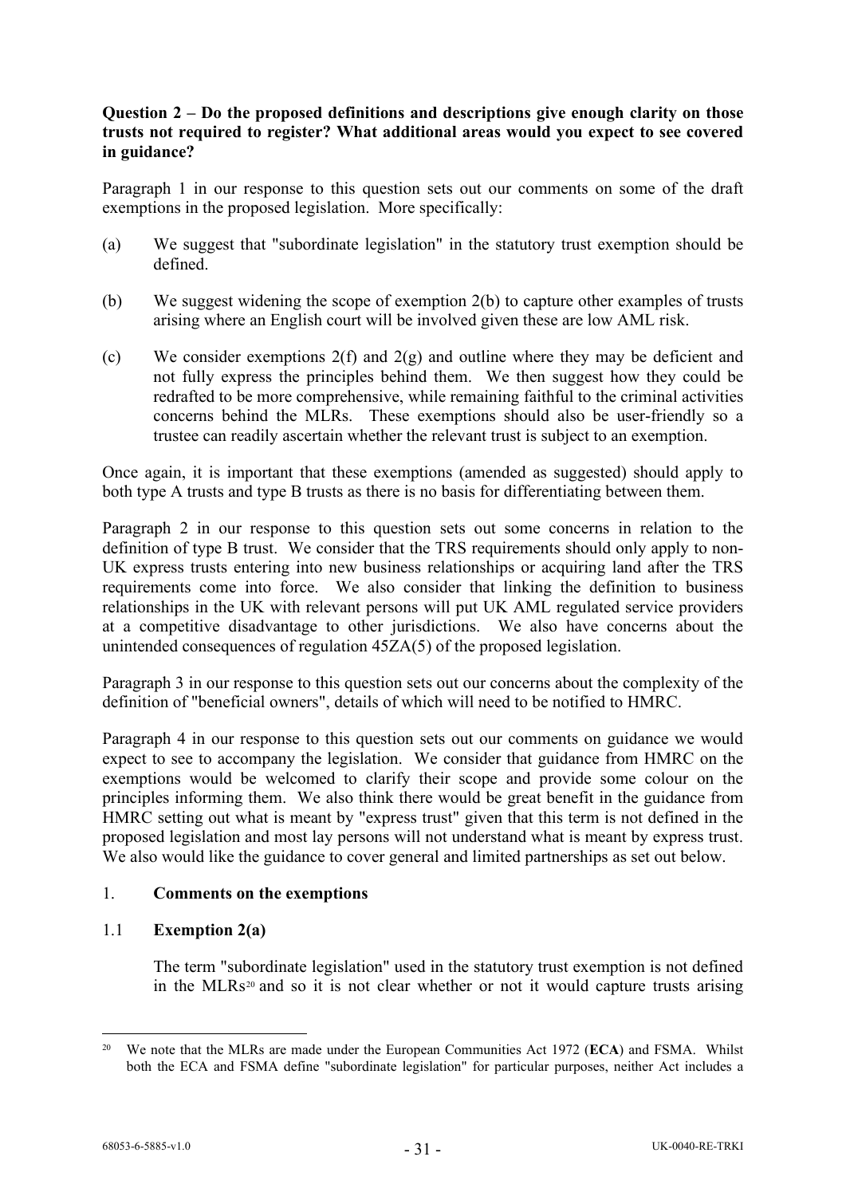**Question 2 – Do the proposed definitions and descriptions give enough clarity on those trusts not required to register? What additional areas would you expect to see covered in guidance?**

Paragraph 1 in our response to this question sets out our comments on some of the draft exemptions in the proposed legislation. More specifically:

(a) We suggest that "subordinate legislation" in the statutory trust exemption should be defined.

(b) We suggest widening the scope of exemption 2(b) to capture other examples of trusts arising where an English court will be involved given these are low AML risk.

(c) We consider exemptions 2(f) and 2(g) and outline where they may be deficient and not fully express the principles behind them. We then suggest how they could be redrafted to be more comprehensive, while remaining faithful to the criminal activities concerns behind the MLRs. These exemptions should also be user-friendly so a trustee can readily ascertain whether the relevant trust is subject to an exemption.

Once again, it is important that these exemptions (amended as suggested) should apply to both type A trusts and type B trusts as there is no basis for differentiating between them.

Paragraph 2 in our response to this question sets out some concerns in relation to the definition of type B trust. We consider that the TRS requirements should only apply to non-UK express trusts entering into new business relationships or acquiring land after the TRS requirements come into force. We also consider that linking the definition to business relationships in the UK with relevant persons will put UK AML regulated service providers at a competitive disadvantage to other jurisdictions. We also have concerns about the unintended consequences of regulation 45ZA(5) of the proposed legislation.

Paragraph 3 in our response to this question sets out our concerns about the complexity of the definition of "beneficial owners", details of which will need to be notified to HMRC.

Paragraph 4 in our response to this question sets out our comments on guidance we would expect to see to accompany the legislation. We consider that guidance from HMRC on the exemptions would be welcomed to clarify their scope and provide some colour on the principles informing them. We also think there would be great benefit in the guidance from HMRC setting out what is meant by "express trust" given that this term is not defined in the proposed legislation and most lay persons will not understand what is meant by express trust. We also would like the guidance to cover general and limited partnerships as set out below.

## 1. **Comments on the exemptions**

### 1.1 **Exemption 2(a)**

The term "subordinate legislation" used in the statutory trust exemption is not defined in the MLRs[20] and so it is not clear whether or not it would capture trusts arising

---

[20] We note that the MLRs are made under the European Communities Act 1972 (**ECA**) and FSMA. Whilst both the ECA and FSMA define "subordinate legislation" for particular purposes, neither Act includes a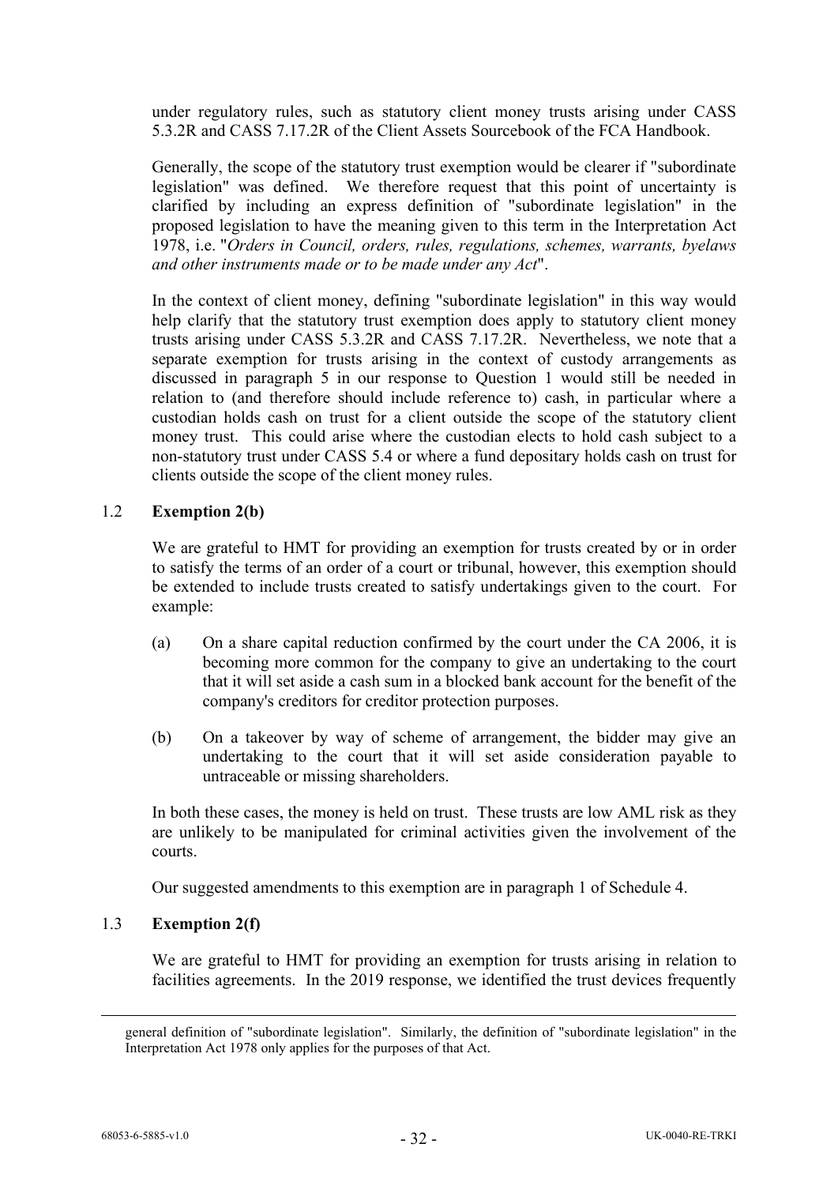under regulatory rules, such as statutory client money trusts arising under CASS 5.3.2R and CASS 7.17.2R of the Client Assets Sourcebook of the FCA Handbook.

Generally, the scope of the statutory trust exemption would be clearer if "subordinate legislation" was defined. We therefore request that this point of uncertainty is clarified by including an express definition of "subordinate legislation" in the proposed legislation to have the meaning given to this term in the Interpretation Act 1978, i.e. "*Orders in Council, orders, rules, regulations, schemes, warrants, byelaws and other instruments made or to be made under any Act*".

In the context of client money, defining "subordinate legislation" in this way would help clarify that the statutory trust exemption does apply to statutory client money trusts arising under CASS 5.3.2R and CASS 7.17.2R. Nevertheless, we note that a separate exemption for trusts arising in the context of custody arrangements as discussed in paragraph 5 in our response to Question 1 would still be needed in relation to (and therefore should include reference to) cash, in particular where a custodian holds cash on trust for a client outside the scope of the statutory client money trust. This could arise where the custodian elects to hold cash subject to a non-statutory trust under CASS 5.4 or where a fund depositary holds cash on trust for clients outside the scope of the client money rules.

### 1.2 Exemption 2(b)

We are grateful to HMT for providing an exemption for trusts created by or in order to satisfy the terms of an order of a court or tribunal, however, this exemption should be extended to include trusts created to satisfy undertakings given to the court. For example:

(a) On a share capital reduction confirmed by the court under the CA 2006, it is becoming more common for the company to give an undertaking to the court that it will set aside a cash sum in a blocked bank account for the benefit of the company's creditors for creditor protection purposes.

(b) On a takeover by way of scheme of arrangement, the bidder may give an undertaking to the court that it will set aside consideration payable to untraceable or missing shareholders.

In both these cases, the money is held on trust. These trusts are low AML risk as they are unlikely to be manipulated for criminal activities given the involvement of the courts.

Our suggested amendments to this exemption are in paragraph 1 of Schedule 4.

### 1.3 Exemption 2(f)

We are grateful to HMT for providing an exemption for trusts arising in relation to facilities agreements. In the 2019 response, we identified the trust devices frequently

---

general definition of "subordinate legislation". Similarly, the definition of "subordinate legislation" in the Interpretation Act 1978 only applies for the purposes of that Act.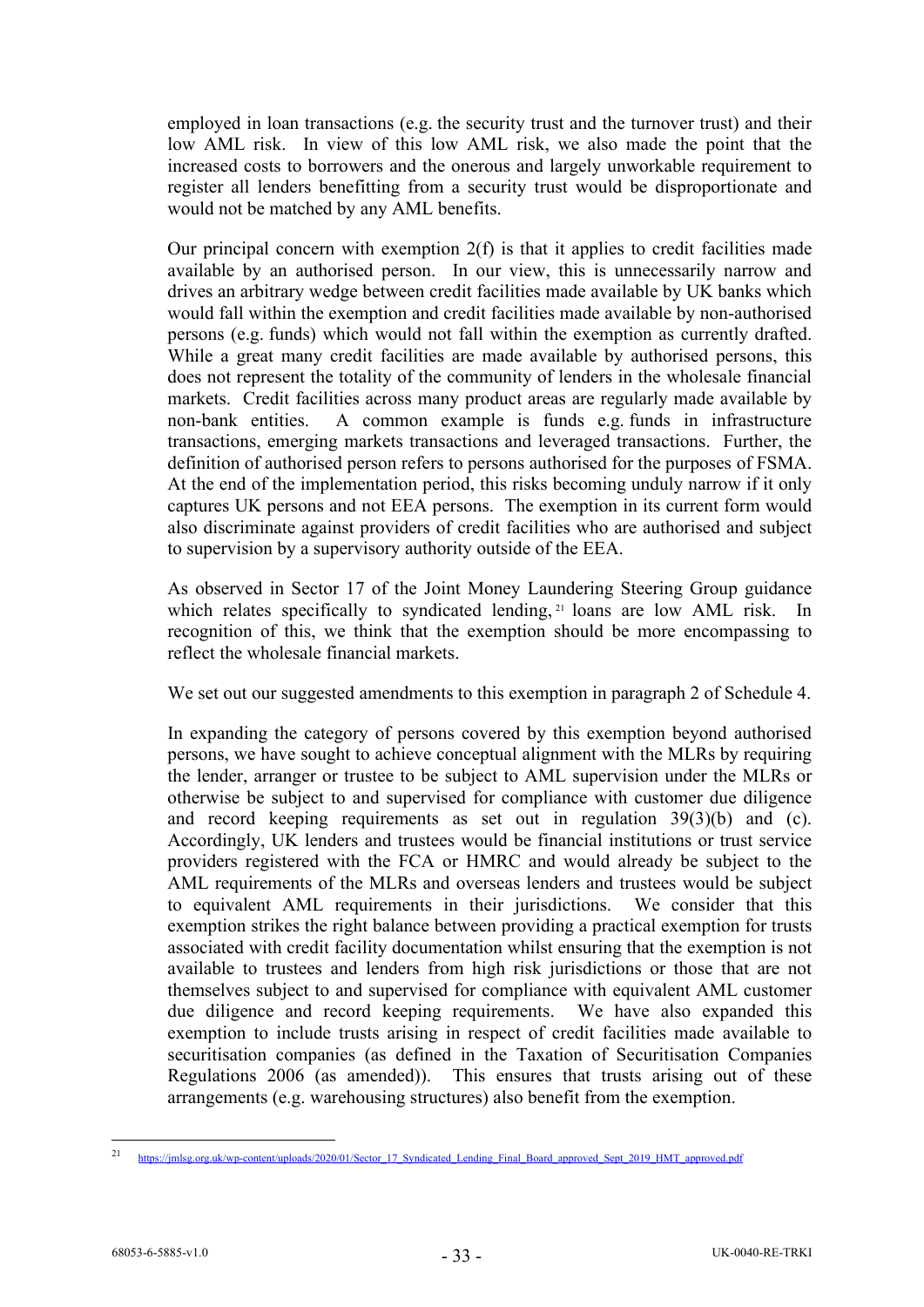employed in loan transactions (e.g. the security trust and the turnover trust) and their low AML risk. In view of this low AML risk, we also made the point that the increased costs to borrowers and the onerous and largely unworkable requirement to register all lenders benefitting from a security trust would be disproportionate and would not be matched by any AML benefits.

Our principal concern with exemption 2(f) is that it applies to credit facilities made available by an authorised person. In our view, this is unnecessarily narrow and drives an arbitrary wedge between credit facilities made available by UK banks which would fall within the exemption and credit facilities made available by non-authorised persons (e.g. funds) which would not fall within the exemption as currently drafted. While a great many credit facilities are made available by authorised persons, this does not represent the totality of the community of lenders in the wholesale financial markets. Credit facilities across many product areas are regularly made available by non-bank entities. A common example is funds e.g. funds in infrastructure transactions, emerging markets transactions and leveraged transactions. Further, the definition of authorised person refers to persons authorised for the purposes of FSMA. At the end of the implementation period, this risks becoming unduly narrow if it only captures UK persons and not EEA persons. The exemption in its current form would also discriminate against providers of credit facilities who are authorised and subject to supervision by a supervisory authority outside of the EEA.

As observed in Sector 17 of the Joint Money Laundering Steering Group guidance which relates specifically to syndicated lending,[21] loans are low AML risk. In recognition of this, we think that the exemption should be more encompassing to reflect the wholesale financial markets.

We set out our suggested amendments to this exemption in paragraph 2 of Schedule 4.

In expanding the category of persons covered by this exemption beyond authorised persons, we have sought to achieve conceptual alignment with the MLRs by requiring the lender, arranger or trustee to be subject to AML supervision under the MLRs or otherwise be subject to and supervised for compliance with customer due diligence and record keeping requirements as set out in regulation 39(3)(b) and (c). Accordingly, UK lenders and trustees would be financial institutions or trust service providers registered with the FCA or HMRC and would already be subject to the AML requirements of the MLRs and overseas lenders and trustees would be subject to equivalent AML requirements in their jurisdictions. We consider that this exemption strikes the right balance between providing a practical exemption for trusts associated with credit facility documentation whilst ensuring that the exemption is not available to trustees and lenders from high risk jurisdictions or those that are not themselves subject to and supervised for compliance with equivalent AML customer due diligence and record keeping requirements. We have also expanded this exemption to include trusts arising in respect of credit facilities made available to securitisation companies (as defined in the Taxation of Securitisation Companies Regulations 2006 (as amended)). This ensures that trusts arising out of these arrangements (e.g. warehousing structures) also benefit from the exemption.

---

[21] https://jmlsg.org.uk/wp-content/uploads/2020/01/Sector_17_Syndicated_Lending_Final_Board_approved_Sept_2019_HMT_approved.pdf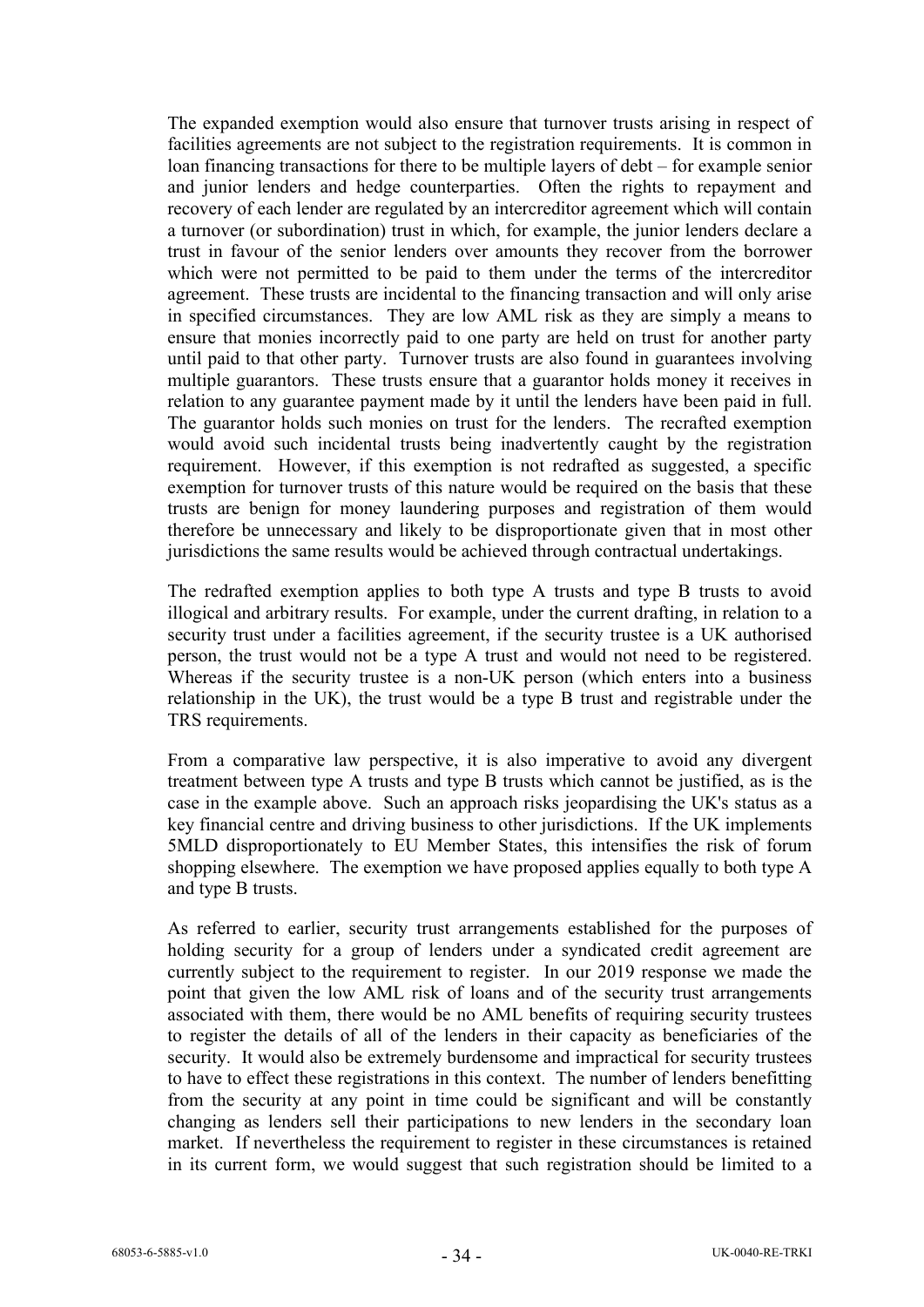The expanded exemption would also ensure that turnover trusts arising in respect of facilities agreements are not subject to the registration requirements. It is common in loan financing transactions for there to be multiple layers of debt – for example senior and junior lenders and hedge counterparties. Often the rights to repayment and recovery of each lender are regulated by an intercreditor agreement which will contain a turnover (or subordination) trust in which, for example, the junior lenders declare a trust in favour of the senior lenders over amounts they recover from the borrower which were not permitted to be paid to them under the terms of the intercreditor agreement. These trusts are incidental to the financing transaction and will only arise in specified circumstances. They are low AML risk as they are simply a means to ensure that monies incorrectly paid to one party are held on trust for another party until paid to that other party. Turnover trusts are also found in guarantees involving multiple guarantors. These trusts ensure that a guarantor holds money it receives in relation to any guarantee payment made by it until the lenders have been paid in full. The guarantor holds such monies on trust for the lenders. The recrafted exemption would avoid such incidental trusts being inadvertently caught by the registration requirement. However, if this exemption is not redrafted as suggested, a specific exemption for turnover trusts of this nature would be required on the basis that these trusts are benign for money laundering purposes and registration of them would therefore be unnecessary and likely to be disproportionate given that in most other jurisdictions the same results would be achieved through contractual undertakings.

The redrafted exemption applies to both type A trusts and type B trusts to avoid illogical and arbitrary results. For example, under the current drafting, in relation to a security trust under a facilities agreement, if the security trustee is a UK authorised person, the trust would not be a type A trust and would not need to be registered. Whereas if the security trustee is a non-UK person (which enters into a business relationship in the UK), the trust would be a type B trust and registrable under the TRS requirements.

From a comparative law perspective, it is also imperative to avoid any divergent treatment between type A trusts and type B trusts which cannot be justified, as is the case in the example above. Such an approach risks jeopardising the UK's status as a key financial centre and driving business to other jurisdictions. If the UK implements 5MLD disproportionately to EU Member States, this intensifies the risk of forum shopping elsewhere. The exemption we have proposed applies equally to both type A and type B trusts.

As referred to earlier, security trust arrangements established for the purposes of holding security for a group of lenders under a syndicated credit agreement are currently subject to the requirement to register. In our 2019 response we made the point that given the low AML risk of loans and of the security trust arrangements associated with them, there would be no AML benefits of requiring security trustees to register the details of all of the lenders in their capacity as beneficiaries of the security. It would also be extremely burdensome and impractical for security trustees to have to effect these registrations in this context. The number of lenders benefitting from the security at any point in time could be significant and will be constantly changing as lenders sell their participations to new lenders in the secondary loan market. If nevertheless the requirement to register in these circumstances is retained in its current form, we would suggest that such registration should be limited to a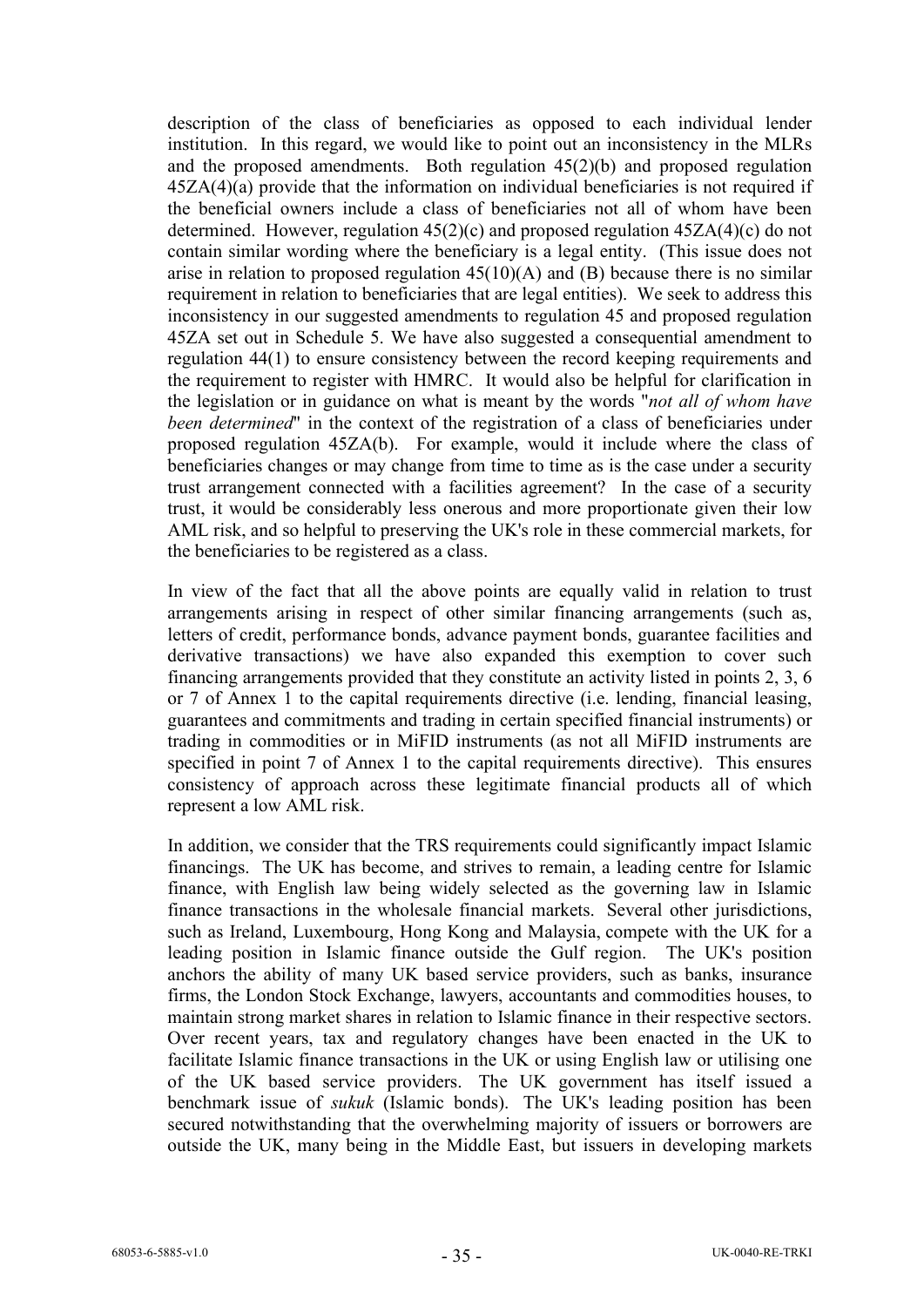description of the class of beneficiaries as opposed to each individual lender institution. In this regard, we would like to point out an inconsistency in the MLRs and the proposed amendments. Both regulation 45(2)(b) and proposed regulation 45ZA(4)(a) provide that the information on individual beneficiaries is not required if the beneficial owners include a class of beneficiaries not all of whom have been determined. However, regulation 45(2)(c) and proposed regulation 45ZA(4)(c) do not contain similar wording where the beneficiary is a legal entity. (This issue does not arise in relation to proposed regulation 45(10)(A) and (B) because there is no similar requirement in relation to beneficiaries that are legal entities). We seek to address this inconsistency in our suggested amendments to regulation 45 and proposed regulation 45ZA set out in Schedule 5. We have also suggested a consequential amendment to regulation 44(1) to ensure consistency between the record keeping requirements and the requirement to register with HMRC. It would also be helpful for clarification in the legislation or in guidance on what is meant by the words "*not all of whom have been determined*" in the context of the registration of a class of beneficiaries under proposed regulation 45ZA(b). For example, would it include where the class of beneficiaries changes or may change from time to time as is the case under a security trust arrangement connected with a facilities agreement? In the case of a security trust, it would be considerably less onerous and more proportionate given their low AML risk, and so helpful to preserving the UK's role in these commercial markets, for the beneficiaries to be registered as a class.

In view of the fact that all the above points are equally valid in relation to trust arrangements arising in respect of other similar financing arrangements (such as, letters of credit, performance bonds, advance payment bonds, guarantee facilities and derivative transactions) we have also expanded this exemption to cover such financing arrangements provided that they constitute an activity listed in points 2, 3, 6 or 7 of Annex 1 to the capital requirements directive (i.e. lending, financial leasing, guarantees and commitments and trading in certain specified financial instruments) or trading in commodities or in MiFID instruments (as not all MiFID instruments are specified in point 7 of Annex 1 to the capital requirements directive). This ensures consistency of approach across these legitimate financial products all of which represent a low AML risk.

In addition, we consider that the TRS requirements could significantly impact Islamic financings. The UK has become, and strives to remain, a leading centre for Islamic finance, with English law being widely selected as the governing law in Islamic finance transactions in the wholesale financial markets. Several other jurisdictions, such as Ireland, Luxembourg, Hong Kong and Malaysia, compete with the UK for a leading position in Islamic finance outside the Gulf region. The UK's position anchors the ability of many UK based service providers, such as banks, insurance firms, the London Stock Exchange, lawyers, accountants and commodities houses, to maintain strong market shares in relation to Islamic finance in their respective sectors. Over recent years, tax and regulatory changes have been enacted in the UK to facilitate Islamic finance transactions in the UK or using English law or utilising one of the UK based service providers. The UK government has itself issued a benchmark issue of *sukuk* (Islamic bonds). The UK's leading position has been secured notwithstanding that the overwhelming majority of issuers or borrowers are outside the UK, many being in the Middle East, but issuers in developing markets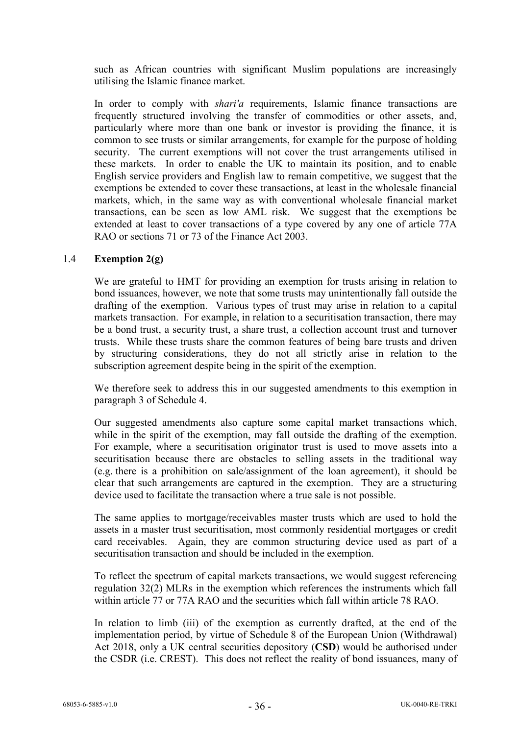such as African countries with significant Muslim populations are increasingly utilising the Islamic finance market.

In order to comply with *shari'a* requirements, Islamic finance transactions are frequently structured involving the transfer of commodities or other assets, and, particularly where more than one bank or investor is providing the finance, it is common to see trusts or similar arrangements, for example for the purpose of holding security. The current exemptions will not cover the trust arrangements utilised in these markets. In order to enable the UK to maintain its position, and to enable English service providers and English law to remain competitive, we suggest that the exemptions be extended to cover these transactions, at least in the wholesale financial markets, which, in the same way as with conventional wholesale financial market transactions, can be seen as low AML risk. We suggest that the exemptions be extended at least to cover transactions of a type covered by any one of article 77A RAO or sections 71 or 73 of the Finance Act 2003.

### 1.4 Exemption 2(g)

We are grateful to HMT for providing an exemption for trusts arising in relation to bond issuances, however, we note that some trusts may unintentionally fall outside the drafting of the exemption. Various types of trust may arise in relation to a capital markets transaction. For example, in relation to a securitisation transaction, there may be a bond trust, a security trust, a share trust, a collection account trust and turnover trusts. While these trusts share the common features of being bare trusts and driven by structuring considerations, they do not all strictly arise in relation to the subscription agreement despite being in the spirit of the exemption.

We therefore seek to address this in our suggested amendments to this exemption in paragraph 3 of Schedule 4.

Our suggested amendments also capture some capital market transactions which, while in the spirit of the exemption, may fall outside the drafting of the exemption. For example, where a securitisation originator trust is used to move assets into a securitisation because there are obstacles to selling assets in the traditional way (e.g. there is a prohibition on sale/assignment of the loan agreement), it should be clear that such arrangements are captured in the exemption. They are a structuring device used to facilitate the transaction where a true sale is not possible.

The same applies to mortgage/receivables master trusts which are used to hold the assets in a master trust securitisation, most commonly residential mortgages or credit card receivables. Again, they are common structuring device used as part of a securitisation transaction and should be included in the exemption.

To reflect the spectrum of capital markets transactions, we would suggest referencing regulation 32(2) MLRs in the exemption which references the instruments which fall within article 77 or 77A RAO and the securities which fall within article 78 RAO.

In relation to limb (iii) of the exemption as currently drafted, at the end of the implementation period, by virtue of Schedule 8 of the European Union (Withdrawal) Act 2018, only a UK central securities depository (**CSD**) would be authorised under the CSDR (i.e. CREST). This does not reflect the reality of bond issuances, many of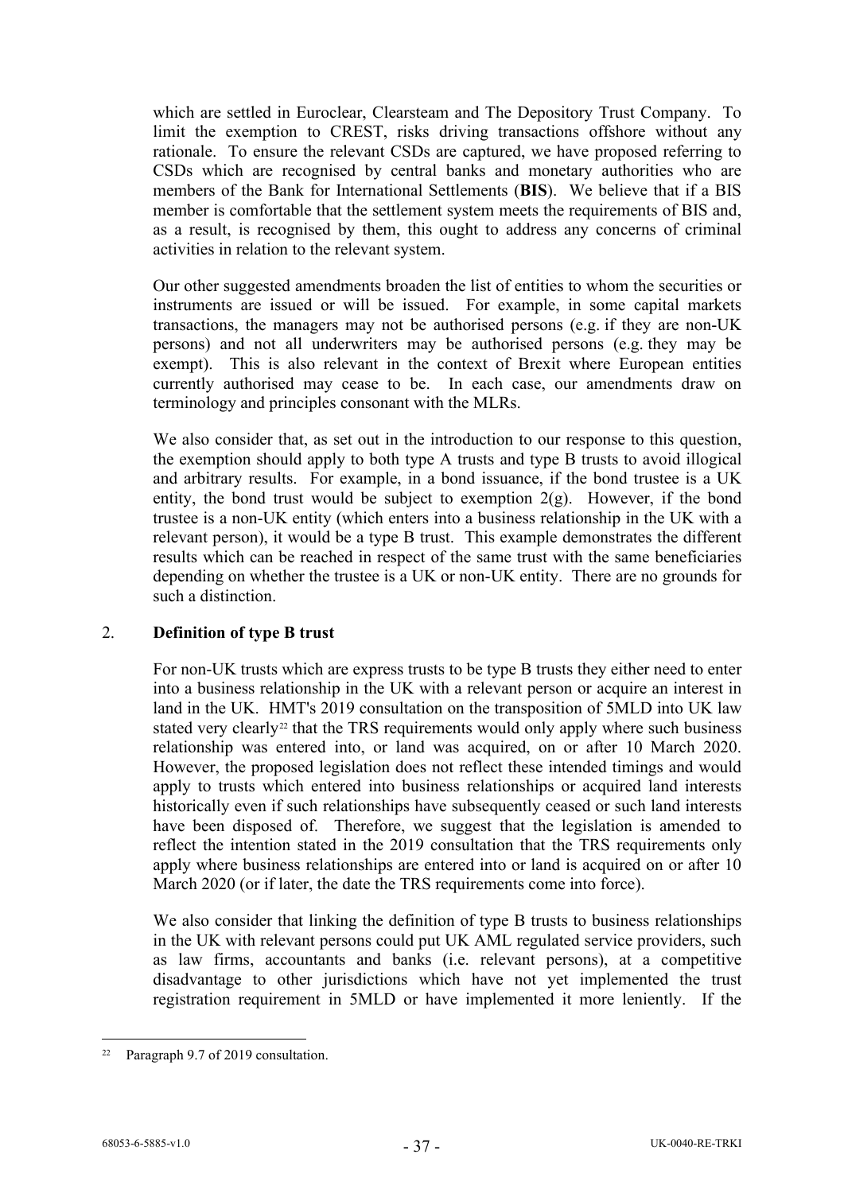which are settled in Euroclear, Clearsteam and The Depository Trust Company. To limit the exemption to CREST, risks driving transactions offshore without any rationale. To ensure the relevant CSDs are captured, we have proposed referring to CSDs which are recognised by central banks and monetary authorities who are members of the Bank for International Settlements (**BIS**). We believe that if a BIS member is comfortable that the settlement system meets the requirements of BIS and, as a result, is recognised by them, this ought to address any concerns of criminal activities in relation to the relevant system.

Our other suggested amendments broaden the list of entities to whom the securities or instruments are issued or will be issued. For example, in some capital markets transactions, the managers may not be authorised persons (e.g. if they are non-UK persons) and not all underwriters may be authorised persons (e.g. they may be exempt). This is also relevant in the context of Brexit where European entities currently authorised may cease to be. In each case, our amendments draw on terminology and principles consonant with the MLRs.

We also consider that, as set out in the introduction to our response to this question, the exemption should apply to both type A trusts and type B trusts to avoid illogical and arbitrary results. For example, in a bond issuance, if the bond trustee is a UK entity, the bond trust would be subject to exemption 2(g). However, if the bond trustee is a non-UK entity (which enters into a business relationship in the UK with a relevant person), it would be a type B trust. This example demonstrates the different results which can be reached in respect of the same trust with the same beneficiaries depending on whether the trustee is a UK or non-UK entity. There are no grounds for such a distinction.

2. **Definition of type B trust**

For non-UK trusts which are express trusts to be type B trusts they either need to enter into a business relationship in the UK with a relevant person or acquire an interest in land in the UK. HMT's 2019 consultation on the transposition of 5MLD into UK law stated very clearly[22] that the TRS requirements would only apply where such business relationship was entered into, or land was acquired, on or after 10 March 2020. However, the proposed legislation does not reflect these intended timings and would apply to trusts which entered into business relationships or acquired land interests historically even if such relationships have subsequently ceased or such land interests have been disposed of. Therefore, we suggest that the legislation is amended to reflect the intention stated in the 2019 consultation that the TRS requirements only apply where business relationships are entered into or land is acquired on or after 10 March 2020 (or if later, the date the TRS requirements come into force).

We also consider that linking the definition of type B trusts to business relationships in the UK with relevant persons could put UK AML regulated service providers, such as law firms, accountants and banks (i.e. relevant persons), at a competitive disadvantage to other jurisdictions which have not yet implemented the trust registration requirement in 5MLD or have implemented it more leniently. If the

[22] Paragraph 9.7 of 2019 consultation.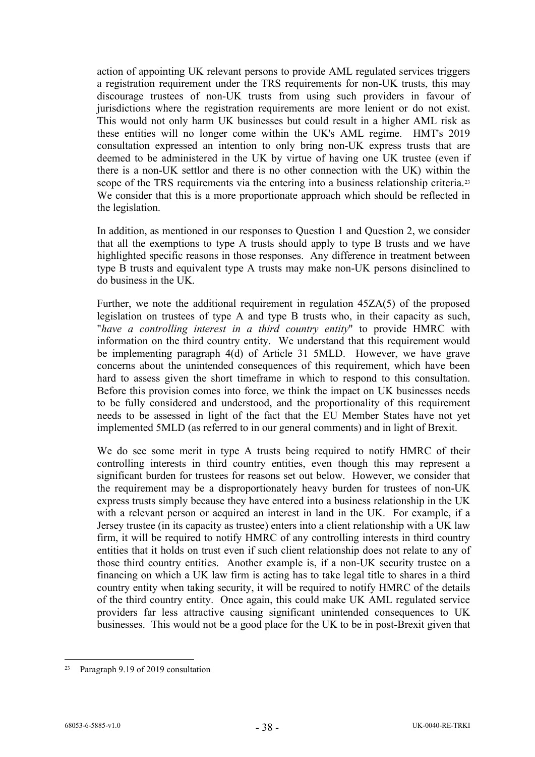action of appointing UK relevant persons to provide AML regulated services triggers a registration requirement under the TRS requirements for non-UK trusts, this may discourage trustees of non-UK trusts from using such providers in favour of jurisdictions where the registration requirements are more lenient or do not exist. This would not only harm UK businesses but could result in a higher AML risk as these entities will no longer come within the UK's AML regime. HMT's 2019 consultation expressed an intention to only bring non-UK express trusts that are deemed to be administered in the UK by virtue of having one UK trustee (even if there is a non-UK settlor and there is no other connection with the UK) within the scope of the TRS requirements via the entering into a business relationship criteria.[23] We consider that this is a more proportionate approach which should be reflected in the legislation.

In addition, as mentioned in our responses to Question 1 and Question 2, we consider that all the exemptions to type A trusts should apply to type B trusts and we have highlighted specific reasons in those responses. Any difference in treatment between type B trusts and equivalent type A trusts may make non-UK persons disinclined to do business in the UK.

Further, we note the additional requirement in regulation 45ZA(5) of the proposed legislation on trustees of type A and type B trusts who, in their capacity as such, "*have a controlling interest in a third country entity*" to provide HMRC with information on the third country entity. We understand that this requirement would be implementing paragraph 4(d) of Article 31 5MLD. However, we have grave concerns about the unintended consequences of this requirement, which have been hard to assess given the short timeframe in which to respond to this consultation. Before this provision comes into force, we think the impact on UK businesses needs to be fully considered and understood, and the proportionality of this requirement needs to be assessed in light of the fact that the EU Member States have not yet implemented 5MLD (as referred to in our general comments) and in light of Brexit.

We do see some merit in type A trusts being required to notify HMRC of their controlling interests in third country entities, even though this may represent a significant burden for trustees for reasons set out below. However, we consider that the requirement may be a disproportionately heavy burden for trustees of non-UK express trusts simply because they have entered into a business relationship in the UK with a relevant person or acquired an interest in land in the UK. For example, if a Jersey trustee (in its capacity as trustee) enters into a client relationship with a UK law firm, it will be required to notify HMRC of any controlling interests in third country entities that it holds on trust even if such client relationship does not relate to any of those third country entities. Another example is, if a non-UK security trustee on a financing on which a UK law firm is acting has to take legal title to shares in a third country entity when taking security, it will be required to notify HMRC of the details of the third country entity. Once again, this could make UK AML regulated service providers far less attractive causing significant unintended consequences to UK businesses. This would not be a good place for the UK to be in post-Brexit given that

---

[23] Paragraph 9.19 of 2019 consultation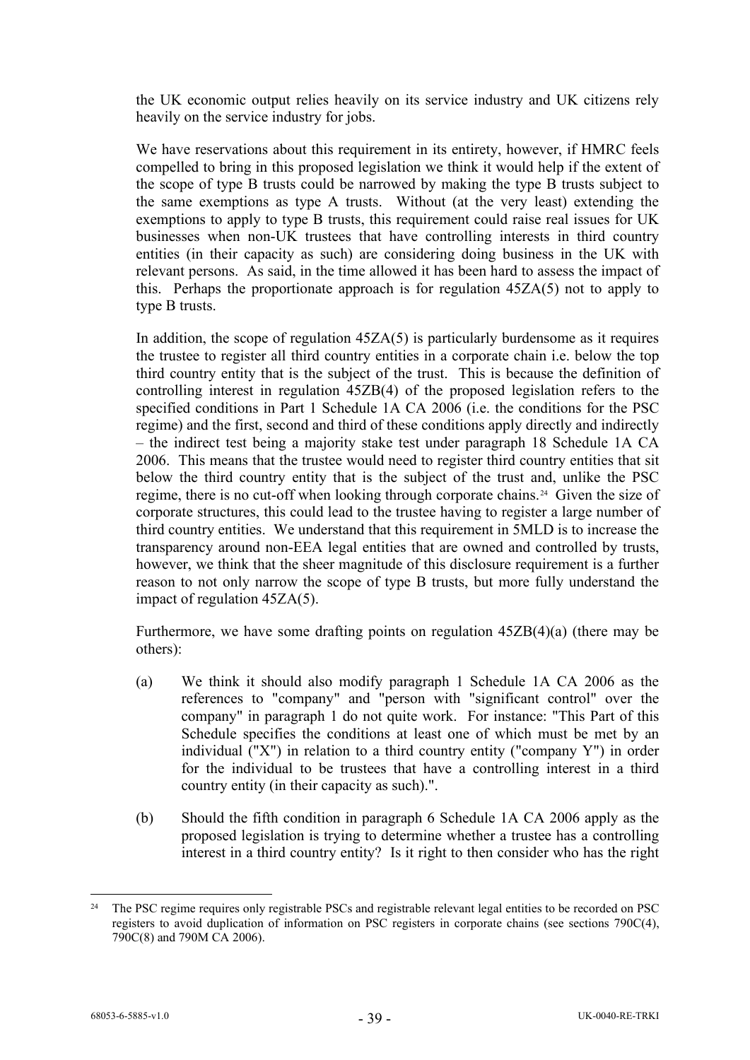the UK economic output relies heavily on its service industry and UK citizens rely heavily on the service industry for jobs.

We have reservations about this requirement in its entirety, however, if HMRC feels compelled to bring in this proposed legislation we think it would help if the extent of the scope of type B trusts could be narrowed by making the type B trusts subject to the same exemptions as type A trusts. Without (at the very least) extending the exemptions to apply to type B trusts, this requirement could raise real issues for UK businesses when non-UK trustees that have controlling interests in third country entities (in their capacity as such) are considering doing business in the UK with relevant persons. As said, in the time allowed it has been hard to assess the impact of this. Perhaps the proportionate approach is for regulation 45ZA(5) not to apply to type B trusts.

In addition, the scope of regulation 45ZA(5) is particularly burdensome as it requires the trustee to register all third country entities in a corporate chain i.e. below the top third country entity that is the subject of the trust. This is because the definition of controlling interest in regulation 45ZB(4) of the proposed legislation refers to the specified conditions in Part 1 Schedule 1A CA 2006 (i.e. the conditions for the PSC regime) and the first, second and third of these conditions apply directly and indirectly – the indirect test being a majority stake test under paragraph 18 Schedule 1A CA 2006. This means that the trustee would need to register third country entities that sit below the third country entity that is the subject of the trust and, unlike the PSC regime, there is no cut-off when looking through corporate chains.[24] Given the size of corporate structures, this could lead to the trustee having to register a large number of third country entities. We understand that this requirement in 5MLD is to increase the transparency around non-EEA legal entities that are owned and controlled by trusts, however, we think that the sheer magnitude of this disclosure requirement is a further reason to not only narrow the scope of type B trusts, but more fully understand the impact of regulation 45ZA(5).

Furthermore, we have some drafting points on regulation 45ZB(4)(a) (there may be others):

(a) We think it should also modify paragraph 1 Schedule 1A CA 2006 as the references to "company" and "person with "significant control" over the company" in paragraph 1 do not quite work. For instance: "This Part of this Schedule specifies the conditions at least one of which must be met by an individual ("X") in relation to a third country entity ("company Y") in order for the individual to be trustees that have a controlling interest in a third country entity (in their capacity as such).".

(b) Should the fifth condition in paragraph 6 Schedule 1A CA 2006 apply as the proposed legislation is trying to determine whether a trustee has a controlling interest in a third country entity? Is it right to then consider who has the right

---

[24] The PSC regime requires only registrable PSCs and registrable relevant legal entities to be recorded on PSC registers to avoid duplication of information on PSC registers in corporate chains (see sections 790C(4), 790C(8) and 790M CA 2006).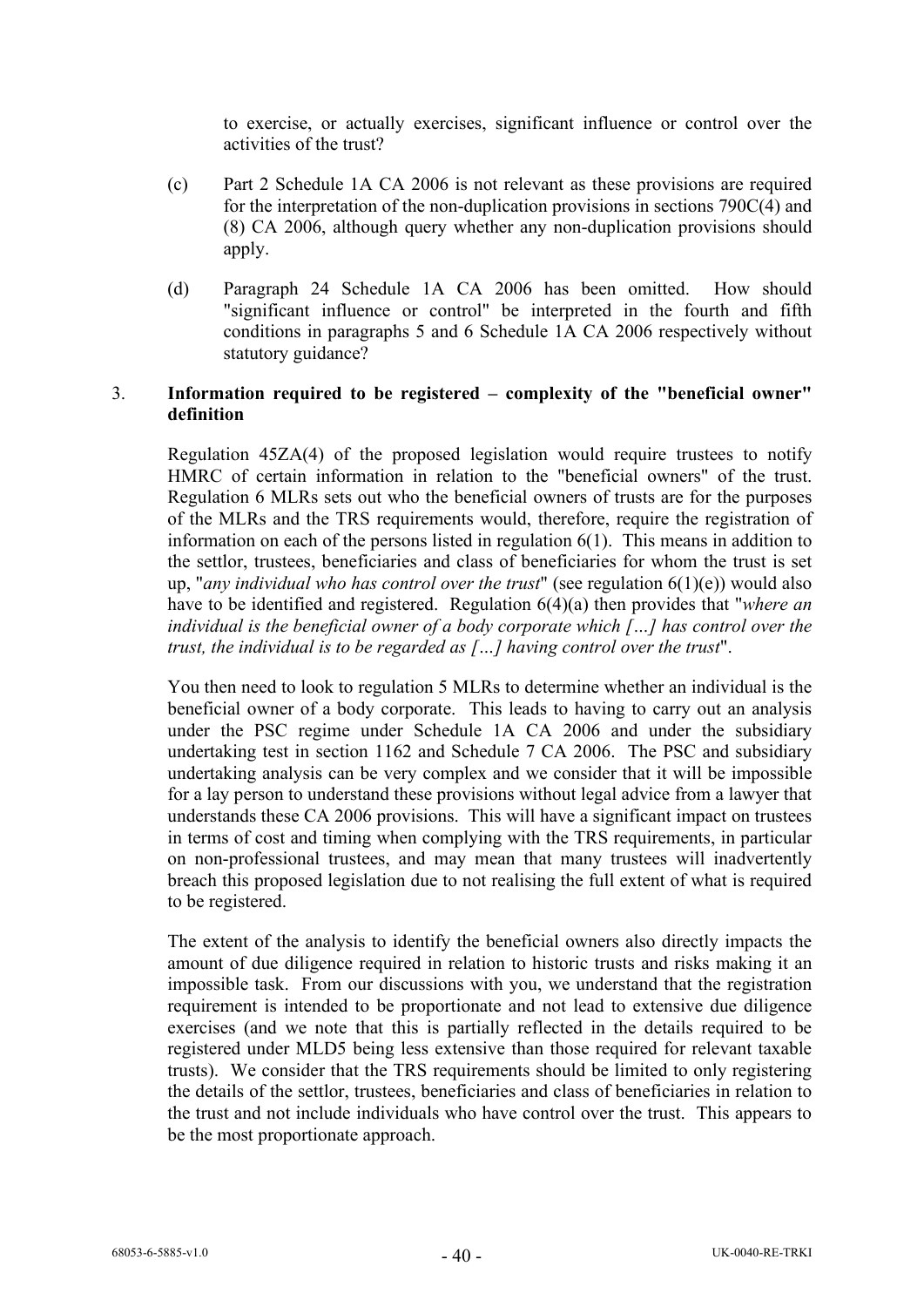to exercise, or actually exercises, significant influence or control over the activities of the trust?

(c) Part 2 Schedule 1A CA 2006 is not relevant as these provisions are required for the interpretation of the non-duplication provisions in sections 790C(4) and (8) CA 2006, although query whether any non-duplication provisions should apply.

(d) Paragraph 24 Schedule 1A CA 2006 has been omitted. How should "significant influence or control" be interpreted in the fourth and fifth conditions in paragraphs 5 and 6 Schedule 1A CA 2006 respectively without statutory guidance?

3. **Information required to be registered – complexity of the "beneficial owner" definition**

Regulation 45ZA(4) of the proposed legislation would require trustees to notify HMRC of certain information in relation to the "beneficial owners" of the trust. Regulation 6 MLRs sets out who the beneficial owners of trusts are for the purposes of the MLRs and the TRS requirements would, therefore, require the registration of information on each of the persons listed in regulation 6(1). This means in addition to the settlor, trustees, beneficiaries and class of beneficiaries for whom the trust is set up, "*any individual who has control over the trust*" (see regulation 6(1)(e)) would also have to be identified and registered. Regulation 6(4)(a) then provides that "*where an individual is the beneficial owner of a body corporate which […] has control over the trust, the individual is to be regarded as […] having control over the trust*".

You then need to look to regulation 5 MLRs to determine whether an individual is the beneficial owner of a body corporate. This leads to having to carry out an analysis under the PSC regime under Schedule 1A CA 2006 and under the subsidiary undertaking test in section 1162 and Schedule 7 CA 2006. The PSC and subsidiary undertaking analysis can be very complex and we consider that it will be impossible for a lay person to understand these provisions without legal advice from a lawyer that understands these CA 2006 provisions. This will have a significant impact on trustees in terms of cost and timing when complying with the TRS requirements, in particular on non-professional trustees, and may mean that many trustees will inadvertently breach this proposed legislation due to not realising the full extent of what is required to be registered.

The extent of the analysis to identify the beneficial owners also directly impacts the amount of due diligence required in relation to historic trusts and risks making it an impossible task. From our discussions with you, we understand that the registration requirement is intended to be proportionate and not lead to extensive due diligence exercises (and we note that this is partially reflected in the details required to be registered under MLD5 being less extensive than those required for relevant taxable trusts). We consider that the TRS requirements should be limited to only registering the details of the settlor, trustees, beneficiaries and class of beneficiaries in relation to the trust and not include individuals who have control over the trust. This appears to be the most proportionate approach.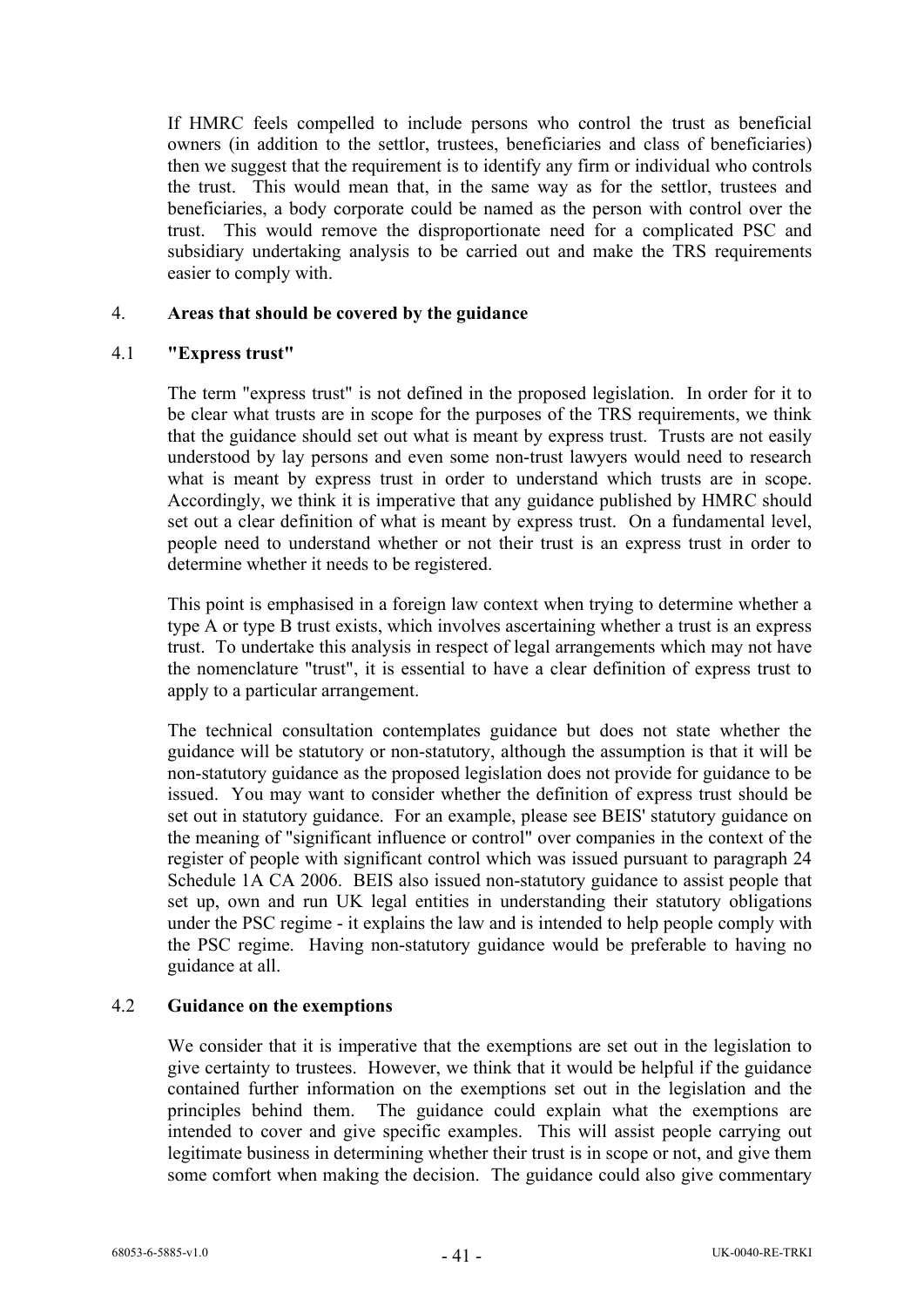If HMRC feels compelled to include persons who control the trust as beneficial owners (in addition to the settlor, trustees, beneficiaries and class of beneficiaries) then we suggest that the requirement is to identify any firm or individual who controls the trust. This would mean that, in the same way as for the settlor, trustees and beneficiaries, a body corporate could be named as the person with control over the trust. This would remove the disproportionate need for a complicated PSC and subsidiary undertaking analysis to be carried out and make the TRS requirements easier to comply with.

## 4. Areas that should be covered by the guidance

### 4.1 "Express trust"

The term "express trust" is not defined in the proposed legislation. In order for it to be clear what trusts are in scope for the purposes of the TRS requirements, we think that the guidance should set out what is meant by express trust. Trusts are not easily understood by lay persons and even some non-trust lawyers would need to research what is meant by express trust in order to understand which trusts are in scope. Accordingly, we think it is imperative that any guidance published by HMRC should set out a clear definition of what is meant by express trust. On a fundamental level, people need to understand whether or not their trust is an express trust in order to determine whether it needs to be registered.

This point is emphasised in a foreign law context when trying to determine whether a type A or type B trust exists, which involves ascertaining whether a trust is an express trust. To undertake this analysis in respect of legal arrangements which may not have the nomenclature "trust", it is essential to have a clear definition of express trust to apply to a particular arrangement.

The technical consultation contemplates guidance but does not state whether the guidance will be statutory or non-statutory, although the assumption is that it will be non-statutory guidance as the proposed legislation does not provide for guidance to be issued. You may want to consider whether the definition of express trust should be set out in statutory guidance. For an example, please see BEIS' statutory guidance on the meaning of "significant influence or control" over companies in the context of the register of people with significant control which was issued pursuant to paragraph 24 Schedule 1A CA 2006. BEIS also issued non-statutory guidance to assist people that set up, own and run UK legal entities in understanding their statutory obligations under the PSC regime - it explains the law and is intended to help people comply with the PSC regime. Having non-statutory guidance would be preferable to having no guidance at all.

### 4.2 Guidance on the exemptions

We consider that it is imperative that the exemptions are set out in the legislation to give certainty to trustees. However, we think that it would be helpful if the guidance contained further information on the exemptions set out in the legislation and the principles behind them. The guidance could explain what the exemptions are intended to cover and give specific examples. This will assist people carrying out legitimate business in determining whether their trust is in scope or not, and give them some comfort when making the decision. The guidance could also give commentary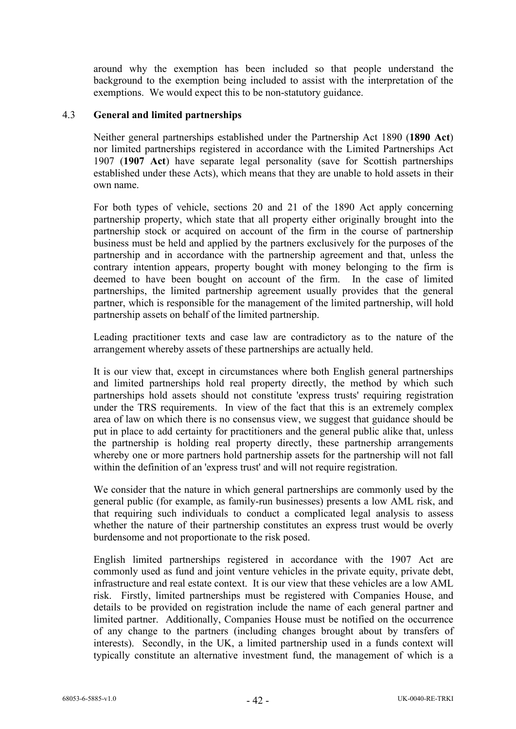around why the exemption has been included so that people understand the background to the exemption being included to assist with the interpretation of the exemptions. We would expect this to be non-statutory guidance.

### 4.3 General and limited partnerships

Neither general partnerships established under the Partnership Act 1890 (**1890 Act**) nor limited partnerships registered in accordance with the Limited Partnerships Act 1907 (**1907 Act**) have separate legal personality (save for Scottish partnerships established under these Acts), which means that they are unable to hold assets in their own name.

For both types of vehicle, sections 20 and 21 of the 1890 Act apply concerning partnership property, which state that all property either originally brought into the partnership stock or acquired on account of the firm in the course of partnership business must be held and applied by the partners exclusively for the purposes of the partnership and in accordance with the partnership agreement and that, unless the contrary intention appears, property bought with money belonging to the firm is deemed to have been bought on account of the firm. In the case of limited partnerships, the limited partnership agreement usually provides that the general partner, which is responsible for the management of the limited partnership, will hold partnership assets on behalf of the limited partnership.

Leading practitioner texts and case law are contradictory as to the nature of the arrangement whereby assets of these partnerships are actually held.

It is our view that, except in circumstances where both English general partnerships and limited partnerships hold real property directly, the method by which such partnerships hold assets should not constitute 'express trusts' requiring registration under the TRS requirements. In view of the fact that this is an extremely complex area of law on which there is no consensus view, we suggest that guidance should be put in place to add certainty for practitioners and the general public alike that, unless the partnership is holding real property directly, these partnership arrangements whereby one or more partners hold partnership assets for the partnership will not fall within the definition of an 'express trust' and will not require registration.

We consider that the nature in which general partnerships are commonly used by the general public (for example, as family-run businesses) presents a low AML risk, and that requiring such individuals to conduct a complicated legal analysis to assess whether the nature of their partnership constitutes an express trust would be overly burdensome and not proportionate to the risk posed.

English limited partnerships registered in accordance with the 1907 Act are commonly used as fund and joint venture vehicles in the private equity, private debt, infrastructure and real estate context. It is our view that these vehicles are a low AML risk. Firstly, limited partnerships must be registered with Companies House, and details to be provided on registration include the name of each general partner and limited partner. Additionally, Companies House must be notified on the occurrence of any change to the partners (including changes brought about by transfers of interests). Secondly, in the UK, a limited partnership used in a funds context will typically constitute an alternative investment fund, the management of which is a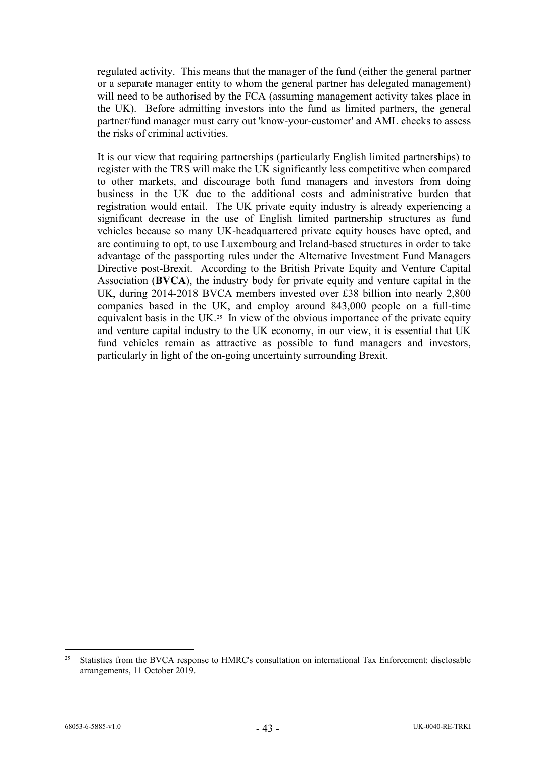regulated activity. This means that the manager of the fund (either the general partner or a separate manager entity to whom the general partner has delegated management) will need to be authorised by the FCA (assuming management activity takes place in the UK). Before admitting investors into the fund as limited partners, the general partner/fund manager must carry out 'know-your-customer' and AML checks to assess the risks of criminal activities.

It is our view that requiring partnerships (particularly English limited partnerships) to register with the TRS will make the UK significantly less competitive when compared to other markets, and discourage both fund managers and investors from doing business in the UK due to the additional costs and administrative burden that registration would entail. The UK private equity industry is already experiencing a significant decrease in the use of English limited partnership structures as fund vehicles because so many UK-headquartered private equity houses have opted, and are continuing to opt, to use Luxembourg and Ireland-based structures in order to take advantage of the passporting rules under the Alternative Investment Fund Managers Directive post-Brexit. According to the British Private Equity and Venture Capital Association (**BVCA**), the industry body for private equity and venture capital in the UK, during 2014-2018 BVCA members invested over £38 billion into nearly 2,800 companies based in the UK, and employ around 843,000 people on a full-time equivalent basis in the UK.[25] In view of the obvious importance of the private equity and venture capital industry to the UK economy, in our view, it is essential that UK fund vehicles remain as attractive as possible to fund managers and investors, particularly in light of the on-going uncertainty surrounding Brexit.

---

[25] Statistics from the BVCA response to HMRC's consultation on international Tax Enforcement: disclosable arrangements, 11 October 2019.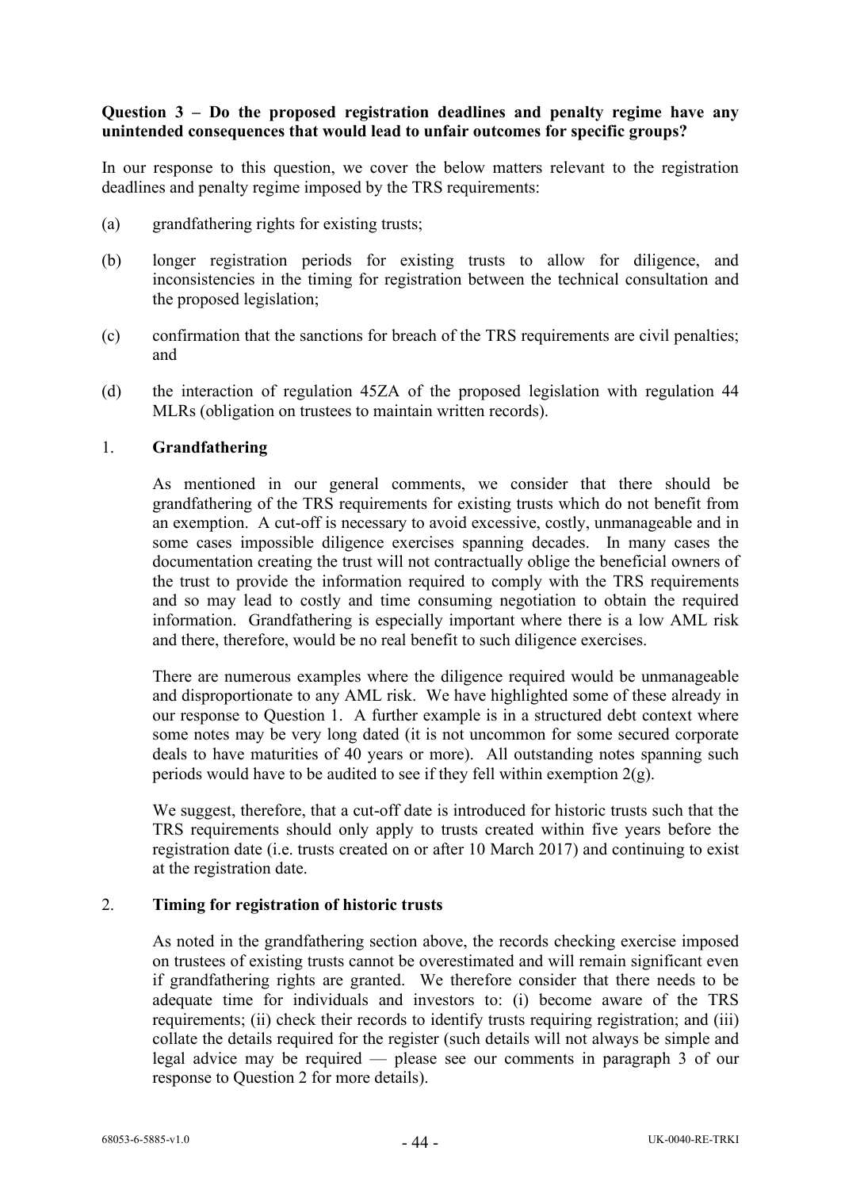**Question 3 – Do the proposed registration deadlines and penalty regime have any unintended consequences that would lead to unfair outcomes for specific groups?**

In our response to this question, we cover the below matters relevant to the registration deadlines and penalty regime imposed by the TRS requirements:

(a) grandfathering rights for existing trusts;

(b) longer registration periods for existing trusts to allow for diligence, and inconsistencies in the timing for registration between the technical consultation and the proposed legislation;

(c) confirmation that the sanctions for breach of the TRS requirements are civil penalties; and

(d) the interaction of regulation 45ZA of the proposed legislation with regulation 44 MLRs (obligation on trustees to maintain written records).

1. **Grandfathering**

As mentioned in our general comments, we consider that there should be grandfathering of the TRS requirements for existing trusts which do not benefit from an exemption. A cut-off is necessary to avoid excessive, costly, unmanageable and in some cases impossible diligence exercises spanning decades. In many cases the documentation creating the trust will not contractually oblige the beneficial owners of the trust to provide the information required to comply with the TRS requirements and so may lead to costly and time consuming negotiation to obtain the required information. Grandfathering is especially important where there is a low AML risk and there, therefore, would be no real benefit to such diligence exercises.

There are numerous examples where the diligence required would be unmanageable and disproportionate to any AML risk. We have highlighted some of these already in our response to Question 1. A further example is in a structured debt context where some notes may be very long dated (it is not uncommon for some secured corporate deals to have maturities of 40 years or more). All outstanding notes spanning such periods would have to be audited to see if they fell within exemption 2(g).

We suggest, therefore, that a cut-off date is introduced for historic trusts such that the TRS requirements should only apply to trusts created within five years before the registration date (i.e. trusts created on or after 10 March 2017) and continuing to exist at the registration date.

2. **Timing for registration of historic trusts**

As noted in the grandfathering section above, the records checking exercise imposed on trustees of existing trusts cannot be overestimated and will remain significant even if grandfathering rights are granted. We therefore consider that there needs to be adequate time for individuals and investors to: (i) become aware of the TRS requirements; (ii) check their records to identify trusts requiring registration; and (iii) collate the details required for the register (such details will not always be simple and legal advice may be required — please see our comments in paragraph 3 of our response to Question 2 for more details).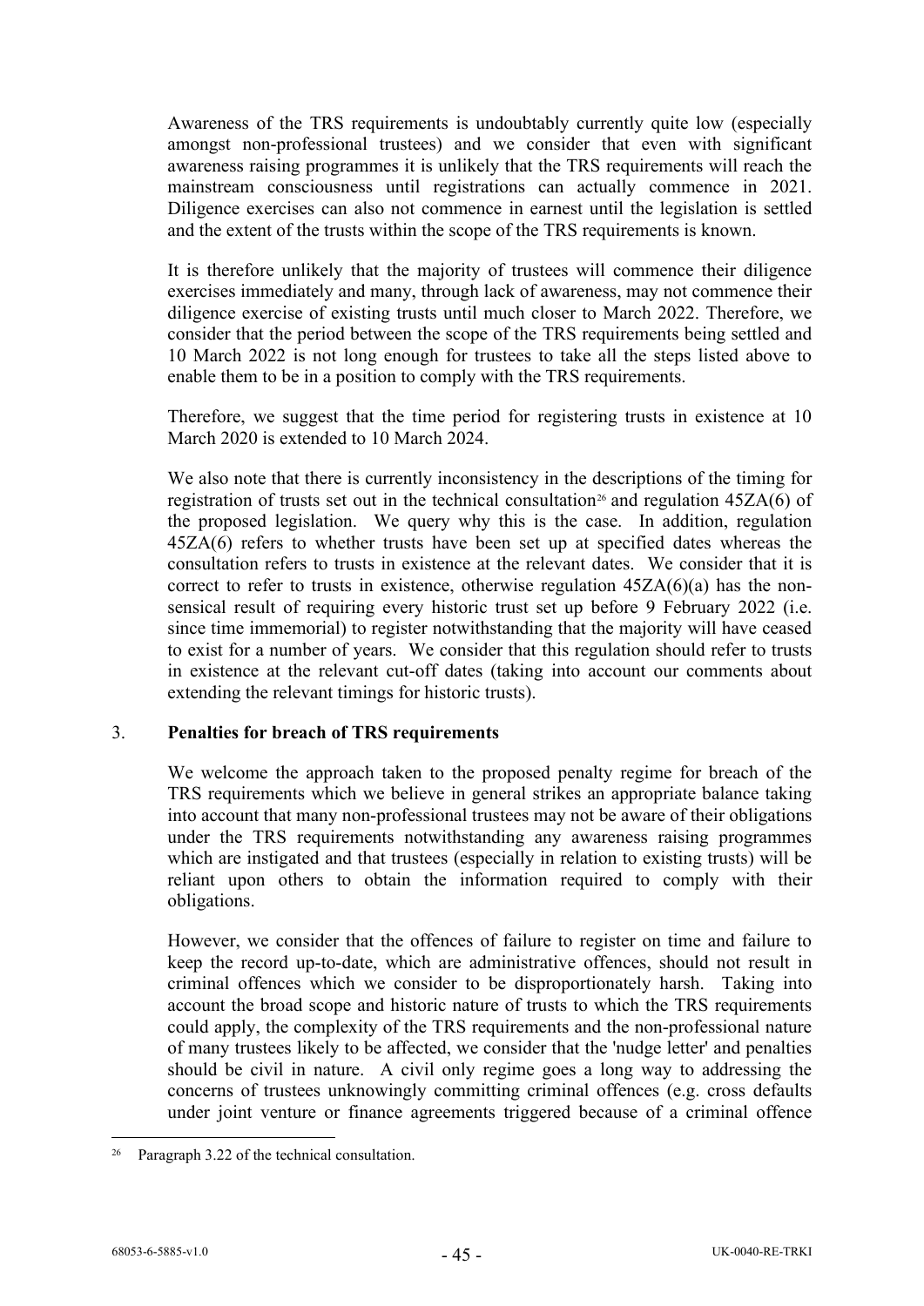Awareness of the TRS requirements is undoubtably currently quite low (especially amongst non-professional trustees) and we consider that even with significant awareness raising programmes it is unlikely that the TRS requirements will reach the mainstream consciousness until registrations can actually commence in 2021. Diligence exercises can also not commence in earnest until the legislation is settled and the extent of the trusts within the scope of the TRS requirements is known.

It is therefore unlikely that the majority of trustees will commence their diligence exercises immediately and many, through lack of awareness, may not commence their diligence exercise of existing trusts until much closer to March 2022. Therefore, we consider that the period between the scope of the TRS requirements being settled and 10 March 2022 is not long enough for trustees to take all the steps listed above to enable them to be in a position to comply with the TRS requirements.

Therefore, we suggest that the time period for registering trusts in existence at 10 March 2020 is extended to 10 March 2024.

We also note that there is currently inconsistency in the descriptions of the timing for registration of trusts set out in the technical consultation[26] and regulation 45ZA(6) of the proposed legislation. We query why this is the case. In addition, regulation 45ZA(6) refers to whether trusts have been set up at specified dates whereas the consultation refers to trusts in existence at the relevant dates. We consider that it is correct to refer to trusts in existence, otherwise regulation 45ZA(6)(a) has the non-sensical result of requiring every historic trust set up before 9 February 2022 (i.e. since time immemorial) to register notwithstanding that the majority will have ceased to exist for a number of years. We consider that this regulation should refer to trusts in existence at the relevant cut-off dates (taking into account our comments about extending the relevant timings for historic trusts).

3. **Penalties for breach of TRS requirements**

We welcome the approach taken to the proposed penalty regime for breach of the TRS requirements which we believe in general strikes an appropriate balance taking into account that many non-professional trustees may not be aware of their obligations under the TRS requirements notwithstanding any awareness raising programmes which are instigated and that trustees (especially in relation to existing trusts) will be reliant upon others to obtain the information required to comply with their obligations.

However, we consider that the offences of failure to register on time and failure to keep the record up-to-date, which are administrative offences, should not result in criminal offences which we consider to be disproportionately harsh. Taking into account the broad scope and historic nature of trusts to which the TRS requirements could apply, the complexity of the TRS requirements and the non-professional nature of many trustees likely to be affected, we consider that the 'nudge letter' and penalties should be civil in nature. A civil only regime goes a long way to addressing the concerns of trustees unknowingly committing criminal offences (e.g. cross defaults under joint venture or finance agreements triggered because of a criminal offence

[26] Paragraph 3.22 of the technical consultation.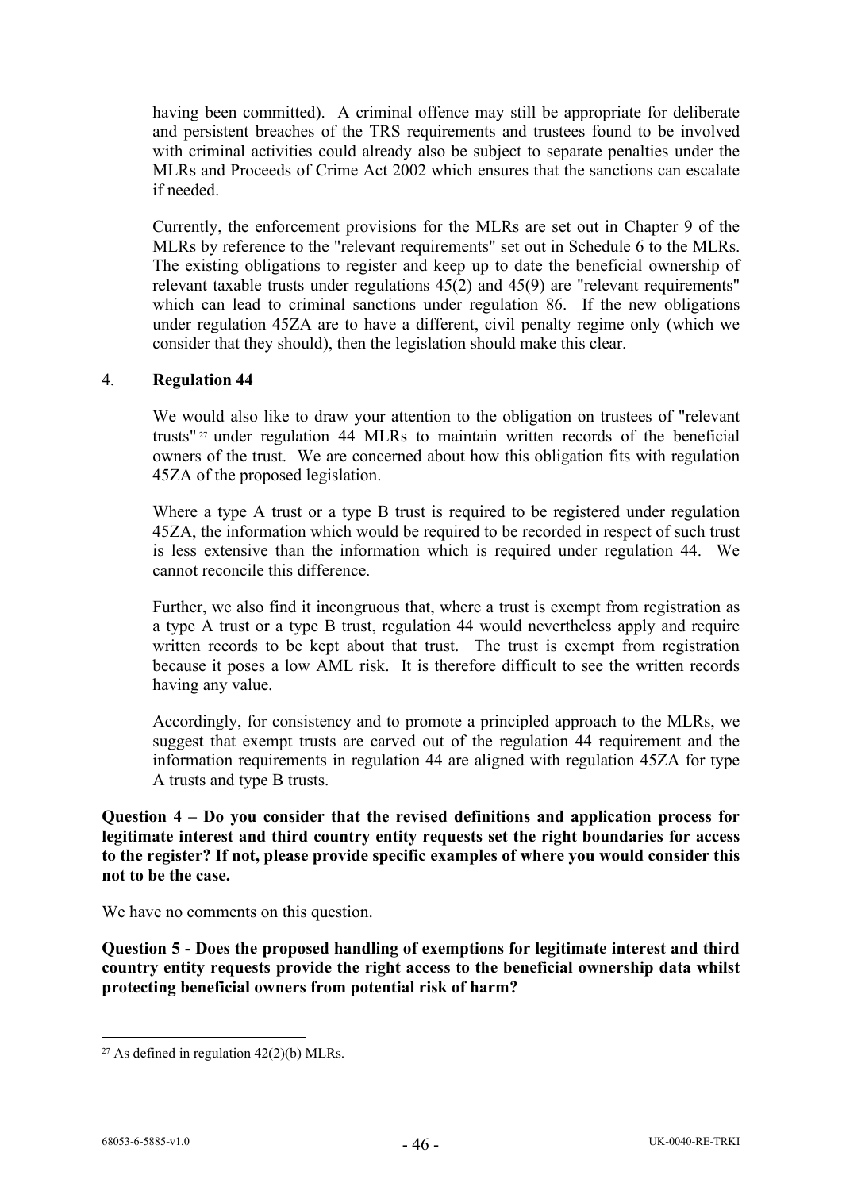having been committed). A criminal offence may still be appropriate for deliberate and persistent breaches of the TRS requirements and trustees found to be involved with criminal activities could already also be subject to separate penalties under the MLRs and Proceeds of Crime Act 2002 which ensures that the sanctions can escalate if needed.

Currently, the enforcement provisions for the MLRs are set out in Chapter 9 of the MLRs by reference to the "relevant requirements" set out in Schedule 6 to the MLRs. The existing obligations to register and keep up to date the beneficial ownership of relevant taxable trusts under regulations 45(2) and 45(9) are "relevant requirements" which can lead to criminal sanctions under regulation 86. If the new obligations under regulation 45ZA are to have a different, civil penalty regime only (which we consider that they should), then the legislation should make this clear.

## 4. Regulation 44

We would also like to draw your attention to the obligation on trustees of "relevant trusts"[27] under regulation 44 MLRs to maintain written records of the beneficial owners of the trust. We are concerned about how this obligation fits with regulation 45ZA of the proposed legislation.

Where a type A trust or a type B trust is required to be registered under regulation 45ZA, the information which would be required to be recorded in respect of such trust is less extensive than the information which is required under regulation 44. We cannot reconcile this difference.

Further, we also find it incongruous that, where a trust is exempt from registration as a type A trust or a type B trust, regulation 44 would nevertheless apply and require written records to be kept about that trust. The trust is exempt from registration because it poses a low AML risk. It is therefore difficult to see the written records having any value.

Accordingly, for consistency and to promote a principled approach to the MLRs, we suggest that exempt trusts are carved out of the regulation 44 requirement and the information requirements in regulation 44 are aligned with regulation 45ZA for type A trusts and type B trusts.

**Question 4 – Do you consider that the revised definitions and application process for legitimate interest and third country entity requests set the right boundaries for access to the register? If not, please provide specific examples of where you would consider this not to be the case.**

We have no comments on this question.

**Question 5 - Does the proposed handling of exemptions for legitimate interest and third country entity requests provide the right access to the beneficial ownership data whilst protecting beneficial owners from potential risk of harm?**

---

[27] As defined in regulation 42(2)(b) MLRs.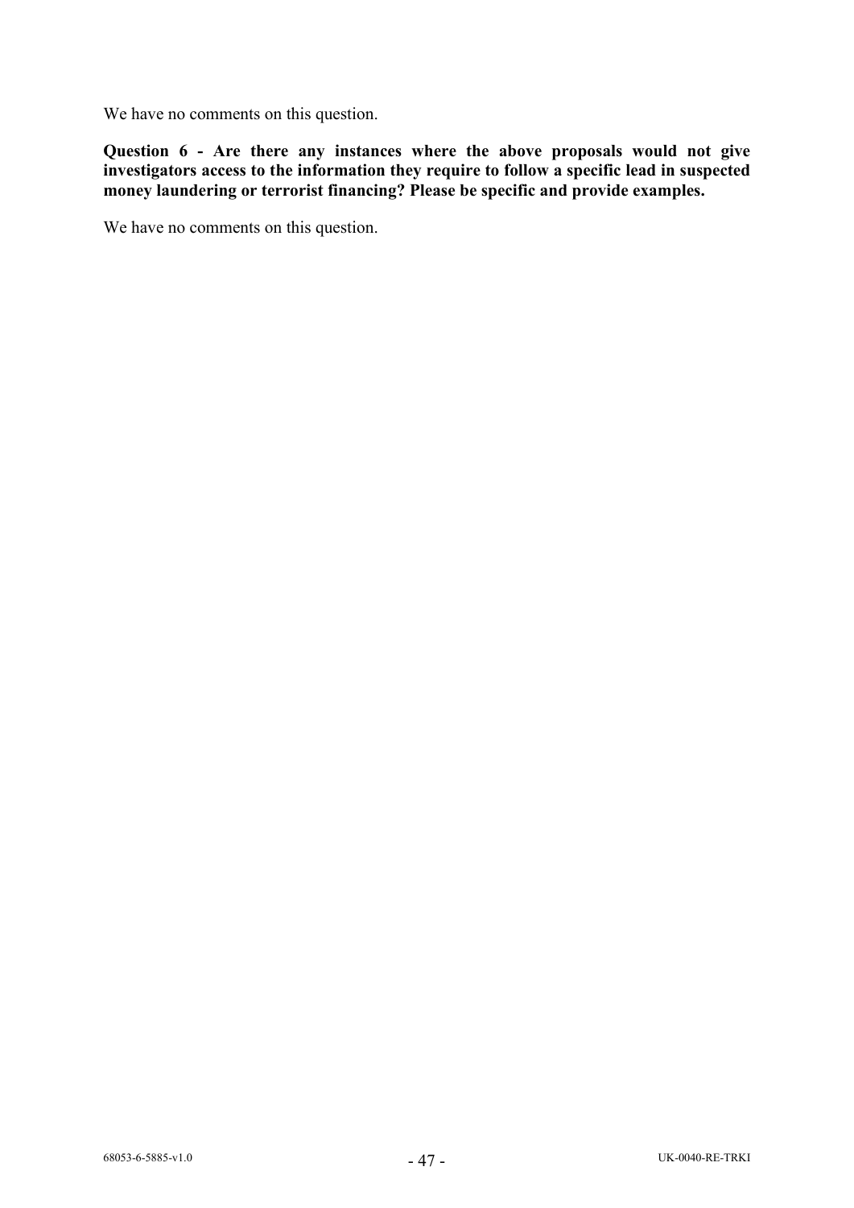We have no comments on this question.

**Question 6 - Are there any instances where the above proposals would not give investigators access to the information they require to follow a specific lead in suspected money laundering or terrorist financing? Please be specific and provide examples.**

We have no comments on this question.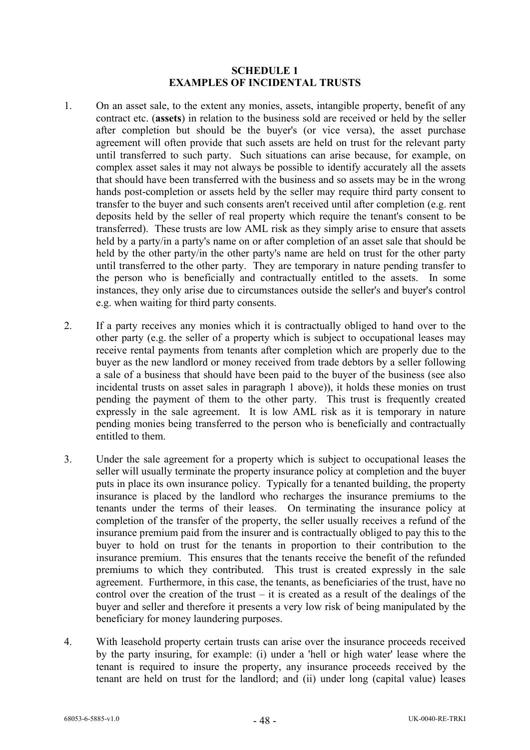# SCHEDULE 1
# EXAMPLES OF INCIDENTAL TRUSTS

1. On an asset sale, to the extent any monies, assets, intangible property, benefit of any contract etc. (**assets**) in relation to the business sold are received or held by the seller after completion but should be the buyer's (or vice versa), the asset purchase agreement will often provide that such assets are held on trust for the relevant party until transferred to such party. Such situations can arise because, for example, on complex asset sales it may not always be possible to identify accurately all the assets that should have been transferred with the business and so assets may be in the wrong hands post-completion or assets held by the seller may require third party consent to transfer to the buyer and such consents aren't received until after completion (e.g. rent deposits held by the seller of real property which require the tenant's consent to be transferred). These trusts are low AML risk as they simply arise to ensure that assets held by a party/in a party's name on or after completion of an asset sale that should be held by the other party/in the other party's name are held on trust for the other party until transferred to the other party. They are temporary in nature pending transfer to the person who is beneficially and contractually entitled to the assets. In some instances, they only arise due to circumstances outside the seller's and buyer's control e.g. when waiting for third party consents.

2. If a party receives any monies which it is contractually obliged to hand over to the other party (e.g. the seller of a property which is subject to occupational leases may receive rental payments from tenants after completion which are properly due to the buyer as the new landlord or money received from trade debtors by a seller following a sale of a business that should have been paid to the buyer of the business (see also incidental trusts on asset sales in paragraph 1 above)), it holds these monies on trust pending the payment of them to the other party. This trust is frequently created expressly in the sale agreement. It is low AML risk as it is temporary in nature pending monies being transferred to the person who is beneficially and contractually entitled to them.

3. Under the sale agreement for a property which is subject to occupational leases the seller will usually terminate the property insurance policy at completion and the buyer puts in place its own insurance policy. Typically for a tenanted building, the property insurance is placed by the landlord who recharges the insurance premiums to the tenants under the terms of their leases. On terminating the insurance policy at completion of the transfer of the property, the seller usually receives a refund of the insurance premium paid from the insurer and is contractually obliged to pay this to the buyer to hold on trust for the tenants in proportion to their contribution to the insurance premium. This ensures that the tenants receive the benefit of the refunded premiums to which they contributed. This trust is created expressly in the sale agreement. Furthermore, in this case, the tenants, as beneficiaries of the trust, have no control over the creation of the trust – it is created as a result of the dealings of the buyer and seller and therefore it presents a very low risk of being manipulated by the beneficiary for money laundering purposes.

4. With leasehold property certain trusts can arise over the insurance proceeds received by the party insuring, for example: (i) under a 'hell or high water' lease where the tenant is required to insure the property, any insurance proceeds received by the tenant are held on trust for the landlord; and (ii) under long (capital value) leases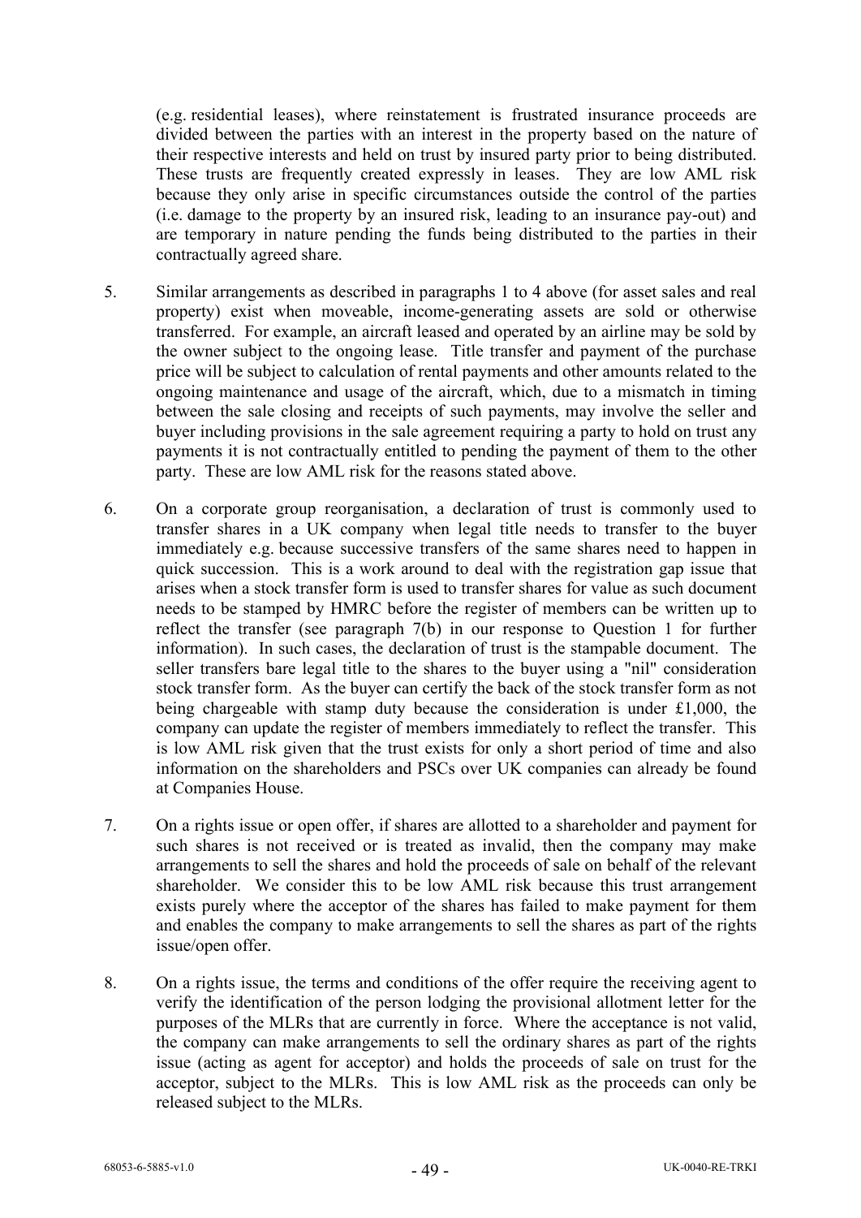(e.g. residential leases), where reinstatement is frustrated insurance proceeds are divided between the parties with an interest in the property based on the nature of their respective interests and held on trust by insured party prior to being distributed. These trusts are frequently created expressly in leases. They are low AML risk because they only arise in specific circumstances outside the control of the parties (i.e. damage to the property by an insured risk, leading to an insurance pay-out) and are temporary in nature pending the funds being distributed to the parties in their contractually agreed share.

5. Similar arrangements as described in paragraphs 1 to 4 above (for asset sales and real property) exist when moveable, income-generating assets are sold or otherwise transferred. For example, an aircraft leased and operated by an airline may be sold by the owner subject to the ongoing lease. Title transfer and payment of the purchase price will be subject to calculation of rental payments and other amounts related to the ongoing maintenance and usage of the aircraft, which, due to a mismatch in timing between the sale closing and receipts of such payments, may involve the seller and buyer including provisions in the sale agreement requiring a party to hold on trust any payments it is not contractually entitled to pending the payment of them to the other party. These are low AML risk for the reasons stated above.

6. On a corporate group reorganisation, a declaration of trust is commonly used to transfer shares in a UK company when legal title needs to transfer to the buyer immediately e.g. because successive transfers of the same shares need to happen in quick succession. This is a work around to deal with the registration gap issue that arises when a stock transfer form is used to transfer shares for value as such document needs to be stamped by HMRC before the register of members can be written up to reflect the transfer (see paragraph 7(b) in our response to Question 1 for further information). In such cases, the declaration of trust is the stampable document. The seller transfers bare legal title to the shares to the buyer using a "nil" consideration stock transfer form. As the buyer can certify the back of the stock transfer form as not being chargeable with stamp duty because the consideration is under £1,000, the company can update the register of members immediately to reflect the transfer. This is low AML risk given that the trust exists for only a short period of time and also information on the shareholders and PSCs over UK companies can already be found at Companies House.

7. On a rights issue or open offer, if shares are allotted to a shareholder and payment for such shares is not received or is treated as invalid, then the company may make arrangements to sell the shares and hold the proceeds of sale on behalf of the relevant shareholder. We consider this to be low AML risk because this trust arrangement exists purely where the acceptor of the shares has failed to make payment for them and enables the company to make arrangements to sell the shares as part of the rights issue/open offer.

8. On a rights issue, the terms and conditions of the offer require the receiving agent to verify the identification of the person lodging the provisional allotment letter for the purposes of the MLRs that are currently in force. Where the acceptance is not valid, the company can make arrangements to sell the ordinary shares as part of the rights issue (acting as agent for acceptor) and holds the proceeds of sale on trust for the acceptor, subject to the MLRs. This is low AML risk as the proceeds can only be released subject to the MLRs.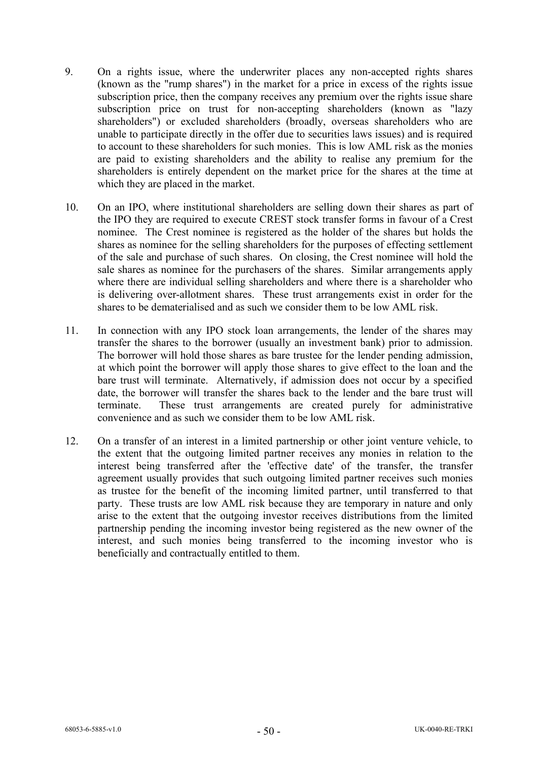9. On a rights issue, where the underwriter places any non-accepted rights shares (known as the "rump shares") in the market for a price in excess of the rights issue subscription price, then the company receives any premium over the rights issue share subscription price on trust for non-accepting shareholders (known as "lazy shareholders") or excluded shareholders (broadly, overseas shareholders who are unable to participate directly in the offer due to securities laws issues) and is required to account to these shareholders for such monies. This is low AML risk as the monies are paid to existing shareholders and the ability to realise any premium for the shareholders is entirely dependent on the market price for the shares at the time at which they are placed in the market.

10. On an IPO, where institutional shareholders are selling down their shares as part of the IPO they are required to execute CREST stock transfer forms in favour of a Crest nominee. The Crest nominee is registered as the holder of the shares but holds the shares as nominee for the selling shareholders for the purposes of effecting settlement of the sale and purchase of such shares. On closing, the Crest nominee will hold the sale shares as nominee for the purchasers of the shares. Similar arrangements apply where there are individual selling shareholders and where there is a shareholder who is delivering over-allotment shares. These trust arrangements exist in order for the shares to be dematerialised and as such we consider them to be low AML risk.

11. In connection with any IPO stock loan arrangements, the lender of the shares may transfer the shares to the borrower (usually an investment bank) prior to admission. The borrower will hold those shares as bare trustee for the lender pending admission, at which point the borrower will apply those shares to give effect to the loan and the bare trust will terminate. Alternatively, if admission does not occur by a specified date, the borrower will transfer the shares back to the lender and the bare trust will terminate. These trust arrangements are created purely for administrative convenience and as such we consider them to be low AML risk.

12. On a transfer of an interest in a limited partnership or other joint venture vehicle, to the extent that the outgoing limited partner receives any monies in relation to the interest being transferred after the 'effective date' of the transfer, the transfer agreement usually provides that such outgoing limited partner receives such monies as trustee for the benefit of the incoming limited partner, until transferred to that party. These trusts are low AML risk because they are temporary in nature and only arise to the extent that the outgoing investor receives distributions from the limited partnership pending the incoming investor being registered as the new owner of the interest, and such monies being transferred to the incoming investor who is beneficially and contractually entitled to them.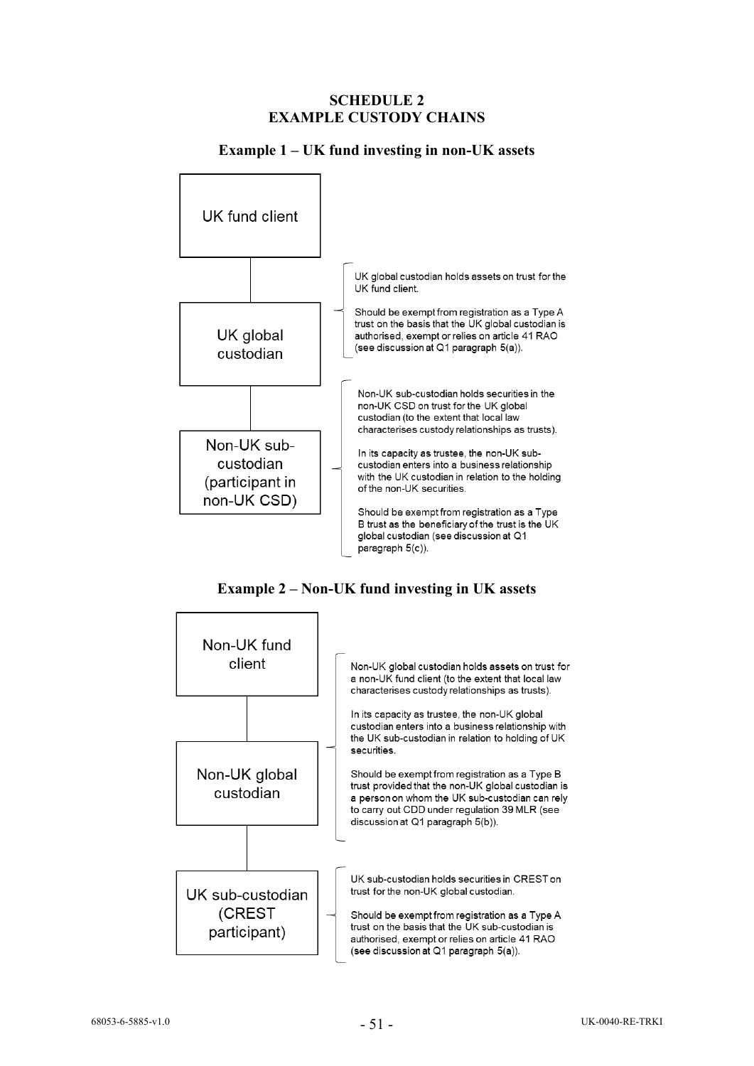# SCHEDULE 2
# EXAMPLE CUSTODY CHAINS

## Example 1 – UK fund investing in non-UK assets

**UK fund client**

↓

**UK global custodian**

UK global custodian holds assets on trust for the UK fund client.

Should be exempt from registration as a Type A trust on the basis that the UK global custodian is authorised, exempt or relies on article 41 RAO (see discussion at Q1 paragraph 5(a)).

↓

**Non-UK sub-custodian (participant in non-UK CSD)**

Non-UK sub-custodian holds securities in the non-UK CSD on trust for the UK global custodian (to the extent that local law characterises custody relationships as trusts).

In its capacity as trustee, the non-UK sub-custodian enters into a business relationship with the UK custodian in relation to the holding of the non-UK securities.

Should be exempt from registration as a Type B trust as the beneficiary of the trust is the UK global custodian (see discussion at Q1 paragraph 5(c)).

## Example 2 – Non-UK fund investing in UK assets

**Non-UK fund client**

↓

**Non-UK global custodian**

Non-UK global custodian holds assets on trust for a non-UK fund client (to the extent that local law characterises custody relationships as trusts).

In its capacity as trustee, the non-UK global custodian enters into a business relationship with the UK sub-custodian in relation to holding of UK securities.

Should be exempt from registration as a Type B trust provided that the non-UK global custodian is a person on whom the UK sub-custodian can rely to carry out CDD under regulation 39 MLR (see discussion at Q1 paragraph 5(b)).

↓

**UK sub-custodian (CREST participant)**

UK sub-custodian holds securities in CREST on trust for the non-UK global custodian.

Should be exempt from registration as a Type A trust on the basis that the UK sub-custodian is authorised, exempt or relies on article 41 RAO (see discussion at Q1 paragraph 5(a)).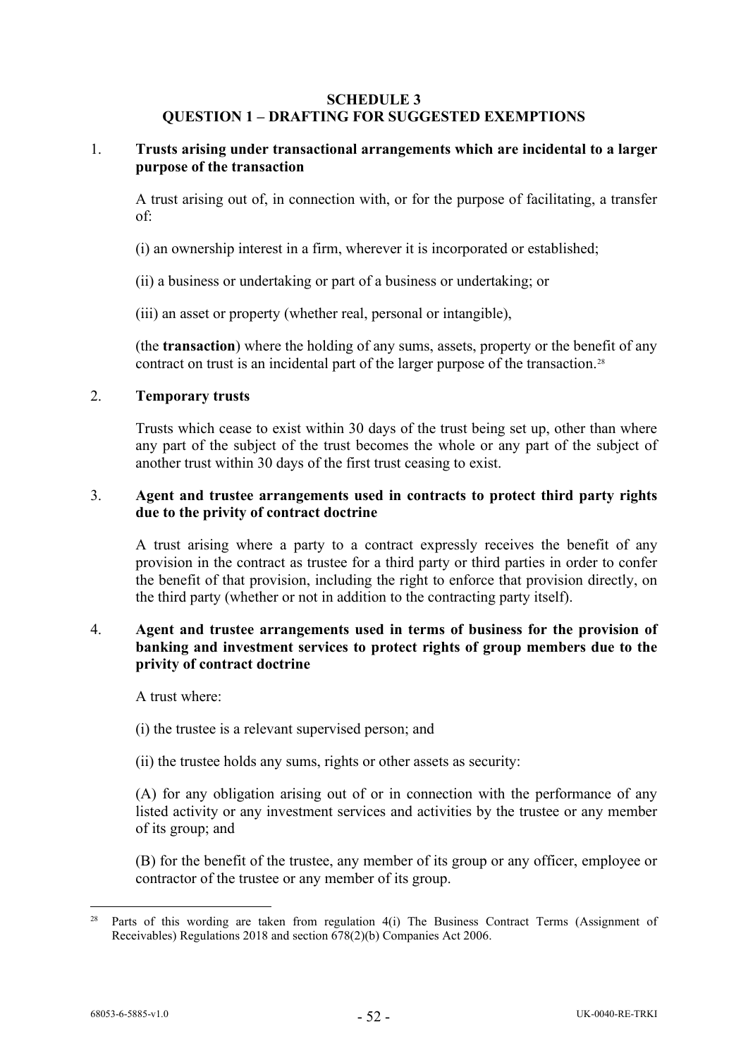**SCHEDULE 3**
**QUESTION 1 – DRAFTING FOR SUGGESTED EXEMPTIONS**

1. **Trusts arising under transactional arrangements which are incidental to a larger purpose of the transaction**

   A trust arising out of, in connection with, or for the purpose of facilitating, a transfer of:

   (i) an ownership interest in a firm, wherever it is incorporated or established;

   (ii) a business or undertaking or part of a business or undertaking; or

   (iii) an asset or property (whether real, personal or intangible),

   (the **transaction**) where the holding of any sums, assets, property or the benefit of any contract on trust is an incidental part of the larger purpose of the transaction.[28]

2. **Temporary trusts**

   Trusts which cease to exist within 30 days of the trust being set up, other than where any part of the subject of the trust becomes the whole or any part of the subject of another trust within 30 days of the first trust ceasing to exist.

3. **Agent and trustee arrangements used in contracts to protect third party rights due to the privity of contract doctrine**

   A trust arising where a party to a contract expressly receives the benefit of any provision in the contract as trustee for a third party or third parties in order to confer the benefit of that provision, including the right to enforce that provision directly, on the third party (whether or not in addition to the contracting party itself).

4. **Agent and trustee arrangements used in terms of business for the provision of banking and investment services to protect rights of group members due to the privity of contract doctrine**

   A trust where:

   (i) the trustee is a relevant supervised person; and

   (ii) the trustee holds any sums, rights or other assets as security:

   (A) for any obligation arising out of or in connection with the performance of any listed activity or any investment services and activities by the trustee or any member of its group; and

   (B) for the benefit of the trustee, any member of its group or any officer, employee or contractor of the trustee or any member of its group.

---

[28] Parts of this wording are taken from regulation 4(i) The Business Contract Terms (Assignment of Receivables) Regulations 2018 and section 678(2)(b) Companies Act 2006.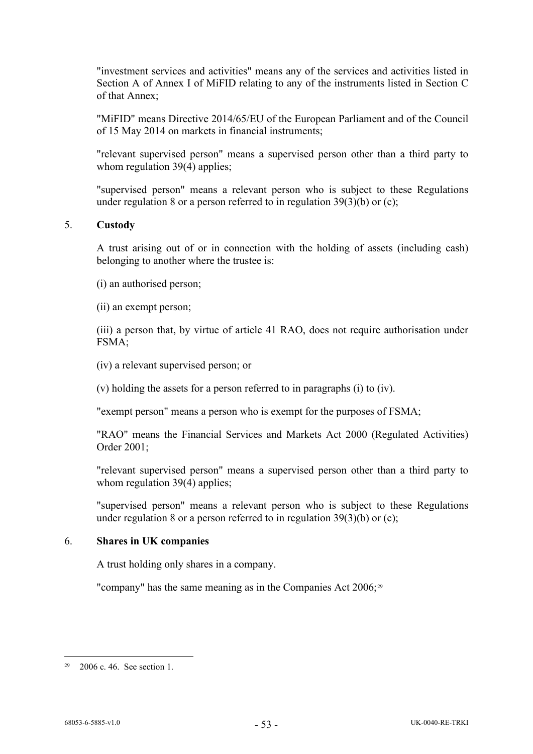"investment services and activities" means any of the services and activities listed in Section A of Annex I of MiFID relating to any of the instruments listed in Section C of that Annex;

"MiFID" means Directive 2014/65/EU of the European Parliament and of the Council of 15 May 2014 on markets in financial instruments;

"relevant supervised person" means a supervised person other than a third party to whom regulation 39(4) applies;

"supervised person" means a relevant person who is subject to these Regulations under regulation 8 or a person referred to in regulation 39(3)(b) or (c);

5. **Custody**

A trust arising out of or in connection with the holding of assets (including cash) belonging to another where the trustee is:

(i) an authorised person;

(ii) an exempt person;

(iii) a person that, by virtue of article 41 RAO, does not require authorisation under FSMA;

(iv) a relevant supervised person; or

(v) holding the assets for a person referred to in paragraphs (i) to (iv).

"exempt person" means a person who is exempt for the purposes of FSMA;

"RAO" means the Financial Services and Markets Act 2000 (Regulated Activities) Order 2001;

"relevant supervised person" means a supervised person other than a third party to whom regulation 39(4) applies;

"supervised person" means a relevant person who is subject to these Regulations under regulation 8 or a person referred to in regulation 39(3)(b) or (c);

6. **Shares in UK companies**

A trust holding only shares in a company.

"company" has the same meaning as in the Companies Act 2006;[29]

---

[29] 2006 c. 46. See section 1.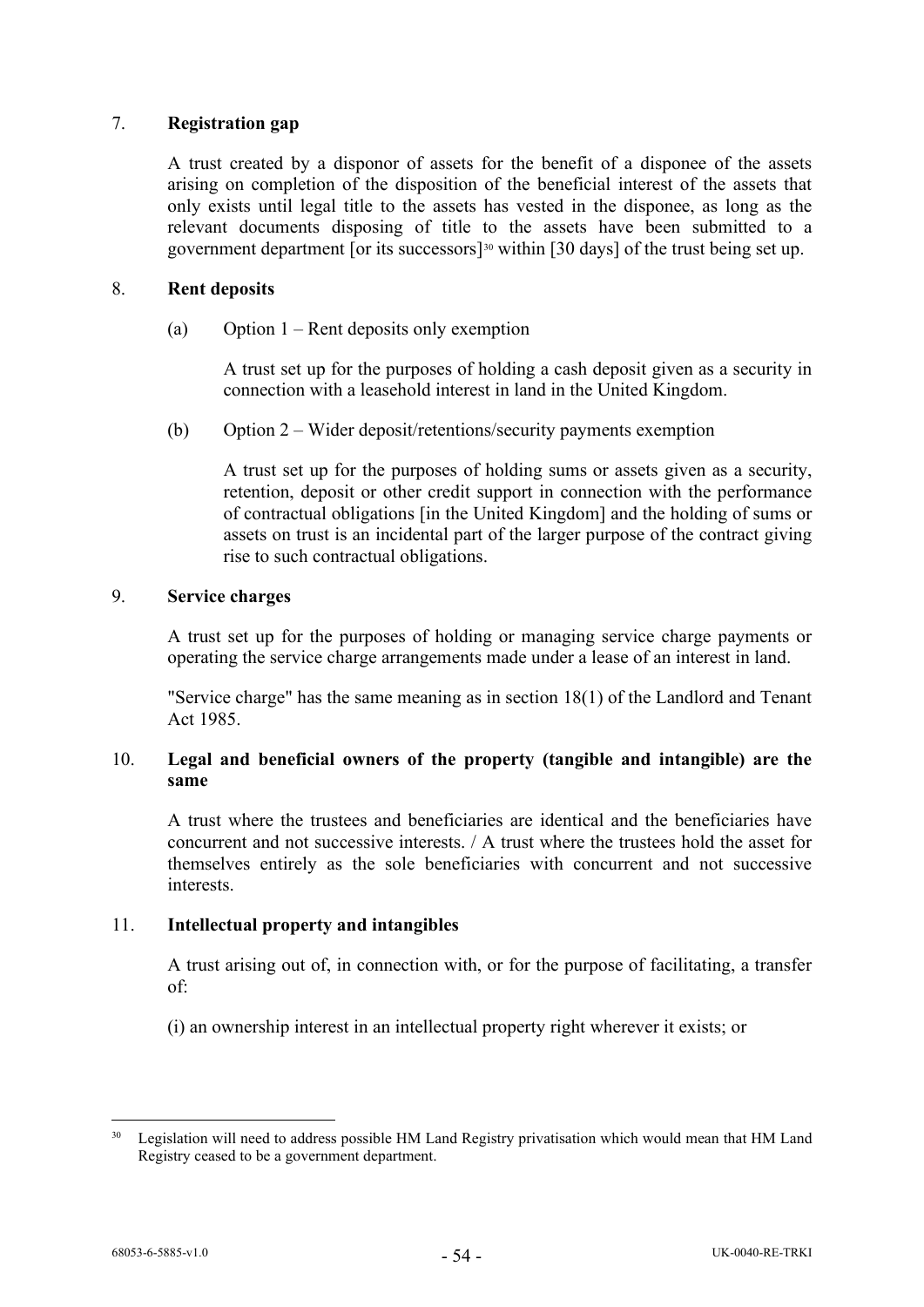7. **Registration gap**

A trust created by a disponor of assets for the benefit of a disponee of the assets arising on completion of the disposition of the beneficial interest of the assets that only exists until legal title to the assets has vested in the disponee, as long as the relevant documents disposing of title to the assets have been submitted to a government department [or its successors][30] within [30 days] of the trust being set up.

8. **Rent deposits**

(a) Option 1 – Rent deposits only exemption

A trust set up for the purposes of holding a cash deposit given as a security in connection with a leasehold interest in land in the United Kingdom.

(b) Option 2 – Wider deposit/retentions/security payments exemption

A trust set up for the purposes of holding sums or assets given as a security, retention, deposit or other credit support in connection with the performance of contractual obligations [in the United Kingdom] and the holding of sums or assets on trust is an incidental part of the larger purpose of the contract giving rise to such contractual obligations.

9. **Service charges**

A trust set up for the purposes of holding or managing service charge payments or operating the service charge arrangements made under a lease of an interest in land.

"Service charge" has the same meaning as in section 18(1) of the Landlord and Tenant Act 1985.

10. **Legal and beneficial owners of the property (tangible and intangible) are the same**

A trust where the trustees and beneficiaries are identical and the beneficiaries have concurrent and not successive interests. / A trust where the trustees hold the asset for themselves entirely as the sole beneficiaries with concurrent and not successive interests.

11. **Intellectual property and intangibles**

A trust arising out of, in connection with, or for the purpose of facilitating, a transfer of:

(i) an ownership interest in an intellectual property right wherever it exists; or

---

[30] Legislation will need to address possible HM Land Registry privatisation which would mean that HM Land Registry ceased to be a government department.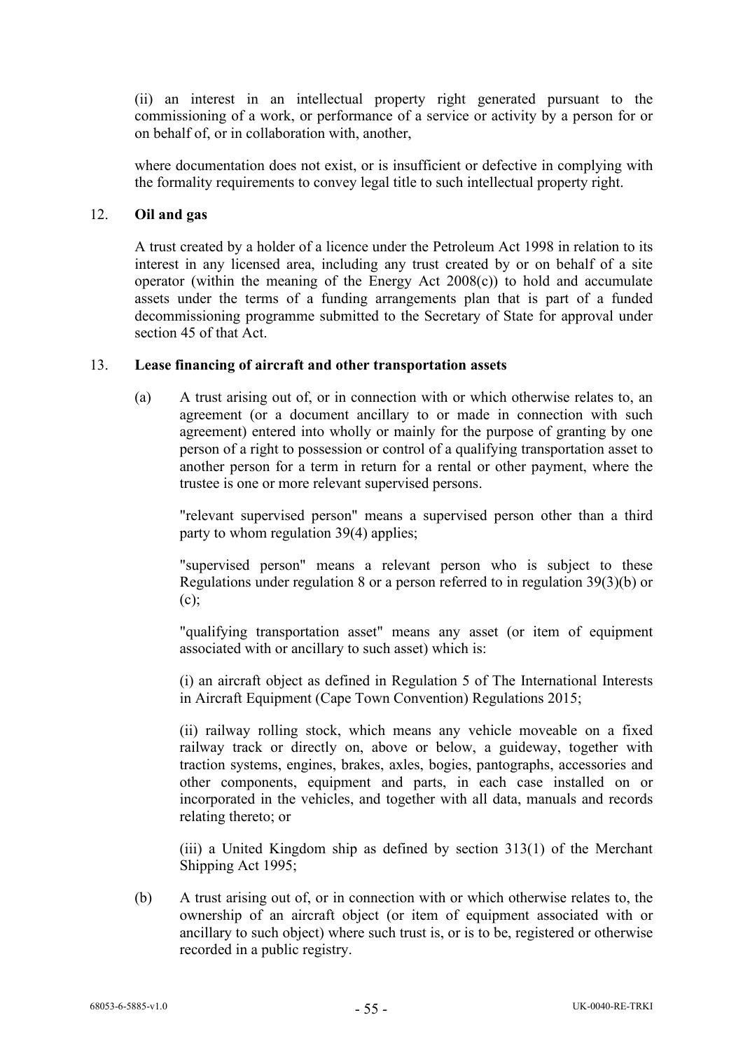(ii) an interest in an intellectual property right generated pursuant to the commissioning of a work, or performance of a service or activity by a person for or on behalf of, or in collaboration with, another,

where documentation does not exist, or is insufficient or defective in complying with the formality requirements to convey legal title to such intellectual property right.

12. **Oil and gas**

A trust created by a holder of a licence under the Petroleum Act 1998 in relation to its interest in any licensed area, including any trust created by or on behalf of a site operator (within the meaning of the Energy Act 2008(c)) to hold and accumulate assets under the terms of a funding arrangements plan that is part of a funded decommissioning programme submitted to the Secretary of State for approval under section 45 of that Act.

13. **Lease financing of aircraft and other transportation assets**

(a) A trust arising out of, or in connection with or which otherwise relates to, an agreement (or a document ancillary to or made in connection with such agreement) entered into wholly or mainly for the purpose of granting by one person of a right to possession or control of a qualifying transportation asset to another person for a term in return for a rental or other payment, where the trustee is one or more relevant supervised persons.

"relevant supervised person" means a supervised person other than a third party to whom regulation 39(4) applies;

"supervised person" means a relevant person who is subject to these Regulations under regulation 8 or a person referred to in regulation 39(3)(b) or (c);

"qualifying transportation asset" means any asset (or item of equipment associated with or ancillary to such asset) which is:

(i) an aircraft object as defined in Regulation 5 of The International Interests in Aircraft Equipment (Cape Town Convention) Regulations 2015;

(ii) railway rolling stock, which means any vehicle moveable on a fixed railway track or directly on, above or below, a guideway, together with traction systems, engines, brakes, axles, bogies, pantographs, accessories and other components, equipment and parts, in each case installed on or incorporated in the vehicles, and together with all data, manuals and records relating thereto; or

(iii) a United Kingdom ship as defined by section 313(1) of the Merchant Shipping Act 1995;

(b) A trust arising out of, or in connection with or which otherwise relates to, the ownership of an aircraft object (or item of equipment associated with or ancillary to such object) where such trust is, or is to be, registered or otherwise recorded in a public registry.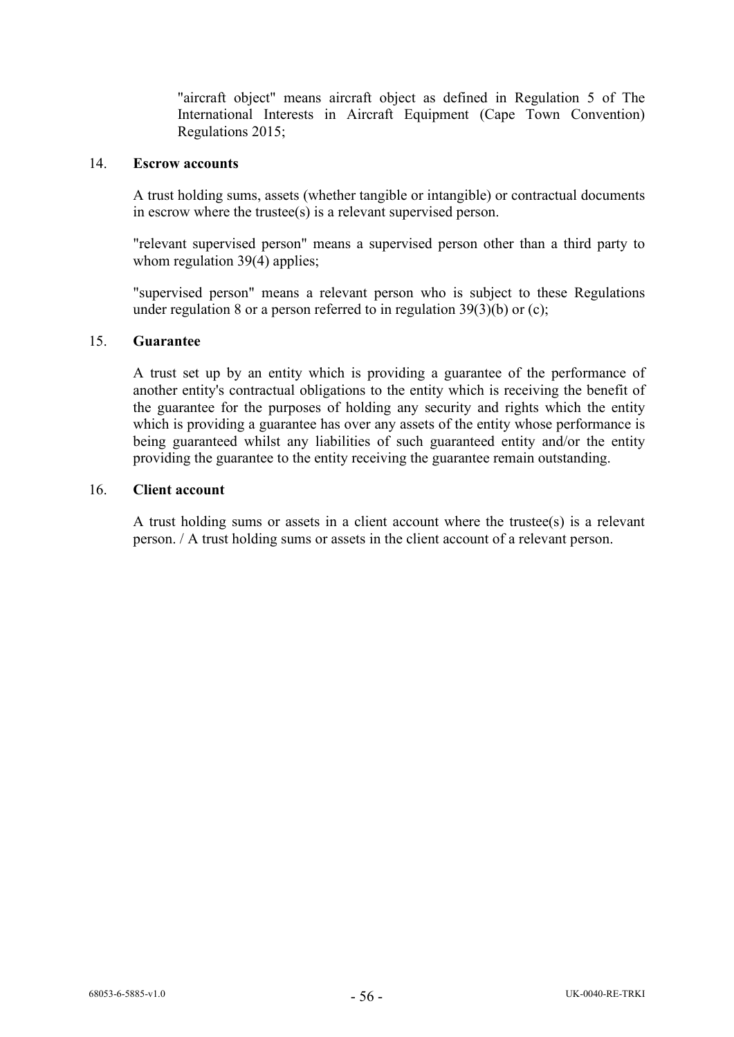"aircraft object" means aircraft object as defined in Regulation 5 of The International Interests in Aircraft Equipment (Cape Town Convention) Regulations 2015;

14. **Escrow accounts**

A trust holding sums, assets (whether tangible or intangible) or contractual documents in escrow where the trustee(s) is a relevant supervised person.

"relevant supervised person" means a supervised person other than a third party to whom regulation 39(4) applies;

"supervised person" means a relevant person who is subject to these Regulations under regulation 8 or a person referred to in regulation 39(3)(b) or (c);

15. **Guarantee**

A trust set up by an entity which is providing a guarantee of the performance of another entity's contractual obligations to the entity which is receiving the benefit of the guarantee for the purposes of holding any security and rights which the entity which is providing a guarantee has over any assets of the entity whose performance is being guaranteed whilst any liabilities of such guaranteed entity and/or the entity providing the guarantee to the entity receiving the guarantee remain outstanding.

16. **Client account**

A trust holding sums or assets in a client account where the trustee(s) is a relevant person. / A trust holding sums or assets in the client account of a relevant person.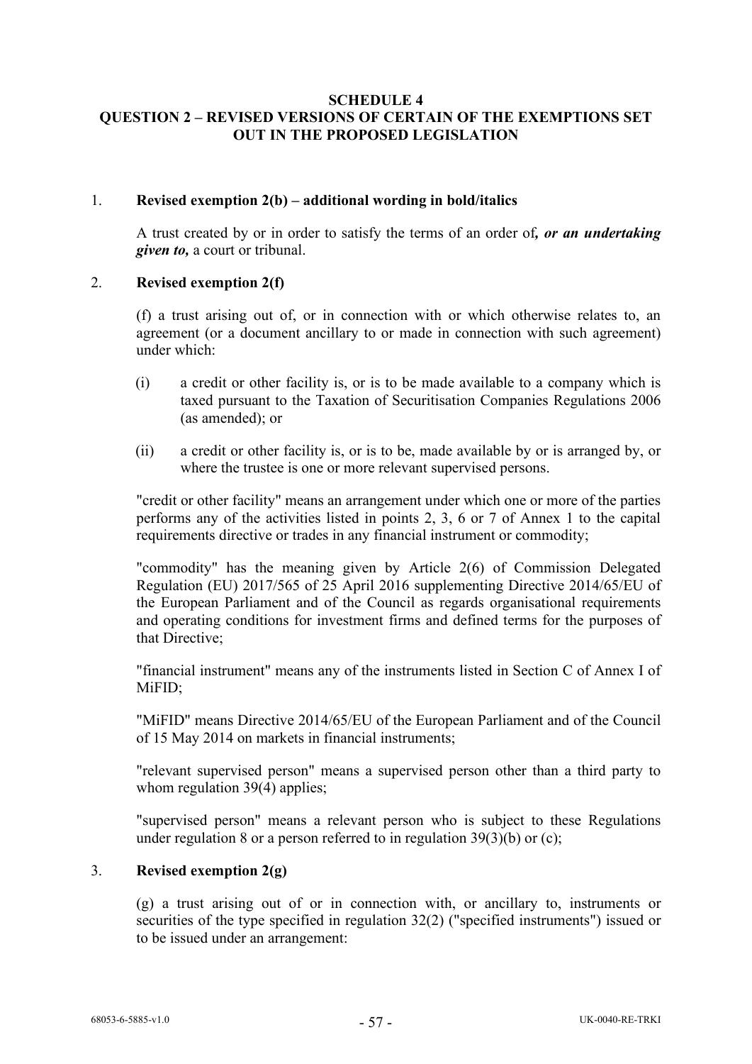**SCHEDULE 4**
**QUESTION 2 – REVISED VERSIONS OF CERTAIN OF THE EXEMPTIONS SET OUT IN THE PROPOSED LEGISLATION**

1. **Revised exemption 2(b) – additional wording in bold/italics**

   A trust created by or in order to satisfy the terms of an order of***, or an undertaking given to,*** a court or tribunal.

2. **Revised exemption 2(f)**

   (f) a trust arising out of, or in connection with or which otherwise relates to, an agreement (or a document ancillary to or made in connection with such agreement) under which:

   (i) a credit or other facility is, or is to be made available to a company which is taxed pursuant to the Taxation of Securitisation Companies Regulations 2006 (as amended); or

   (ii) a credit or other facility is, or is to be, made available by or is arranged by, or where the trustee is one or more relevant supervised persons.

   "credit or other facility" means an arrangement under which one or more of the parties performs any of the activities listed in points 2, 3, 6 or 7 of Annex 1 to the capital requirements directive or trades in any financial instrument or commodity;

   "commodity" has the meaning given by Article 2(6) of Commission Delegated Regulation (EU) 2017/565 of 25 April 2016 supplementing Directive 2014/65/EU of the European Parliament and of the Council as regards organisational requirements and operating conditions for investment firms and defined terms for the purposes of that Directive;

   "financial instrument" means any of the instruments listed in Section C of Annex I of MiFID;

   "MiFID" means Directive 2014/65/EU of the European Parliament and of the Council of 15 May 2014 on markets in financial instruments;

   "relevant supervised person" means a supervised person other than a third party to whom regulation 39(4) applies;

   "supervised person" means a relevant person who is subject to these Regulations under regulation 8 or a person referred to in regulation 39(3)(b) or (c);

3. **Revised exemption 2(g)**

   (g) a trust arising out of or in connection with, or ancillary to, instruments or securities of the type specified in regulation 32(2) ("specified instruments") issued or to be issued under an arrangement: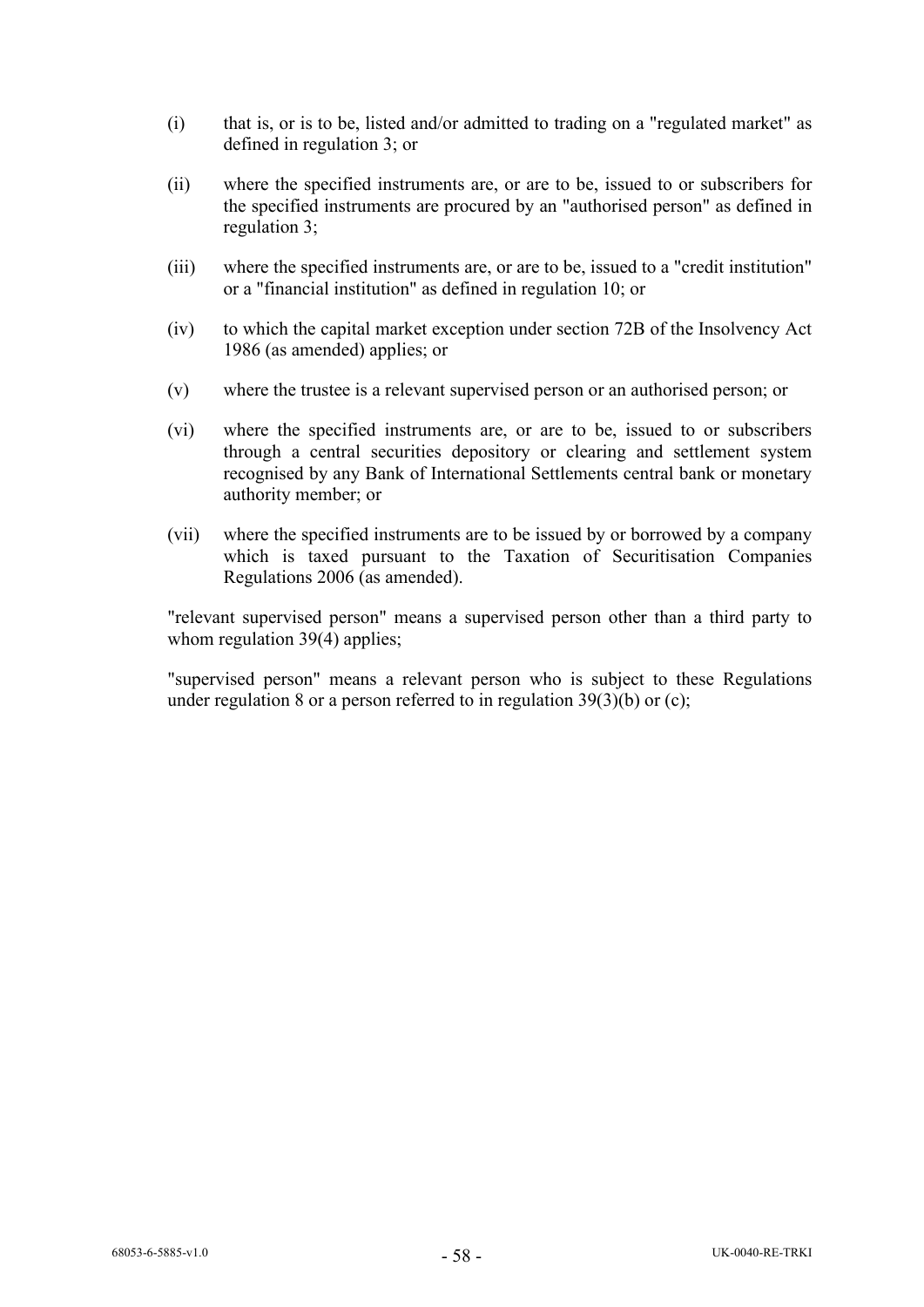(i) that is, or is to be, listed and/or admitted to trading on a "regulated market" as defined in regulation 3; or

(ii) where the specified instruments are, or are to be, issued to or subscribers for the specified instruments are procured by an "authorised person" as defined in regulation 3;

(iii) where the specified instruments are, or are to be, issued to a "credit institution" or a "financial institution" as defined in regulation 10; or

(iv) to which the capital market exception under section 72B of the Insolvency Act 1986 (as amended) applies; or

(v) where the trustee is a relevant supervised person or an authorised person; or

(vi) where the specified instruments are, or are to be, issued to or subscribers through a central securities depository or clearing and settlement system recognised by any Bank of International Settlements central bank or monetary authority member; or

(vii) where the specified instruments are to be issued by or borrowed by a company which is taxed pursuant to the Taxation of Securitisation Companies Regulations 2006 (as amended).

"relevant supervised person" means a supervised person other than a third party to whom regulation 39(4) applies;

"supervised person" means a relevant person who is subject to these Regulations under regulation 8 or a person referred to in regulation 39(3)(b) or (c);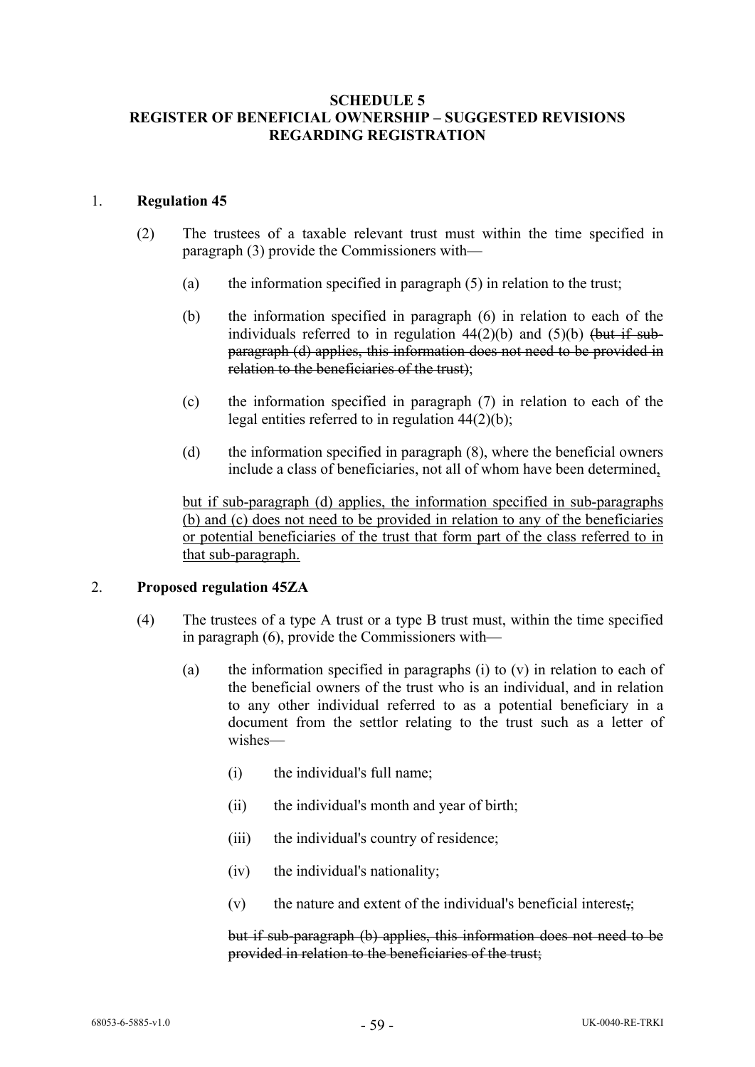**SCHEDULE 5**
**REGISTER OF BENEFICIAL OWNERSHIP – SUGGESTED REVISIONS REGARDING REGISTRATION**

1. **Regulation 45**

(2) The trustees of a taxable relevant trust must within the time specified in paragraph (3) provide the Commissioners with—

(a) the information specified in paragraph (5) in relation to the trust;

(b) the information specified in paragraph (6) in relation to each of the individuals referred to in regulation 44(2)(b) and (5)(b) ~~(but if sub-paragraph (d) applies, this information does not need to be provided in relation to the beneficiaries of the trust)~~;

(c) the information specified in paragraph (7) in relation to each of the legal entities referred to in regulation 44(2)(b);

(d) the information specified in paragraph (8), where the beneficial owners include a class of beneficiaries, not all of whom have been determined<u>,</u>

<u>but if sub-paragraph (d) applies, the information specified in sub-paragraphs (b) and (c) does not need to be provided in relation to any of the beneficiaries or potential beneficiaries of the trust that form part of the class referred to in that sub-paragraph.</u>

2. **Proposed regulation 45ZA**

(4) The trustees of a type A trust or a type B trust must, within the time specified in paragraph (6), provide the Commissioners with—

(a) the information specified in paragraphs (i) to (v) in relation to each of the beneficial owners of the trust who is an individual, and in relation to any other individual referred to as a potential beneficiary in a document from the settlor relating to the trust such as a letter of wishes—

(i) the individual's full name;

(ii) the individual's month and year of birth;

(iii) the individual's country of residence;

(iv) the individual's nationality;

(v) the nature and extent of the individual's beneficial interest~~,~~;

~~but if sub-paragraph (b) applies, this information does not need to be provided in relation to the beneficiaries of the trust;~~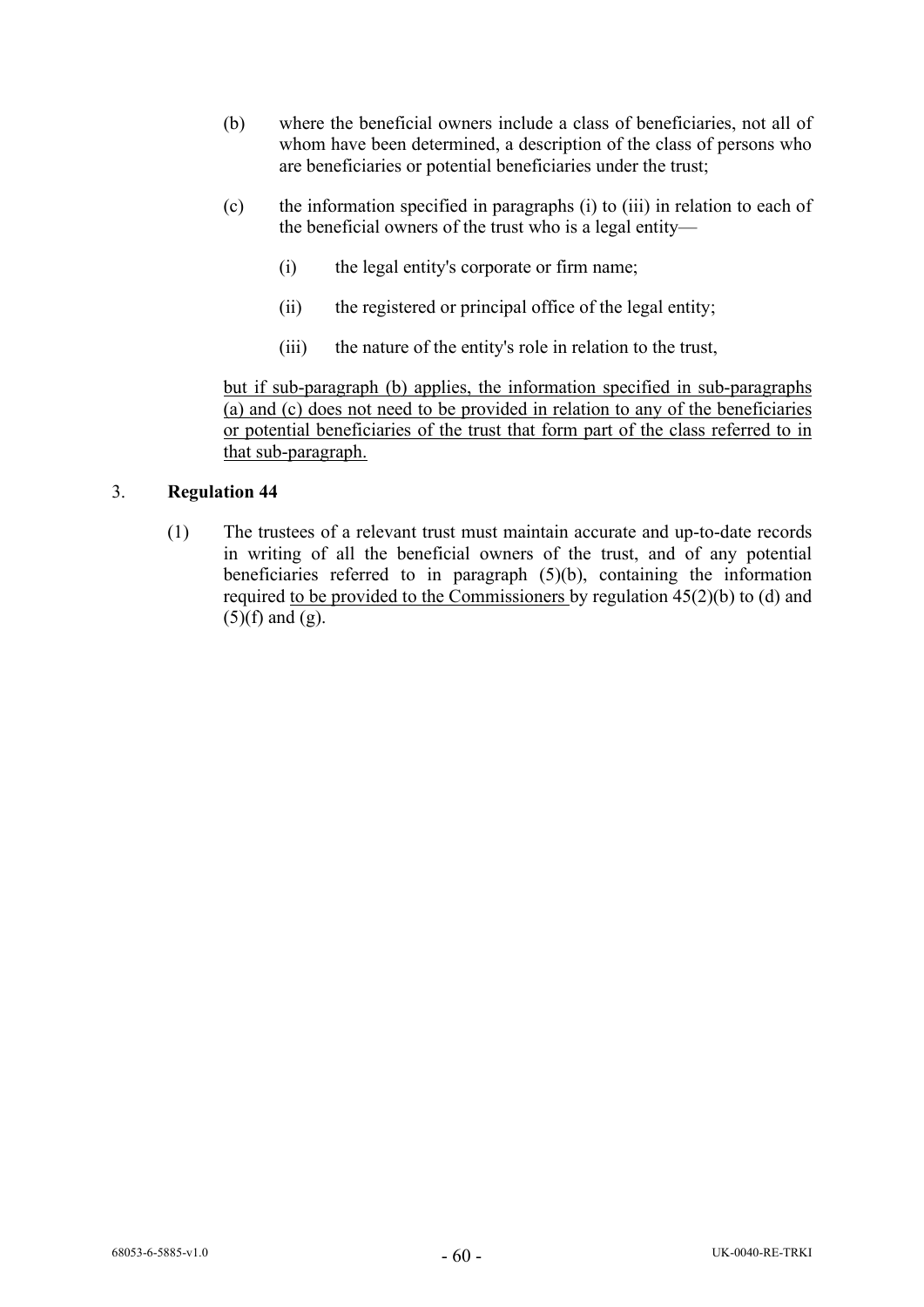(b) where the beneficial owners include a class of beneficiaries, not all of whom have been determined, a description of the class of persons who are beneficiaries or potential beneficiaries under the trust;

(c) the information specified in paragraphs (i) to (iii) in relation to each of the beneficial owners of the trust who is a legal entity—

(i) the legal entity's corporate or firm name;

(ii) the registered or principal office of the legal entity;

(iii) the nature of the entity's role in relation to the trust,

<u>but if sub-paragraph (b) applies, the information specified in sub-paragraphs (a) and (c) does not need to be provided in relation to any of the beneficiaries or potential beneficiaries of the trust that form part of the class referred to in that sub-paragraph.</u>

3. **Regulation 44**

(1) The trustees of a relevant trust must maintain accurate and up-to-date records in writing of all the beneficial owners of the trust, and of any potential beneficiaries referred to in paragraph (5)(b), containing the information required <u>to be provided to the Commissioners</u> by regulation 45(2)(b) to (d) and (5)(f) and (g).